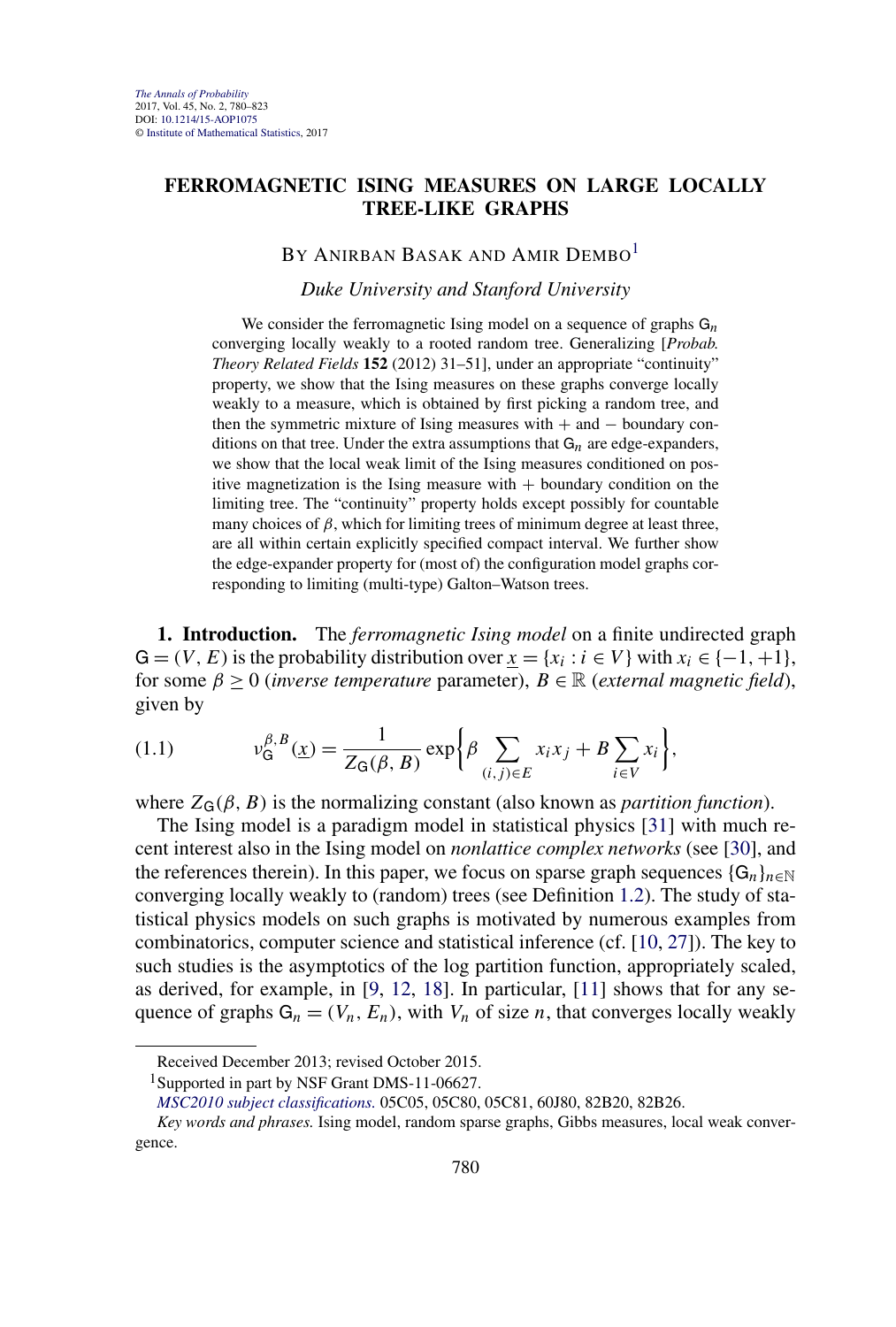# FERROMAGNETIC ISING MEASURES ON LARGE LOCALLY TREE-LIKE GRAPHS

BY ANIRBAN BASAK AND AMIR DEMBO[1]

*Duke University and Stanford University*

We consider the ferromagnetic Ising model on a sequence of graphs $\mathsf{G}_n$ converging locally weakly to a rooted random tree. Generalizing [*Probab. Theory Related Fields* **152** (2012) 31–51], under an appropriate "continuity" property, we show that the Ising measures on these graphs converge locally weakly to a measure, which is obtained by first picking a random tree, and then the symmetric mixture of Ising measures with $+$ and $-$ boundary conditions on that tree. Under the extra assumptions that $\mathsf{G}_n$ are edge-expanders, we show that the local weak limit of the Ising measures conditioned on positive magnetization is the Ising measure with $+$ boundary condition on the limiting tree. The "continuity" property holds except possibly for countable many choices of $\beta$, which for limiting trees of minimum degree at least three, are all within certain explicitly specified compact interval. We further show the edge-expander property for (most of) the configuration model graphs corresponding to limiting (multi-type) Galton–Watson trees.

**1. Introduction.** The *ferromagnetic Ising model* on a finite undirected graph $\mathsf{G} = (V, E)$ is the probability distribution over $\underline{x} = \{x_i : i \in V\}$ with $x_i \in \{-1, +1\}$, for some $\beta \geq 0$ (*inverse temperature* parameter), $B \in \mathbb{R}$ (*external magnetic field*), given by

$$\nu_{\mathsf{G}}^{\beta,B}(\underline{x}) = \frac{1}{Z_{\mathsf{G}}(\beta, B)} \exp\left\{\beta \sum_{(i,j)\in E} x_i x_j + B \sum_{i\in V} x_i\right\}, \tag{1.1}$$

where $Z_{\mathsf{G}}(\beta, B)$ is the normalizing constant (also known as *partition function*).

The Ising model is a paradigm model in statistical physics [31] with much recent interest also in the Ising model on *nonlattice complex networks* (see [30], and the references therein). In this paper, we focus on sparse graph sequences $\{\mathsf{G}_n\}_{n\in\mathbb{N}}$ converging locally weakly to (random) trees (see Definition 1.2). The study of statistical physics models on such graphs is motivated by numerous examples from combinatorics, computer science and statistical inference (cf. [10, 27]). The key to such studies is the asymptotics of the log partition function, appropriately scaled, as derived, for example, in [9, 12, 18]. In particular, [11] shows that for any sequence of graphs $\mathsf{G}_n = (V_n, E_n)$, with $V_n$ of size $n$, that converges locally weakly

---

Received December 2013; revised October 2015.

[1]Supported in part by NSF Grant DMS-11-06627.

*MSC2010 subject classifications.* 05C05, 05C80, 05C81, 60J80, 82B20, 82B26.

*Key words and phrases.* Ising model, random sparse graphs, Gibbs measures, local weak convergence.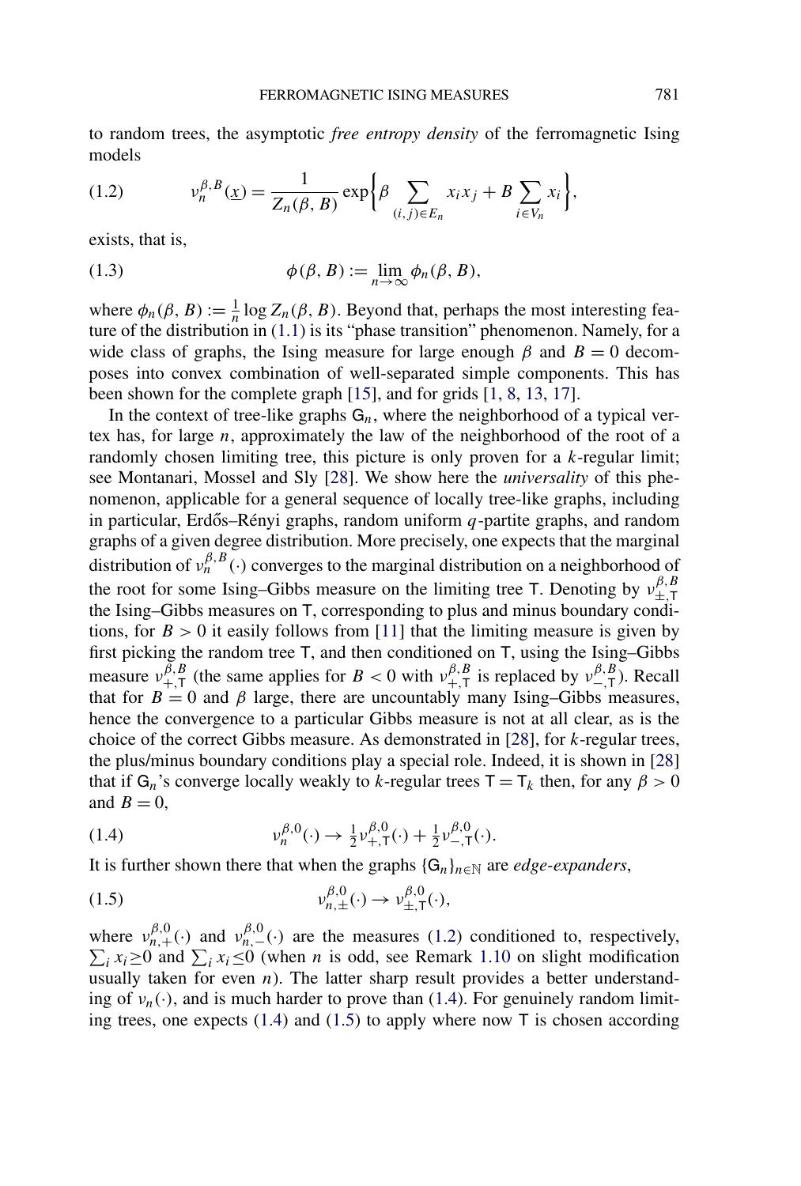to random trees, the asymptotic *free entropy density* of the ferromagnetic Ising models

$$\nu_n^{\beta,B}(\underline{x}) = \frac{1}{Z_n(\beta,B)} \exp\left\{\beta \sum_{(i,j)\in E_n} x_i x_j + B \sum_{i\in V_n} x_i\right\}, \tag{1.2}$$

exists, that is,

$$\phi(\beta,B) := \lim_{n\to\infty} \phi_n(\beta,B), \tag{1.3}$$

where $\phi_n(\beta,B) := \frac{1}{n}\log Z_n(\beta,B)$. Beyond that, perhaps the most interesting feature of the distribution in (1.1) is its "phase transition" phenomenon. Namely, for a wide class of graphs, the Ising measure for large enough $\beta$ and $B = 0$ decomposes into convex combination of well-separated simple components. This has been shown for the complete graph [15], and for grids [1, 8, 13, 17].

In the context of tree-like graphs $\mathsf{G}_n$, where the neighborhood of a typical vertex has, for large $n$, approximately the law of the neighborhood of the root of a randomly chosen limiting tree, this picture is only proven for a $k$-regular limit; see Montanari, Mossel and Sly [28]. We show here the *universality* of this phenomenon, applicable for a general sequence of locally tree-like graphs, including in particular, Erdős–Rényi graphs, random uniform $q$-partite graphs, and random graphs of a given degree distribution. More precisely, one expects that the marginal distribution of $\nu_n^{\beta,B}(\cdot)$ converges to the marginal distribution on a neighborhood of the root for some Ising–Gibbs measure on the limiting tree $\mathsf{T}$. Denoting by $\nu_{\pm,\mathsf{T}}^{\beta,B}$ the Ising–Gibbs measures on $\mathsf{T}$, corresponding to plus and minus boundary conditions, for $B > 0$ it easily follows from [11] that the limiting measure is given by first picking the random tree $\mathsf{T}$, and then conditioned on $\mathsf{T}$, using the Ising–Gibbs measure $\nu_{+,\mathsf{T}}^{\beta,B}$ (the same applies for $B < 0$ with $\nu_{+,\mathsf{T}}^{\beta,B}$ is replaced by $\nu_{-,\mathsf{T}}^{\beta,B}$). Recall that for $B = 0$ and $\beta$ large, there are uncountably many Ising–Gibbs measures, hence the convergence to a particular Gibbs measure is not at all clear, as is the choice of the correct Gibbs measure. As demonstrated in [28], for $k$-regular trees, the plus/minus boundary conditions play a special role. Indeed, it is shown in [28] that if $\mathsf{G}_n$'s converge locally weakly to $k$-regular trees $\mathsf{T} = \mathsf{T}_k$ then, for any $\beta > 0$ and $B = 0$,

$$\nu_n^{\beta,0}(\cdot) \to \tfrac{1}{2}\nu_{+,\mathsf{T}}^{\beta,0}(\cdot) + \tfrac{1}{2}\nu_{-,\mathsf{T}}^{\beta,0}(\cdot). \tag{1.4}$$

It is further shown there that when the graphs $\{\mathsf{G}_n\}_{n\in\mathbb{N}}$ are *edge-expanders*,

$$\nu_{n,\pm}^{\beta,0}(\cdot) \to \nu_{\pm,\mathsf{T}}^{\beta,0}(\cdot), \tag{1.5}$$

where $\nu_{n,+}^{\beta,0}(\cdot)$ and $\nu_{n,-}^{\beta,0}(\cdot)$ are the measures (1.2) conditioned to, respectively, $\sum_i x_i \geq 0$ and $\sum_i x_i \leq 0$ (when $n$ is odd, see Remark 1.10 on slight modification usually taken for even $n$). The latter sharp result provides a better understanding of $\nu_n(\cdot)$, and is much harder to prove than (1.4). For genuinely random limiting trees, one expects (1.4) and (1.5) to apply where now $\mathsf{T}$ is chosen according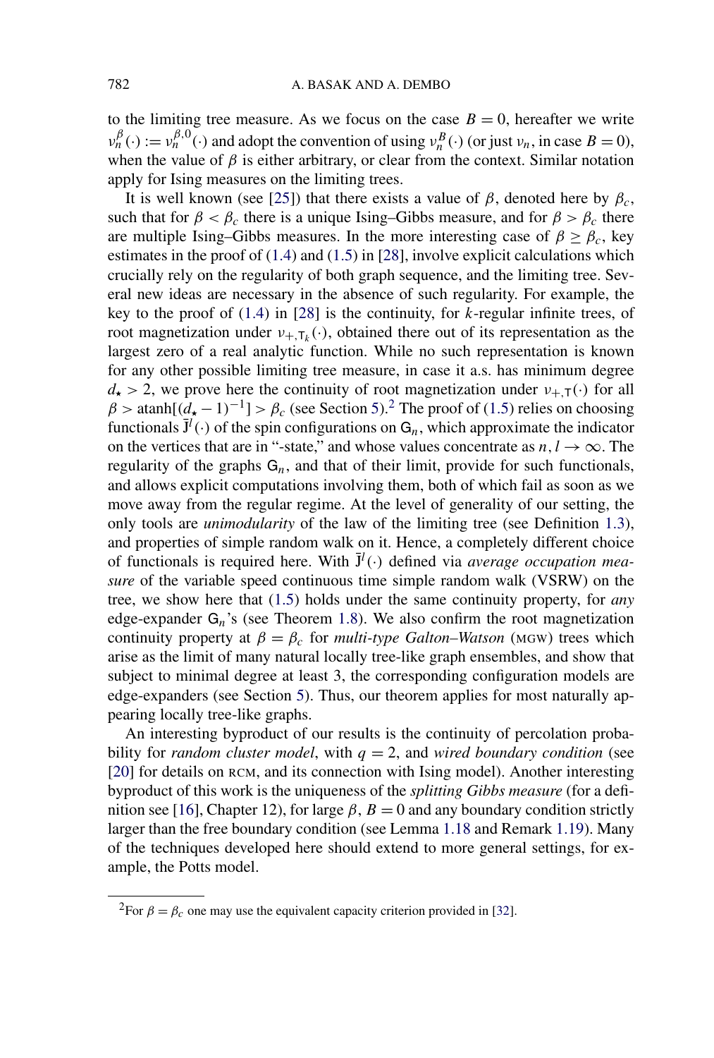to the limiting tree measure. As we focus on the case $B = 0$, hereafter we write $\nu_n^{\beta}(\cdot) := \nu_n^{\beta,0}(\cdot)$ and adopt the convention of using $\nu_n^B(\cdot)$ (or just $\nu_n$, in case $B = 0$), when the value of $\beta$ is either arbitrary, or clear from the context. Similar notation apply for Ising measures on the limiting trees.

It is well known (see [25]) that there exists a value of $\beta$, denoted here by $\beta_c$, such that for $\beta < \beta_c$ there is a unique Ising–Gibbs measure, and for $\beta > \beta_c$ there are multiple Ising–Gibbs measures. In the more interesting case of $\beta \geq \beta_c$, key estimates in the proof of (1.4) and (1.5) in [28], involve explicit calculations which crucially rely on the regularity of both graph sequence, and the limiting tree. Several new ideas are necessary in the absence of such regularity. For example, the key to the proof of (1.4) in [28] is the continuity, for $k$-regular infinite trees, of root magnetization under $\nu_{+,\mathsf{T}_k}(\cdot)$, obtained there out of its representation as the largest zero of a real analytic function. While no such representation is known for any other possible limiting tree measure, in case it a.s. has minimum degree $d_\star > 2$, we prove here the continuity of root magnetization under $\nu_{+,\mathsf{T}}(\cdot)$ for all $\beta > \operatorname{atanh}[(d_\star - 1)^{-1}] > \beta_c$ (see Section 5).[2] The proof of (1.5) relies on choosing functionals $\bar{\mathsf{J}}^l(\cdot)$ of the spin configurations on $\mathsf{G}_n$, which approximate the indicator on the vertices that are in "-state," and whose values concentrate as $n, l \to \infty$. The regularity of the graphs $\mathsf{G}_n$, and that of their limit, provide for such functionals, and allows explicit computations involving them, both of which fail as soon as we move away from the regular regime. At the level of generality of our setting, the only tools are *unimodularity* of the law of the limiting tree (see Definition 1.3), and properties of simple random walk on it. Hence, a completely different choice of functionals is required here. With $\bar{\mathsf{J}}^l(\cdot)$ defined via *average occupation measure* of the variable speed continuous time simple random walk (VSRW) on the tree, we show here that (1.5) holds under the same continuity property, for *any* edge-expander $\mathsf{G}_n$'s (see Theorem 1.8). We also confirm the root magnetization continuity property at $\beta = \beta_c$ for *multi-type Galton–Watson* (MGW) trees which arise as the limit of many natural locally tree-like graph ensembles, and show that subject to minimal degree at least 3, the corresponding configuration models are edge-expanders (see Section 5). Thus, our theorem applies for most naturally appearing locally tree-like graphs.

An interesting byproduct of our results is the continuity of percolation probability for *random cluster model*, with $q = 2$, and *wired boundary condition* (see [20] for details on RCM, and its connection with Ising model). Another interesting byproduct of this work is the uniqueness of the *splitting Gibbs measure* (for a definition see [16], Chapter 12), for large $\beta$, $B = 0$ and any boundary condition strictly larger than the free boundary condition (see Lemma 1.18 and Remark 1.19). Many of the techniques developed here should extend to more general settings, for example, the Potts model.

[2] For $\beta = \beta_c$ one may use the equivalent capacity criterion provided in [32].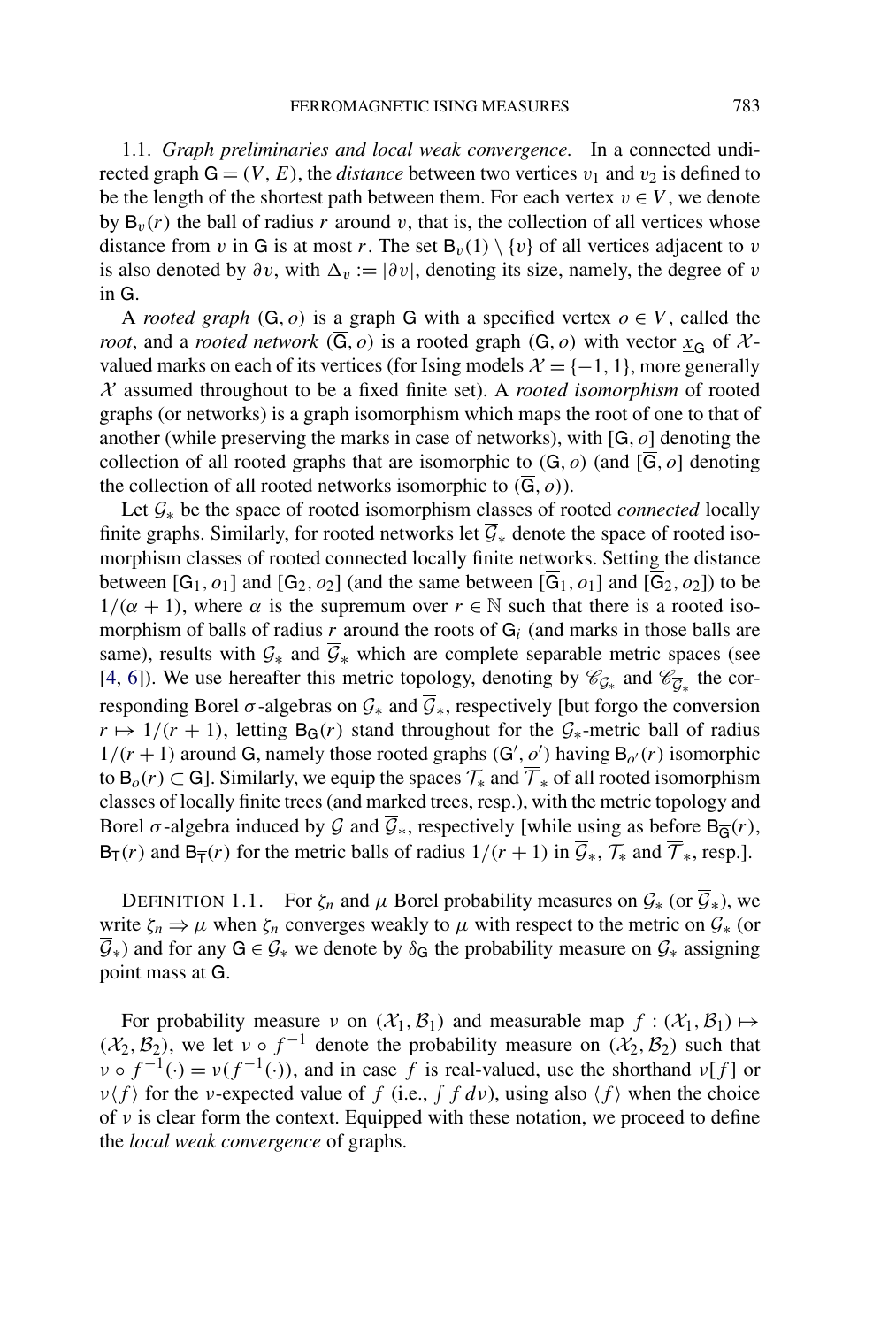1.1. *Graph preliminaries and local weak convergence.* In a connected undirected graph $\mathsf{G} = (V, E)$, the *distance* between two vertices $v_1$ and $v_2$ is defined to be the length of the shortest path between them. For each vertex $v \in V$, we denote by $\mathsf{B}_v(r)$ the ball of radius $r$ around $v$, that is, the collection of all vertices whose distance from $v$ in $\mathsf{G}$ is at most $r$. The set $\mathsf{B}_v(1) \setminus \{v\}$ of all vertices adjacent to $v$ is also denoted by $\partial v$, with $\Delta_v := |\partial v|$, denoting its size, namely, the degree of $v$ in $\mathsf{G}$.

A *rooted graph* $(\mathsf{G}, o)$ is a graph $\mathsf{G}$ with a specified vertex $o \in V$, called the *root*, and a *rooted network* $(\overline{\mathsf{G}}, o)$ is a rooted graph $(\mathsf{G}, o)$ with vector $\underline{x}_{\mathsf{G}}$ of $\mathcal{X}$-valued marks on each of its vertices (for Ising models $\mathcal{X} = \{-1, 1\}$, more generally $\mathcal{X}$ assumed throughout to be a fixed finite set). A *rooted isomorphism* of rooted graphs (or networks) is a graph isomorphism which maps the root of one to that of another (while preserving the marks in case of networks), with $[\mathsf{G}, o]$ denoting the collection of all rooted graphs that are isomorphic to $(\mathsf{G}, o)$ (and $[\overline{\mathsf{G}}, o]$ denoting the collection of all rooted networks isomorphic to $(\overline{\mathsf{G}}, o)$).

Let $\mathcal{G}_*$ be the space of rooted isomorphism classes of rooted *connected* locally finite graphs. Similarly, for rooted networks let $\overline{\mathcal{G}}_*$ denote the space of rooted isomorphism classes of rooted connected locally finite networks. Setting the distance between $[\mathsf{G}_1, o_1]$ and $[\mathsf{G}_2, o_2]$ (and the same between $[\overline{\mathsf{G}}_1, o_1]$ and $[\overline{\mathsf{G}}_2, o_2]$) to be $1/(\alpha + 1)$, where $\alpha$ is the supremum over $r \in \mathbb{N}$ such that there is a rooted isomorphism of balls of radius $r$ around the roots of $\mathsf{G}_i$ (and marks in those balls are same), results with $\mathcal{G}_*$ and $\overline{\mathcal{G}}_*$ which are complete separable metric spaces (see [4, 6]). We use hereafter this metric topology, denoting by $\mathscr{C}_{\mathcal{G}_*}$ and $\mathscr{C}_{\overline{\mathcal{G}}_*}$ the corresponding Borel $\sigma$-algebras on $\mathcal{G}_*$ and $\overline{\mathcal{G}}_*$, respectively [but forgo the conversion $r \mapsto 1/(r+1)$, letting $\mathsf{B}_{\mathsf{G}}(r)$ stand throughout for the $\mathcal{G}_*$-metric ball of radius $1/(r+1)$ around $\mathsf{G}$, namely those rooted graphs $(\mathsf{G}', o')$ having $\mathsf{B}_{o'}(r)$ isomorphic to $\mathsf{B}_o(r) \subset \mathsf{G}$]. Similarly, we equip the spaces $\mathcal{T}_*$ and $\overline{\mathcal{T}}_*$ of all rooted isomorphism classes of locally finite trees (and marked trees, resp.), with the metric topology and Borel $\sigma$-algebra induced by $\mathcal{G}$ and $\overline{\mathcal{G}}_*$, respectively [while using as before $\mathsf{B}_{\overline{\mathsf{G}}}(r)$, $\mathsf{B}_{\mathsf{T}}(r)$ and $\mathsf{B}_{\overline{\mathsf{T}}}(r)$ for the metric balls of radius $1/(r+1)$ in $\overline{\mathcal{G}}_*$, $\mathcal{T}_*$ and $\overline{\mathcal{T}}_*$, resp.].

DEFINITION 1.1. For $\zeta_n$ and $\mu$ Borel probability measures on $\mathcal{G}_*$ (or $\overline{\mathcal{G}}_*$), we write $\zeta_n \Rightarrow \mu$ when $\zeta_n$ converges weakly to $\mu$ with respect to the metric on $\mathcal{G}_*$ (or $\overline{\mathcal{G}}_*$) and for any $\mathsf{G} \in \mathcal{G}_*$ we denote by $\delta_{\mathsf{G}}$ the probability measure on $\mathcal{G}_*$ assigning point mass at $\mathsf{G}$.

For probability measure $\nu$ on $(\mathcal{X}_1, \mathcal{B}_1)$ and measurable map $f : (\mathcal{X}_1, \mathcal{B}_1) \mapsto (\mathcal{X}_2, \mathcal{B}_2)$, we let $\nu \circ f^{-1}$ denote the probability measure on $(\mathcal{X}_2, \mathcal{B}_2)$ such that $\nu \circ f^{-1}(\cdot) = \nu(f^{-1}(\cdot))$, and in case $f$ is real-valued, use the shorthand $\nu[f]$ or $\nu\langle f \rangle$ for the $\nu$-expected value of $f$ (i.e., $\int f \, d\nu$), using also $\langle f \rangle$ when the choice of $\nu$ is clear form the context. Equipped with these notation, we proceed to define the *local weak convergence* of graphs.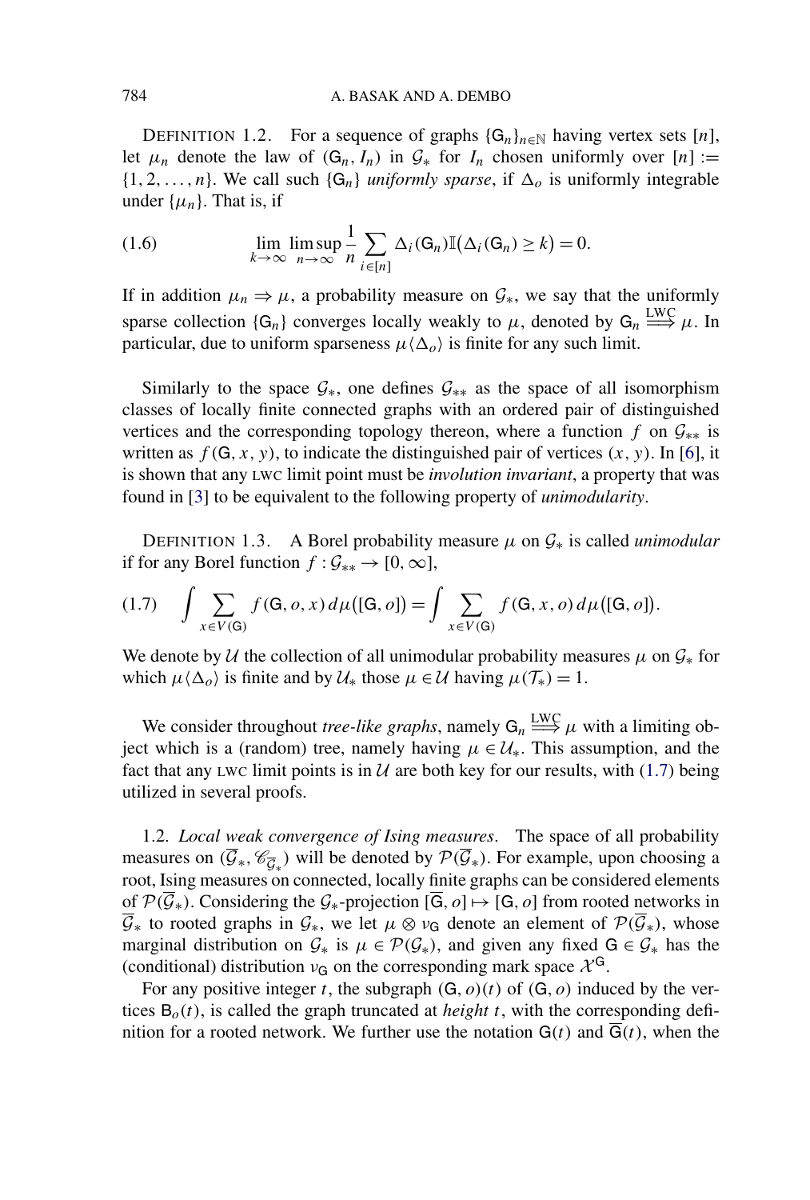DEFINITION 1.2. For a sequence of graphs $\{\mathsf{G}_n\}_{n\in\mathbb{N}}$ having vertex sets $[n]$, let $\mu_n$ denote the law of $(\mathsf{G}_n, I_n)$ in $\mathcal{G}_*$ for $I_n$ chosen uniformly over $[n] := \{1, 2, \dots, n\}$. We call such $\{\mathsf{G}_n\}$ *uniformly sparse*, if $\Delta_o$ is uniformly integrable under $\{\mu_n\}$. That is, if

$$\lim_{k\to\infty} \limsup_{n\to\infty} \frac{1}{n} \sum_{i\in[n]} \Delta_i(\mathsf{G}_n)\mathbb{I}\big(\Delta_i(\mathsf{G}_n) \ge k\big) = 0. \tag{1.6}$$

If in addition $\mu_n \Rightarrow \mu$, a probability measure on $\mathcal{G}_*$, we say that the uniformly sparse collection $\{\mathsf{G}_n\}$ converges locally weakly to $\mu$, denoted by $\mathsf{G}_n \overset{\text{LWC}}{\Longrightarrow} \mu$. In particular, due to uniform sparseness $\mu\langle\Delta_o\rangle$ is finite for any such limit.

Similarly to the space $\mathcal{G}_*$, one defines $\mathcal{G}_{**}$ as the space of all isomorphism classes of locally finite connected graphs with an ordered pair of distinguished vertices and the corresponding topology thereon, where a function $f$ on $\mathcal{G}_{**}$ is written as $f(\mathsf{G}, x, y)$, to indicate the distinguished pair of vertices $(x, y)$. In [6], it is shown that any LWC limit point must be *involution invariant*, a property that was found in [3] to be equivalent to the following property of *unimodularity*.

DEFINITION 1.3. A Borel probability measure $\mu$ on $\mathcal{G}_*$ is called *unimodular* if for any Borel function $f : \mathcal{G}_{**} \to [0, \infty]$,

$$\int \sum_{x\in V(\mathsf{G})} f(\mathsf{G}, o, x)\, d\mu\big([\mathsf{G}, o]\big) = \int \sum_{x\in V(\mathsf{G})} f(\mathsf{G}, x, o)\, d\mu\big([\mathsf{G}, o]\big). \tag{1.7}$$

We denote by $\mathcal{U}$ the collection of all unimodular probability measures $\mu$ on $\mathcal{G}_*$ for which $\mu\langle\Delta_o\rangle$ is finite and by $\mathcal{U}_*$ those $\mu \in \mathcal{U}$ having $\mu(\mathcal{T}_*) = 1$.

We consider throughout *tree-like graphs*, namely $\mathsf{G}_n \overset{\text{LWC}}{\Longrightarrow} \mu$ with a limiting object which is a (random) tree, namely having $\mu \in \mathcal{U}_*$. This assumption, and the fact that any LWC limit points is in $\mathcal{U}$ are both key for our results, with (1.7) being utilized in several proofs.

1.2. *Local weak convergence of Ising measures*. The space of all probability measures on $(\overline{\mathcal{G}}_*, \mathscr{C}_{\overline{\mathcal{G}}_*})$ will be denoted by $\mathcal{P}(\overline{\mathcal{G}}_*)$. For example, upon choosing a root, Ising measures on connected, locally finite graphs can be considered elements of $\mathcal{P}(\overline{\mathcal{G}}_*)$. Considering the $\mathcal{G}_*$-projection $[\overline{\mathsf{G}}, o] \mapsto [\mathsf{G}, o]$ from rooted networks in $\overline{\mathcal{G}}_*$ to rooted graphs in $\mathcal{G}_*$, we let $\mu \otimes \nu_{\mathsf{G}}$ denote an element of $\mathcal{P}(\overline{\mathcal{G}}_*)$, whose marginal distribution on $\mathcal{G}_*$ is $\mu \in \mathcal{P}(\mathcal{G}_*)$, and given any fixed $\mathsf{G} \in \mathcal{G}_*$ has the (conditional) distribution $\nu_{\mathsf{G}}$ on the corresponding mark space $\mathcal{X}^{\mathsf{G}}$.

For any positive integer $t$, the subgraph $(\mathsf{G}, o)(t)$ of $(\mathsf{G}, o)$ induced by the vertices $\mathsf{B}_o(t)$, is called the graph truncated at *height* $t$, with the corresponding definition for a rooted network. We further use the notation $\mathsf{G}(t)$ and $\overline{\mathsf{G}}(t)$, when the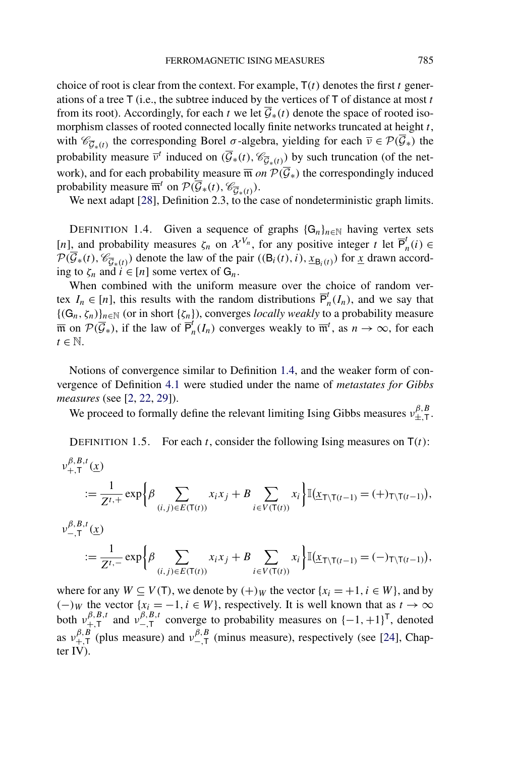choice of root is clear from the context. For example, $\mathsf{T}(t)$ denotes the first $t$ generations of a tree $\mathsf{T}$ (i.e., the subtree induced by the vertices of $\mathsf{T}$ of distance at most $t$ from its root). Accordingly, for each $t$ we let $\overline{\mathcal{G}}_*(t)$ denote the space of rooted isomorphism classes of rooted connected locally finite networks truncated at height $t$, with $\mathscr{C}_{\overline{\mathcal{G}}_*(t)}$ the corresponding Borel $\sigma$-algebra, yielding for each $\overline{\nu} \in \mathcal{P}(\overline{\mathcal{G}}_*)$ the probability measure $\overline{\nu}^t$ induced on $(\overline{\mathcal{G}}_*(t), \mathscr{C}_{\overline{\mathcal{G}}_*(t)})$ by such truncation (of the network), and for each probability measure $\overline{\mathfrak{m}}$ *on* $\mathcal{P}(\overline{\mathcal{G}}_*)$ the correspondingly induced probability measure $\overline{\mathfrak{m}}^t$ on $\mathcal{P}(\overline{\mathcal{G}}_*(t), \mathscr{C}_{\overline{\mathcal{G}}_*(t)})$.

We next adapt [28], Definition 2.3, to the case of nondeterministic graph limits.

DEFINITION 1.4. Given a sequence of graphs $\{\mathsf{G}_n\}_{n\in\mathbb{N}}$ having vertex sets $[n]$, and probability measures $\zeta_n$ on $\mathcal{X}^{V_n}$, for any positive integer $t$ let $\overline{\mathsf{P}}_n^t(i) \in \mathcal{P}(\overline{\mathcal{G}}_*(t), \mathscr{C}_{\overline{\mathcal{G}}_*(t)})$ denote the law of the pair $((\mathsf{B}_i(t), i), \underline{x}_{\mathsf{B}_i(t)})$ for $\underline{x}$ drawn according to $\zeta_n$ and $i \in [n]$ some vertex of $\mathsf{G}_n$.

When combined with the uniform measure over the choice of random vertex $I_n \in [n]$, this results with the random distributions $\overline{\mathsf{P}}_n^t(I_n)$, and we say that $\{(\mathsf{G}_n, \zeta_n)\}_{n\in\mathbb{N}}$ (or in short $\{\zeta_n\}$), converges *locally weakly* to a probability measure $\overline{\mathfrak{m}}$ on $\mathcal{P}(\overline{\mathcal{G}}_*)$, if the law of $\overline{\mathsf{P}}_n^t(I_n)$ converges weakly to $\overline{\mathfrak{m}}^t$, as $n \to \infty$, for each $t \in \mathbb{N}$.

Notions of convergence similar to Definition 1.4, and the weaker form of convergence of Definition 4.1 were studied under the name of *metastates for Gibbs measures* (see [2, 22, 29]).

We proceed to formally define the relevant limiting Ising Gibbs measures $\nu_{\pm,\mathsf{T}}^{\beta,B}$.

DEFINITION 1.5. For each $t$, consider the following Ising measures on $\mathsf{T}(t)$:

$$
\nu_{+,\mathsf{T}}^{\beta,B,t}(\underline{x}) := \frac{1}{Z^{t,+}} \exp\left\{\beta \sum_{(i,j)\in E(\mathsf{T}(t))} x_i x_j + B \sum_{i\in V(\mathsf{T}(t))} x_i\right\} \mathbb{I}\left(\underline{x}_{\mathsf{T}\setminus\mathsf{T}(t-1)} = (+)_{\mathsf{T}\setminus\mathsf{T}(t-1)}\right),
$$

$$
\nu_{-,\mathsf{T}}^{\beta,B,t}(\underline{x}) := \frac{1}{Z^{t,-}} \exp\left\{\beta \sum_{(i,j)\in E(\mathsf{T}(t))} x_i x_j + B \sum_{i\in V(\mathsf{T}(t))} x_i\right\} \mathbb{I}\left(\underline{x}_{\mathsf{T}\setminus\mathsf{T}(t-1)} = (-)_{\mathsf{T}\setminus\mathsf{T}(t-1)}\right),
$$

where for any $W \subseteq V(\mathsf{T})$, we denote by $(+)_W$ the vector $\{x_i = +1, i \in W\}$, and by $(-)_W$ the vector $\{x_i = -1, i \in W\}$, respectively. It is well known that as $t \to \infty$ both $\nu_{+,\mathsf{T}}^{\beta,B,t}$ and $\nu_{-,\mathsf{T}}^{\beta,B,t}$ converge to probability measures on $\{-1,+1\}^{\mathsf{T}}$, denoted as $\nu_{+,\mathsf{T}}^{\beta,B}$ (plus measure) and $\nu_{-,\mathsf{T}}^{\beta,B}$ (minus measure), respectively (see [24], Chapter IV).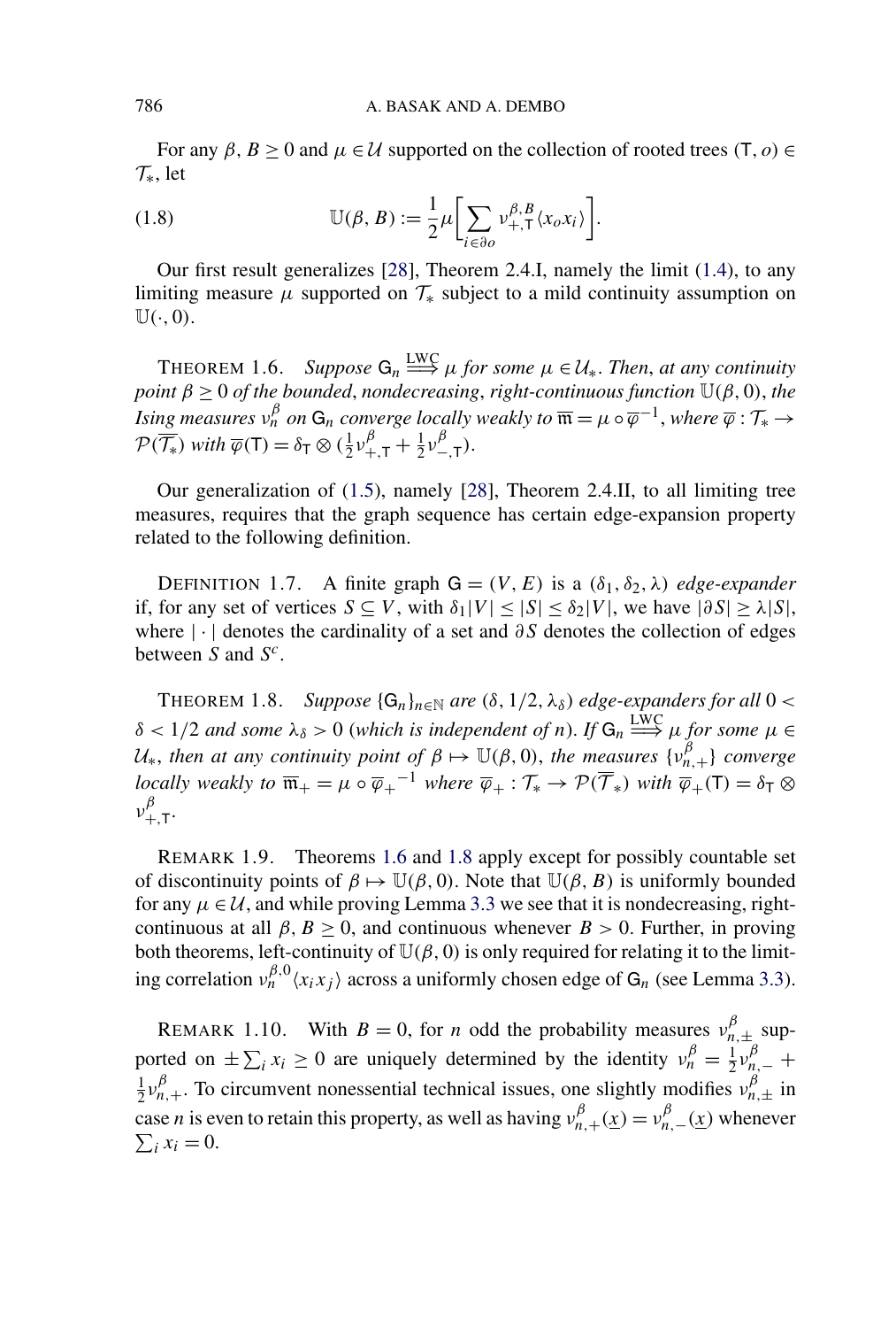For any $\beta, B \geq 0$ and $\mu \in \mathcal{U}$ supported on the collection of rooted trees $(\mathsf{T}, o) \in \mathcal{T}_*$, let

$$\mathbb{U}(\beta, B) := \frac{1}{2}\mu\left[\sum_{i \in \partial o} \nu_{+,\mathsf{T}}^{\beta,B}\langle x_o x_i\rangle\right]. \tag{1.8}$$

Our first result generalizes [28], Theorem 2.4.I, namely the limit (1.4), to any limiting measure $\mu$ supported on $\mathcal{T}_*$ subject to a mild continuity assumption on $\mathbb{U}(\cdot, 0)$.

THEOREM 1.6. *Suppose $\mathsf{G}_n \overset{\text{LWC}}{\Longrightarrow} \mu$ for some $\mu \in \mathcal{U}_*$. Then, at any continuity point $\beta \geq 0$ of the bounded, nondecreasing, right-continuous function $\mathbb{U}(\beta, 0)$, the Ising measures $\nu_n^\beta$ on $\mathsf{G}_n$ converge locally weakly to $\overline{\mathfrak{m}} = \mu \circ \overline{\varphi}^{-1}$, where $\overline{\varphi} : \mathcal{T}_* \to \mathcal{P}(\overline{\mathcal{T}}_*)$ with $\overline{\varphi}(\mathsf{T}) = \delta_{\mathsf{T}} \otimes (\frac{1}{2}\nu_{+,\mathsf{T}}^\beta + \frac{1}{2}\nu_{-,\mathsf{T}}^\beta)$.*

Our generalization of (1.5), namely [28], Theorem 2.4.II, to all limiting tree measures, requires that the graph sequence has certain edge-expansion property related to the following definition.

DEFINITION 1.7. A finite graph $\mathsf{G} = (V, E)$ is a $(\delta_1, \delta_2, \lambda)$ *edge-expander* if, for any set of vertices $S \subseteq V$, with $\delta_1|V| \leq |S| \leq \delta_2|V|$, we have $|\partial S| \geq \lambda|S|$, where $|\cdot|$ denotes the cardinality of a set and $\partial S$ denotes the collection of edges between $S$ and $S^c$.

THEOREM 1.8. *Suppose $\{\mathsf{G}_n\}_{n\in\mathbb{N}}$ are $(\delta, 1/2, \lambda_\delta)$ edge-expanders for all $0 < \delta < 1/2$ and some $\lambda_\delta > 0$ (which is independent of $n$). If $\mathsf{G}_n \overset{\text{LWC}}{\Longrightarrow} \mu$ for some $\mu \in \mathcal{U}_*$, then at any continuity point of $\beta \mapsto \mathbb{U}(\beta, 0)$, the measures $\{\nu_{n,+}^\beta\}$ converge locally weakly to $\overline{\mathfrak{m}}_+ = \mu \circ \overline{\varphi}_+{}^{-1}$ where $\overline{\varphi}_+ : \mathcal{T}_* \to \mathcal{P}(\overline{\mathcal{T}}_*)$ with $\overline{\varphi}_+(\mathsf{T}) = \delta_{\mathsf{T}} \otimes \nu_{+,\mathsf{T}}^\beta$.*

REMARK 1.9. Theorems 1.6 and 1.8 apply except for possibly countable set of discontinuity points of $\beta \mapsto \mathbb{U}(\beta, 0)$. Note that $\mathbb{U}(\beta, B)$ is uniformly bounded for any $\mu \in \mathcal{U}$, and while proving Lemma 3.3 we see that it is nondecreasing, right-continuous at all $\beta, B \geq 0$, and continuous whenever $B > 0$. Further, in proving both theorems, left-continuity of $\mathbb{U}(\beta, 0)$ is only required for relating it to the limiting correlation $\nu_n^{\beta,0}\langle x_i x_j\rangle$ across a uniformly chosen edge of $\mathsf{G}_n$ (see Lemma 3.3).

REMARK 1.10. With $B = 0$, for $n$ odd the probability measures $\nu_{n,\pm}^\beta$ supported on $\pm\sum_i x_i \geq 0$ are uniquely determined by the identity $\nu_n^\beta = \frac{1}{2}\nu_{n,-}^\beta + \frac{1}{2}\nu_{n,+}^\beta$. To circumvent nonessential technical issues, one slightly modifies $\nu_{n,\pm}^\beta$ in case $n$ is even to retain this property, as well as having $\nu_{n,+}^\beta(\underline{x}) = \nu_{n,-}^\beta(\underline{x})$ whenever $\sum_i x_i = 0$.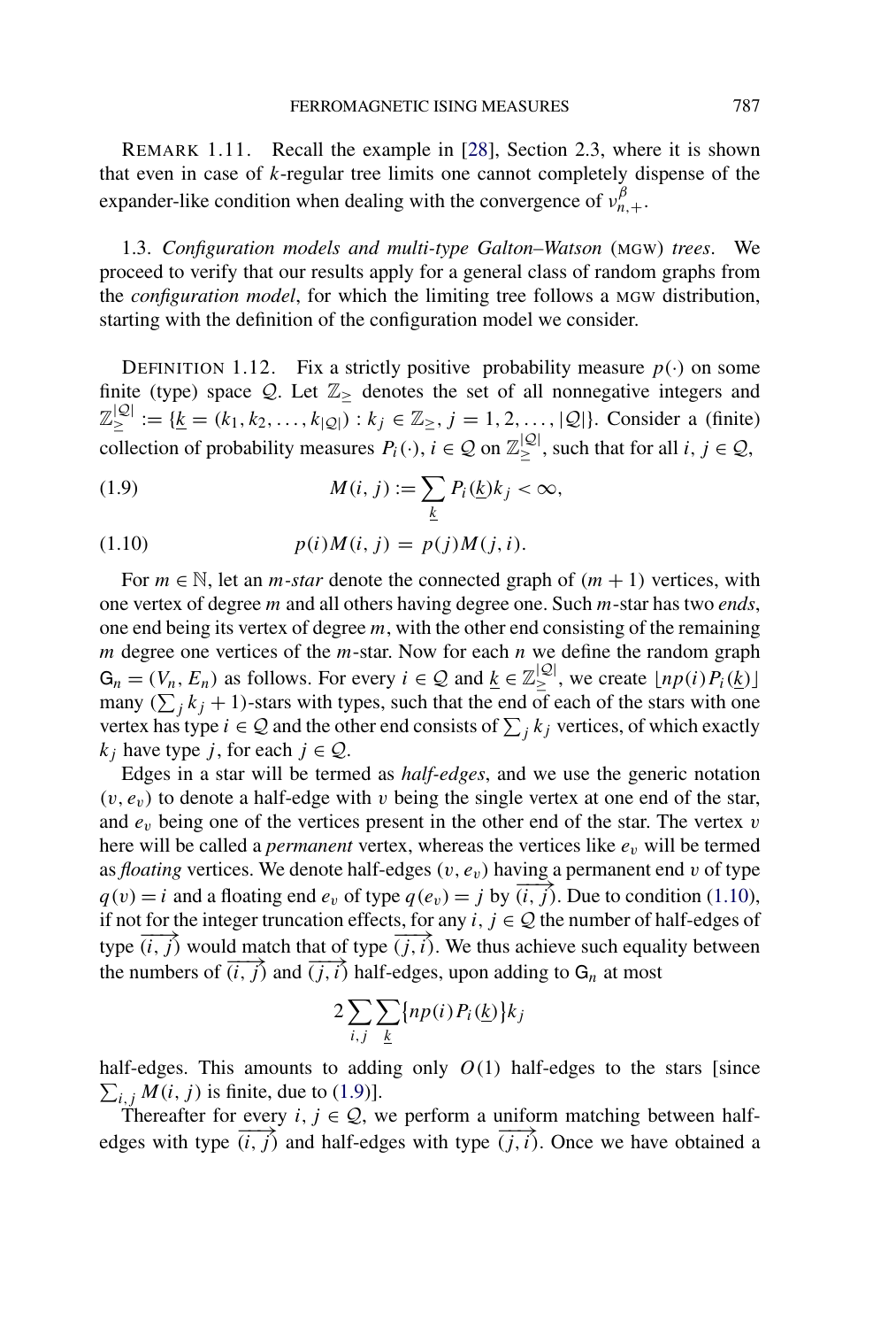REMARK 1.11. Recall the example in [28], Section 2.3, where it is shown that even in case of $k$-regular tree limits one cannot completely dispense of the expander-like condition when dealing with the convergence of $\nu_{n,+}^{\beta}$.

### 1.3. *Configuration models and multi-type Galton–Watson* (MGW) *trees*.

We proceed to verify that our results apply for a general class of random graphs from the *configuration model*, for which the limiting tree follows a MGW distribution, starting with the definition of the configuration model we consider.

DEFINITION 1.12. Fix a strictly positive probability measure $p(\cdot)$ on some finite (type) space $\mathcal{Q}$. Let $\mathbb{Z}_{\geq}$ denotes the set of all nonnegative integers and $\mathbb{Z}_{\geq}^{|\mathcal{Q}|} := \{\underline{k} = (k_1, k_2, \ldots, k_{|\mathcal{Q}|}) : k_j \in \mathbb{Z}_{\geq}, j = 1, 2, \ldots, |\mathcal{Q}|\}$. Consider a (finite) collection of probability measures $P_i(\cdot)$, $i \in \mathcal{Q}$ on $\mathbb{Z}_{\geq}^{|\mathcal{Q}|}$, such that for all $i, j \in \mathcal{Q}$,

$$M(i, j) := \sum_{\underline{k}} P_i(\underline{k}) k_j < \infty, \tag{1.9}$$

$$p(i) M(i, j) = p(j) M(j, i). \tag{1.10}$$

For $m \in \mathbb{N}$, let an *m-star* denote the connected graph of $(m + 1)$ vertices, with one vertex of degree $m$ and all others having degree one. Such $m$-star has two *ends*, one end being its vertex of degree $m$, with the other end consisting of the remaining $m$ degree one vertices of the $m$-star. Now for each $n$ we define the random graph $\mathsf{G}_n = (V_n, E_n)$ as follows. For every $i \in \mathcal{Q}$ and $\underline{k} \in \mathbb{Z}_{\geq}^{|\mathcal{Q}|}$, we create $\lfloor np(i) P_i(\underline{k}) \rfloor$ many $(\sum_j k_j + 1)$-stars with types, such that the end of each of the stars with one vertex has type $i \in \mathcal{Q}$ and the other end consists of $\sum_j k_j$ vertices, of which exactly $k_j$ have type $j$, for each $j \in \mathcal{Q}$.

Edges in a star will be termed as *half-edges*, and we use the generic notation $(v, e_v)$ to denote a half-edge with $v$ being the single vertex at one end of the star, and $e_v$ being one of the vertices present in the other end of the star. The vertex $v$ here will be called a *permanent* vertex, whereas the vertices like $e_v$ will be termed as *floating* vertices. We denote half-edges $(v, e_v)$ having a permanent end $v$ of type $q(v) = i$ and a floating end $e_v$ of type $q(e_v) = j$ by $\overrightarrow{(i, j)}$. Due to condition (1.10), if not for the integer truncation effects, for any $i, j \in \mathcal{Q}$ the number of half-edges of type $\overrightarrow{(i, j)}$ would match that of type $\overrightarrow{(j, i)}$. We thus achieve such equality between the numbers of $\overrightarrow{(i, j)}$ and $\overrightarrow{(j, i)}$ half-edges, upon adding to $\mathsf{G}_n$ at most

$$2 \sum_{i,j} \sum_{\underline{k}} \{np(i) P_i(\underline{k})\} k_j$$

half-edges. This amounts to adding only $O(1)$ half-edges to the stars [since $\sum_{i,j} M(i, j)$ is finite, due to (1.9)].

Thereafter for every $i, j \in \mathcal{Q}$, we perform a uniform matching between half-edges with type $\overrightarrow{(i, j)}$ and half-edges with type $\overrightarrow{(j, i)}$. Once we have obtained a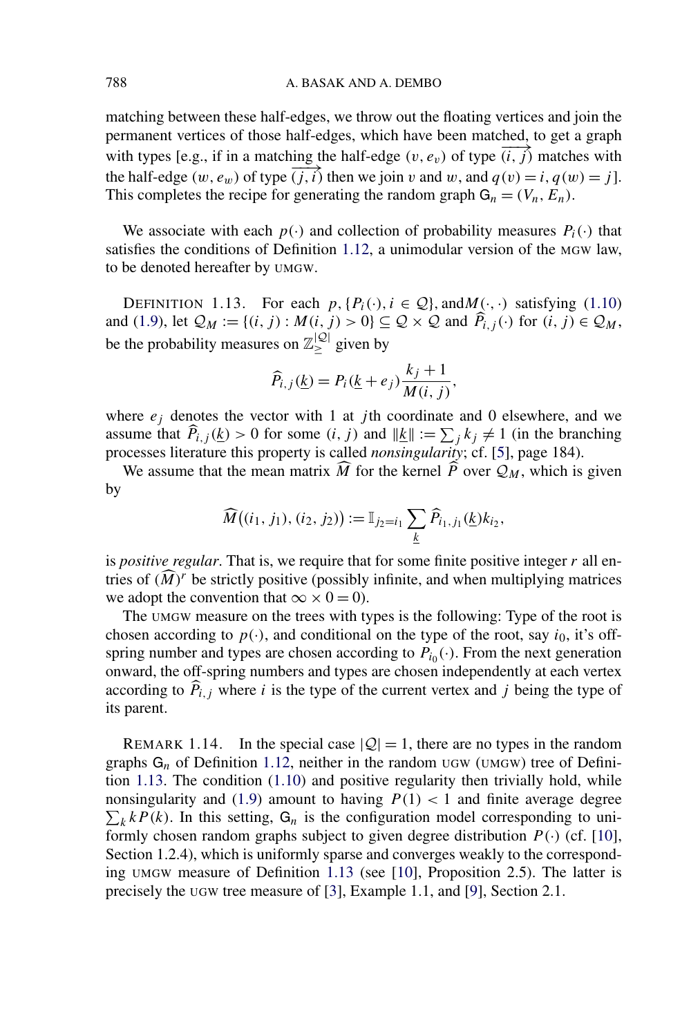matching between these half-edges, we throw out the floating vertices and join the permanent vertices of those half-edges, which have been matched, to get a graph with types [e.g., if in a matching the half-edge $(v, e_v)$ of type $\overrightarrow{(i,j)}$ matches with the half-edge $(w, e_w)$ of type $\overrightarrow{(j,i)}$ then we join $v$ and $w$, and $q(v) = i, q(w) = j$]. This completes the recipe for generating the random graph $\mathsf{G}_n = (V_n, E_n)$.

We associate with each $p(\cdot)$ and collection of probability measures $P_i(\cdot)$ that satisfies the conditions of Definition 1.12, a unimodular version of the MGW law, to be denoted hereafter by UMGW.

DEFINITION 1.13. For each $p, \{P_i(\cdot), i \in \mathcal{Q}\}$, and $M(\cdot,\cdot)$ satisfying (1.10) and (1.9), let $\mathcal{Q}_M := \{(i,j) : M(i,j) > 0\} \subseteq \mathcal{Q} \times \mathcal{Q}$ and $\widehat{P}_{i,j}(\cdot)$ for $(i,j) \in \mathcal{Q}_M$, be the probability measures on $\mathbb{Z}_{\geq}^{|\mathcal{Q}|}$ given by

$$\widehat{P}_{i,j}(\underline{k}) = P_i(\underline{k} + e_j)\frac{k_j + 1}{M(i,j)},$$

where $e_j$ denotes the vector with 1 at $j$th coordinate and 0 elsewhere, and we assume that $\widehat{P}_{i,j}(\underline{k}) > 0$ for some $(i,j)$ and $\|\underline{k}\| := \sum_j k_j \neq 1$ (in the branching processes literature this property is called *nonsingularity*; cf. [5], page 184).

We assume that the mean matrix $\widehat{M}$ for the kernel $\widehat{P}$ over $\mathcal{Q}_M$, which is given by

$$\widehat{M}\big((i_1, j_1), (i_2, j_2)\big) := \mathbb{I}_{j_2 = i_1} \sum_{\underline{k}} \widehat{P}_{i_1, j_1}(\underline{k}) k_{i_2},$$

is *positive regular*. That is, we require that for some finite positive integer $r$ all entries of $(\widehat{M})^r$ be strictly positive (possibly infinite, and when multiplying matrices we adopt the convention that $\infty \times 0 = 0$).

The UMGW measure on the trees with types is the following: Type of the root is chosen according to $p(\cdot)$, and conditional on the type of the root, say $i_0$, it's off-spring number and types are chosen according to $P_{i_0}(\cdot)$. From the next generation onward, the off-spring numbers and types are chosen independently at each vertex according to $\widehat{P}_{i,j}$ where $i$ is the type of the current vertex and $j$ being the type of its parent.

REMARK 1.14. In the special case $|\mathcal{Q}| = 1$, there are no types in the random graphs $\mathsf{G}_n$ of Definition 1.12, neither in the random UGW (UMGW) tree of Definition 1.13. The condition (1.10) and positive regularity then trivially hold, while nonsingularity and (1.9) amount to having $P(1) < 1$ and finite average degree $\sum_k kP(k)$. In this setting, $\mathsf{G}_n$ is the configuration model corresponding to uniformly chosen random graphs subject to given degree distribution $P(\cdot)$ (cf. [10], Section 1.2.4), which is uniformly sparse and converges weakly to the corresponding UMGW measure of Definition 1.13 (see [10], Proposition 2.5). The latter is precisely the UGW tree measure of [3], Example 1.1, and [9], Section 2.1.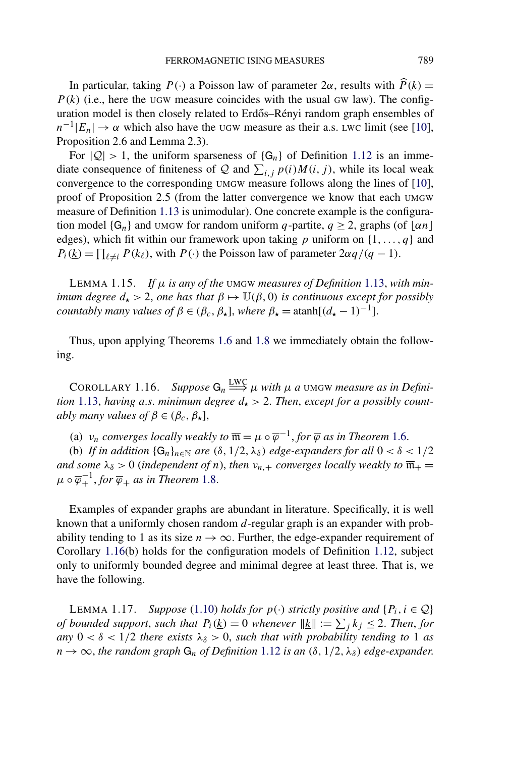In particular, taking $P(\cdot)$ a Poisson law of parameter $2\alpha$, results with $\widehat{P}(k) = P(k)$ (i.e., here the UGW measure coincides with the usual GW law). The configuration model is then closely related to Erdős–Rényi random graph ensembles of $n^{-1}|E_n| \to \alpha$ which also have the UGW measure as their a.s. LWC limit (see [10], Proposition 2.6 and Lemma 2.3).

For $|\mathcal{Q}| > 1$, the uniform sparseness of $\{\mathsf{G}_n\}$ of Definition 1.12 is an immediate consequence of finiteness of $\mathcal{Q}$ and $\sum_{i,j} p(i)M(i,j)$, while its local weak convergence to the corresponding UMGW measure follows along the lines of [10], proof of Proposition 2.5 (from the latter convergence we know that each UMGW measure of Definition 1.13 is unimodular). One concrete example is the configuration model $\{\mathsf{G}_n\}$ and UMGW for random uniform $q$-partite, $q \geq 2$, graphs (of $\lfloor \alpha n \rfloor$ edges), which fit within our framework upon taking $p$ uniform on $\{1, \dots, q\}$ and $P_i(\underline{k}) = \prod_{\ell \neq i} P(k_\ell)$, with $P(\cdot)$ the Poisson law of parameter $2\alpha q/(q-1)$.

LEMMA 1.15. *If $\mu$ is any of the* UMGW *measures of Definition 1.13, with minimum degree $d_\star > 2$, one has that $\beta \mapsto \mathbb{U}(\beta, 0)$ is continuous except for possibly countably many values of $\beta \in (\beta_c, \beta_\star]$, where $\beta_\star = \operatorname{atanh}[(d_\star - 1)^{-1}]$.*

Thus, upon applying Theorems 1.6 and 1.8 we immediately obtain the following.

COROLLARY 1.16. *Suppose $\mathsf{G}_n \stackrel{\text{LWC}}{\Longrightarrow} \mu$ with $\mu$ a* UMGW *measure as in Definition 1.13, having a.s. minimum degree $d_\star > 2$. Then, except for a possibly countably many values of $\beta \in (\beta_c, \beta_\star]$,*

(a) *$\nu_n$ converges locally weakly to $\overline{\mathfrak{m}} = \mu \circ \overline{\varphi}^{-1}$, for $\overline{\varphi}$ as in Theorem 1.6.*

(b) *If in addition $\{\mathsf{G}_n\}_{n \in \mathbb{N}}$ are $(\delta, 1/2, \lambda_\delta)$ edge-expanders for all $0 < \delta < 1/2$ and some $\lambda_\delta > 0$ (independent of $n$), then $\nu_{n,+}$ converges locally weakly to $\overline{\mathfrak{m}}_+ = \mu \circ \overline{\varphi}_+^{-1}$, for $\overline{\varphi}_+$ as in Theorem 1.8.*

Examples of expander graphs are abundant in literature. Specifically, it is well known that a uniformly chosen random $d$-regular graph is an expander with probability tending to 1 as its size $n \to \infty$. Further, the edge-expander requirement of Corollary 1.16(b) holds for the configuration models of Definition 1.12, subject only to uniformly bounded degree and minimal degree at least three. That is, we have the following.

LEMMA 1.17. *Suppose (1.10) holds for $p(\cdot)$ strictly positive and $\{P_i, i \in \mathcal{Q}\}$ of bounded support, such that $P_i(\underline{k}) = 0$ whenever $\|\underline{k}\| := \sum_j k_j \leq 2$. Then, for any $0 < \delta < 1/2$ there exists $\lambda_\delta > 0$, such that with probability tending to 1 as $n \to \infty$, the random graph $\mathsf{G}_n$ of Definition 1.12 is an $(\delta, 1/2, \lambda_\delta)$ edge-expander.*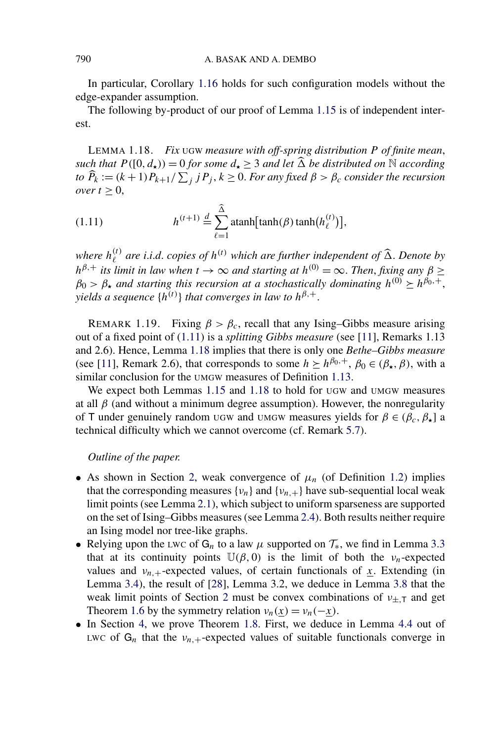In particular, Corollary 1.16 holds for such configuration models without the edge-expander assumption.

The following by-product of our proof of Lemma 1.15 is of independent interest.

LEMMA 1.18. *Fix* UGW *measure with off-spring distribution $P$ of finite mean, such that $P([0, d_\star)) = 0$ for some $d_\star \geq 3$ and let $\widehat{\Delta}$ be distributed on $\mathbb{N}$ according to $\widehat{P}_k := (k+1)P_{k+1} / \sum_j j P_j$, $k \geq 0$. For any fixed $\beta > \beta_c$ consider the recursion over $t \geq 0$,*

$$h^{(t+1)} \stackrel{d}{=} \sum_{\ell=1}^{\widehat{\Delta}} \operatorname{atanh}\bigl[\tanh(\beta) \tanh\bigl(h_\ell^{(t)}\bigr)\bigr], \tag{1.11}$$

*where $h_\ell^{(t)}$ are i.i.d. copies of $h^{(t)}$ which are further independent of $\widehat{\Delta}$. Denote by $h^{\beta,+}$ its limit in law when $t \to \infty$ and starting at $h^{(0)} = \infty$. Then, fixing any $\beta \geq \beta_0 > \beta_\star$ and starting this recursion at a stochastically dominating $h^{(0)} \succeq h^{\beta_0,+}$, yields a sequence $\{h^{(t)}\}$ that converges in law to $h^{\beta,+}$.*

REMARK 1.19. Fixing $\beta > \beta_c$, recall that any Ising–Gibbs measure arising out of a fixed point of (1.11) is a *splitting Gibbs measure* (see [11], Remarks 1.13 and 2.6). Hence, Lemma 1.18 implies that there is only one *Bethe–Gibbs measure* (see [11], Remark 2.6), that corresponds to some $h \succeq h^{\beta_0,+}$, $\beta_0 \in (\beta_\star, \beta)$, with a similar conclusion for the UMGW measures of Definition 1.13.

We expect both Lemmas 1.15 and 1.18 to hold for UGW and UMGW measures at all $\beta$ (and without a minimum degree assumption). However, the nonregularity of $\mathsf{T}$ under genuinely random UGW and UMGW measures yields for $\beta \in (\beta_c, \beta_\star]$ a technical difficulty which we cannot overcome (cf. Remark 5.7).

*Outline of the paper.*

- As shown in Section 2, weak convergence of $\mu_n$ (of Definition 1.2) implies that the corresponding measures $\{\nu_n\}$ and $\{\nu_{n,+}\}$ have sub-sequential local weak limit points (see Lemma 2.1), which subject to uniform sparseness are supported on the set of Ising–Gibbs measures (see Lemma 2.4). Both results neither require an Ising model nor tree-like graphs.
- Relying upon the LWC of $\mathsf{G}_n$ to a law $\mu$ supported on $\mathcal{T}_*$, we find in Lemma 3.3 that at its continuity points $\mathbb{U}(\beta, 0)$ is the limit of both the $\nu_n$-expected values and $\nu_{n,+}$-expected values, of certain functionals of $\underline{x}$. Extending (in Lemma 3.4), the result of [28], Lemma 3.2, we deduce in Lemma 3.8 that the weak limit points of Section 2 must be convex combinations of $\nu_{\pm,\mathsf{T}}$ and get Theorem 1.6 by the symmetry relation $\nu_n(\underline{x}) = \nu_n(-\underline{x})$.
- In Section 4, we prove Theorem 1.8. First, we deduce in Lemma 4.4 out of LWC of $\mathsf{G}_n$ that the $\nu_{n,+}$-expected values of suitable functionals converge in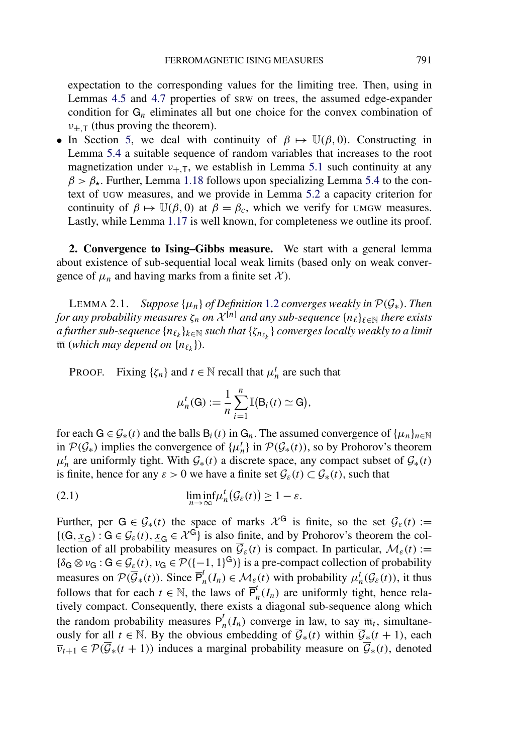expectation to the corresponding values for the limiting tree. Then, using in Lemmas 4.5 and 4.7 properties of SRW on trees, the assumed edge-expander condition for $\mathsf{G}_n$ eliminates all but one choice for the convex combination of $\nu_{\pm,\mathsf{T}}$ (thus proving the theorem).

- In Section 5, we deal with continuity of $\beta \mapsto \mathbb{U}(\beta, 0)$. Constructing in Lemma 5.4 a suitable sequence of random variables that increases to the root magnetization under $\nu_{+,\mathsf{T}}$, we establish in Lemma 5.1 such continuity at any $\beta > \beta_\star$. Further, Lemma 1.18 follows upon specializing Lemma 5.4 to the context of UGW measures, and we provide in Lemma 5.2 a capacity criterion for continuity of $\beta \mapsto \mathbb{U}(\beta, 0)$ at $\beta = \beta_c$, which we verify for UMGW measures. Lastly, while Lemma 1.17 is well known, for completeness we outline its proof.

## 2. Convergence to Ising–Gibbs measure.

We start with a general lemma about existence of sub-sequential local weak limits (based only on weak convergence of $\mu_n$ and having marks from a finite set $\mathcal{X}$).

LEMMA 2.1. *Suppose $\{\mu_n\}$ of Definition 1.2 converges weakly in $\mathcal{P}(\mathcal{G}_*)$. Then for any probability measures $\zeta_n$ on $\mathcal{X}^{[n]}$ and any sub-sequence $\{n_\ell\}_{\ell \in \mathbb{N}}$ there exists a further sub-sequence $\{n_{\ell_k}\}_{k \in \mathbb{N}}$ such that $\{\zeta_{n_{\ell_k}}\}$ converges locally weakly to a limit $\overline{\mathfrak{m}}$ (which may depend on $\{n_{\ell_k}\}$).*

PROOF. Fixing $\{\zeta_n\}$ and $t \in \mathbb{N}$ recall that $\mu_n^t$ are such that

$$\mu_n^t(\mathsf{G}) := \frac{1}{n} \sum_{i=1}^{n} \mathbb{I}(\mathsf{B}_i(t) \simeq \mathsf{G}),$$

for each $\mathsf{G} \in \mathcal{G}_*(t)$ and the balls $\mathsf{B}_i(t)$ in $\mathsf{G}_n$. The assumed convergence of $\{\mu_n\}_{n \in \mathbb{N}}$ in $\mathcal{P}(\mathcal{G}_*)$ implies the convergence of $\{\mu_n^t\}$ in $\mathcal{P}(\mathcal{G}_*(t))$, so by Prohorov's theorem $\mu_n^t$ are uniformly tight. With $\mathcal{G}_*(t)$ a discrete space, any compact subset of $\mathcal{G}_*(t)$ is finite, hence for any $\varepsilon > 0$ we have a finite set $\mathcal{G}_\varepsilon(t) \subset \mathcal{G}_*(t)$, such that

$$\liminf_{n \to \infty} \mu_n^t(\mathcal{G}_\varepsilon(t)) \geq 1 - \varepsilon. \tag{2.1}$$

Further, per $\mathsf{G} \in \mathcal{G}_*(t)$ the space of marks $\mathcal{X}^{\mathsf{G}}$ is finite, so the set $\overline{\mathcal{G}}_\varepsilon(t) := \{(\mathsf{G}, \underline{x}_{\mathsf{G}}) : \mathsf{G} \in \mathcal{G}_\varepsilon(t), \underline{x}_{\mathsf{G}} \in \mathcal{X}^{\mathsf{G}}\}$ is also finite, and by Prohorov's theorem the collection of all probability measures on $\overline{\mathcal{G}}_\varepsilon(t)$ is compact. In particular, $\mathcal{M}_\varepsilon(t) := \{\delta_{\mathsf{G}} \otimes \nu_{\mathsf{G}} : \mathsf{G} \in \mathcal{G}_\varepsilon(t), \nu_{\mathsf{G}} \in \mathcal{P}(\{-1, 1\}^{\mathsf{G}})\}$ is a pre-compact collection of probability measures on $\mathcal{P}(\overline{\mathcal{G}}_*(t))$. Since $\overline{\mathsf{P}}_n^t(I_n) \in \mathcal{M}_\varepsilon(t)$ with probability $\mu_n^t(\mathcal{G}_\varepsilon(t))$, it thus follows that for each $t \in \mathbb{N}$, the laws of $\overline{\mathsf{P}}_n^t(I_n)$ are uniformly tight, hence relatively compact. Consequently, there exists a diagonal sub-sequence along which the random probability measures $\overline{\mathsf{P}}_n^t(I_n)$ converge in law, to say $\overline{\mathfrak{m}}_t$, simultaneously for all $t \in \mathbb{N}$. By the obvious embedding of $\overline{\mathcal{G}}_*(t)$ within $\overline{\mathcal{G}}_*(t+1)$, each $\overline{\nu}_{t+1} \in \mathcal{P}(\overline{\mathcal{G}}_*(t+1))$ induces a marginal probability measure on $\overline{\mathcal{G}}_*(t)$, denoted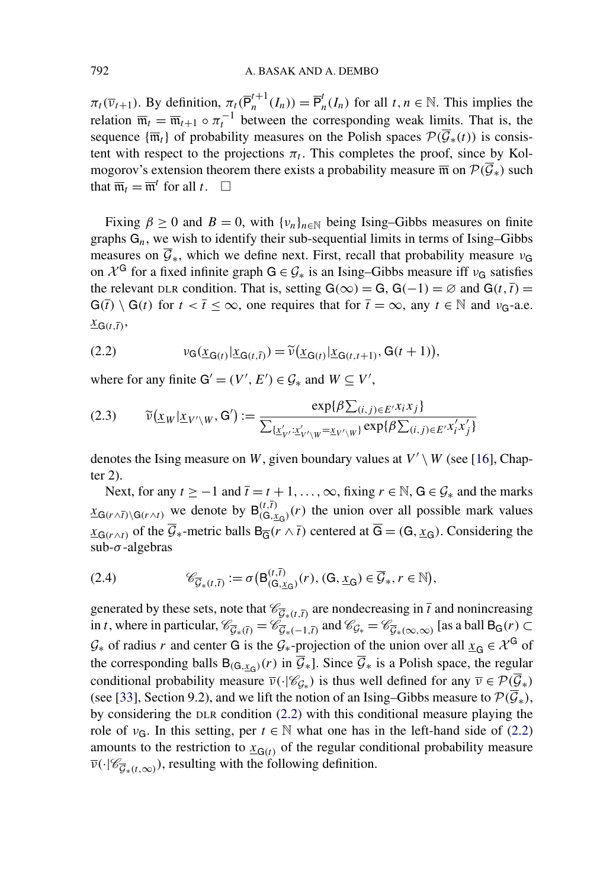$\pi_t(\overline{\nu}_{t+1})$. By definition, $\pi_t(\overline{\mathsf{P}}_n^{t+1}(I_n)) = \overline{\mathsf{P}}_n^t(I_n)$ for all $t, n \in \mathbb{N}$. This implies the relation $\overline{\mathfrak{m}}_t = \overline{\mathfrak{m}}_{t+1} \circ \pi_t^{-1}$ between the corresponding weak limits. That is, the sequence $\{\overline{\mathfrak{m}}_t\}$ of probability measures on the Polish spaces $\mathcal{P}(\overline{\mathcal{G}}_*(t))$ is consistent with respect to the projections $\pi_t$. This completes the proof, since by Kolmogorov's extension theorem there exists a probability measure $\overline{\mathfrak{m}}$ on $\mathcal{P}(\overline{\mathcal{G}}_*)$ such that $\overline{\mathfrak{m}}_t = \overline{\mathfrak{m}}^t$ for all $t$. $\square$

Fixing $\beta \geq 0$ and $B = 0$, with $\{\nu_n\}_{n\in\mathbb{N}}$ being Ising–Gibbs measures on finite graphs $\mathsf{G}_n$, we wish to identify their sub-sequential limits in terms of Ising–Gibbs measures on $\overline{\mathcal{G}}_*$, which we define next. First, recall that probability measure $\nu_{\mathsf{G}}$ on $\mathcal{X}^{\mathsf{G}}$ for a fixed infinite graph $\mathsf{G} \in \mathcal{G}_*$ is an Ising–Gibbs measure iff $\nu_{\mathsf{G}}$ satisfies the relevant DLR condition. That is, setting $\mathsf{G}(\infty) = \mathsf{G}$, $\mathsf{G}(-1) = \varnothing$ and $\mathsf{G}(t, \overline{t}) = \mathsf{G}(\overline{t}) \setminus \mathsf{G}(t)$ for $t < \overline{t} \leq \infty$, one requires that for $\overline{t} = \infty$, any $t \in \mathbb{N}$ and $\nu_{\mathsf{G}}$-a.e. $\underline{x}_{\mathsf{G}(t,\overline{t})}$,

$$\nu_{\mathsf{G}}(\underline{x}_{\mathsf{G}(t)} | \underline{x}_{\mathsf{G}(t,\overline{t})}) = \widetilde{\nu}(\underline{x}_{\mathsf{G}(t)} | \underline{x}_{\mathsf{G}(t,t+1)}, \mathsf{G}(t+1)), \tag{2.2}$$

where for any finite $\mathsf{G}' = (V', E') \in \mathcal{G}_*$ and $W \subseteq V'$,

$$\widetilde{\nu}(\underline{x}_W | \underline{x}_{V'\setminus W}, \mathsf{G}') := \frac{\exp\{\beta \sum_{(i,j)\in E'} x_i x_j\}}{\sum_{\{\underline{x}'_{V'} : \underline{x}'_{V'\setminus W} = \underline{x}_{V'\setminus W}\}} \exp\{\beta \sum_{(i,j)\in E'} x'_i x'_j\}} \tag{2.3}$$

denotes the Ising measure on $W$, given boundary values at $V' \setminus W$ (see [16], Chapter 2).

Next, for any $t \geq -1$ and $\overline{t} = t+1, \dots, \infty$, fixing $r \in \mathbb{N}$, $\mathsf{G} \in \mathcal{G}_*$ and the marks $\underline{x}_{\mathsf{G}(r\wedge\overline{t})\setminus\mathsf{G}(r\wedge t)}$ we denote by $\mathsf{B}^{(t,\overline{t})}_{(\mathsf{G},\underline{x}_{\mathsf{G}})}(r)$ the union over all possible mark values $\underline{x}_{\mathsf{G}(r\wedge t)}$ of the $\overline{\mathcal{G}}_*$-metric balls $\mathsf{B}_{\overline{\mathsf{G}}}(r \wedge \overline{t})$ centered at $\overline{\mathsf{G}} = (\mathsf{G}, \underline{x}_{\mathsf{G}})$. Considering the sub-$\sigma$-algebras

$$\mathscr{C}_{\overline{\mathcal{G}}_*(t,\overline{t})} := \sigma\big(\mathsf{B}^{(t,\overline{t})}_{(\mathsf{G},\underline{x}_{\mathsf{G}})}(r), (\mathsf{G}, \underline{x}_{\mathsf{G}}) \in \overline{\mathcal{G}}_*, r \in \mathbb{N}\big), \tag{2.4}$$

generated by these sets, note that $\mathscr{C}_{\overline{\mathcal{G}}_*(t,\overline{t})}$ are nondecreasing in $\overline{t}$ and nonincreasing in $t$, where in particular, $\mathscr{C}_{\overline{\mathcal{G}}_*(\overline{t})} = \mathscr{C}_{\overline{\mathcal{G}}_*(-1,\overline{t})}$ and $\mathscr{C}_{\mathcal{G}_*} = \mathscr{C}_{\overline{\mathcal{G}}_*(\infty,\infty)}$ [as a ball $\mathsf{B}_{\mathsf{G}}(r) \subset \mathcal{G}_*$ of radius $r$ and center $\mathsf{G}$ is the $\mathcal{G}_*$-projection of the union over all $\underline{x}_{\mathsf{G}} \in \mathcal{X}^{\mathsf{G}}$ of the corresponding balls $\mathsf{B}_{(\mathsf{G},\underline{x}_{\mathsf{G}})}(r)$ in $\overline{\mathcal{G}}_*$]. Since $\overline{\mathcal{G}}_*$ is a Polish space, the regular conditional probability measure $\overline{\nu}(\cdot|\mathscr{C}_{\mathcal{G}_*})$ is thus well defined for any $\overline{\nu} \in \mathcal{P}(\overline{\mathcal{G}}_*)$ (see [33], Section 9.2), and we lift the notion of an Ising–Gibbs measure to $\mathcal{P}(\overline{\mathcal{G}}_*)$, by considering the DLR condition (2.2) with this conditional measure playing the role of $\nu_{\mathsf{G}}$. In this setting, per $t \in \mathbb{N}$ what one has in the left-hand side of (2.2) amounts to the restriction to $\underline{x}_{\mathsf{G}(t)}$ of the regular conditional probability measure $\overline{\nu}(\cdot|\mathscr{C}_{\overline{\mathcal{G}}_*(t,\infty)})$, resulting with the following definition.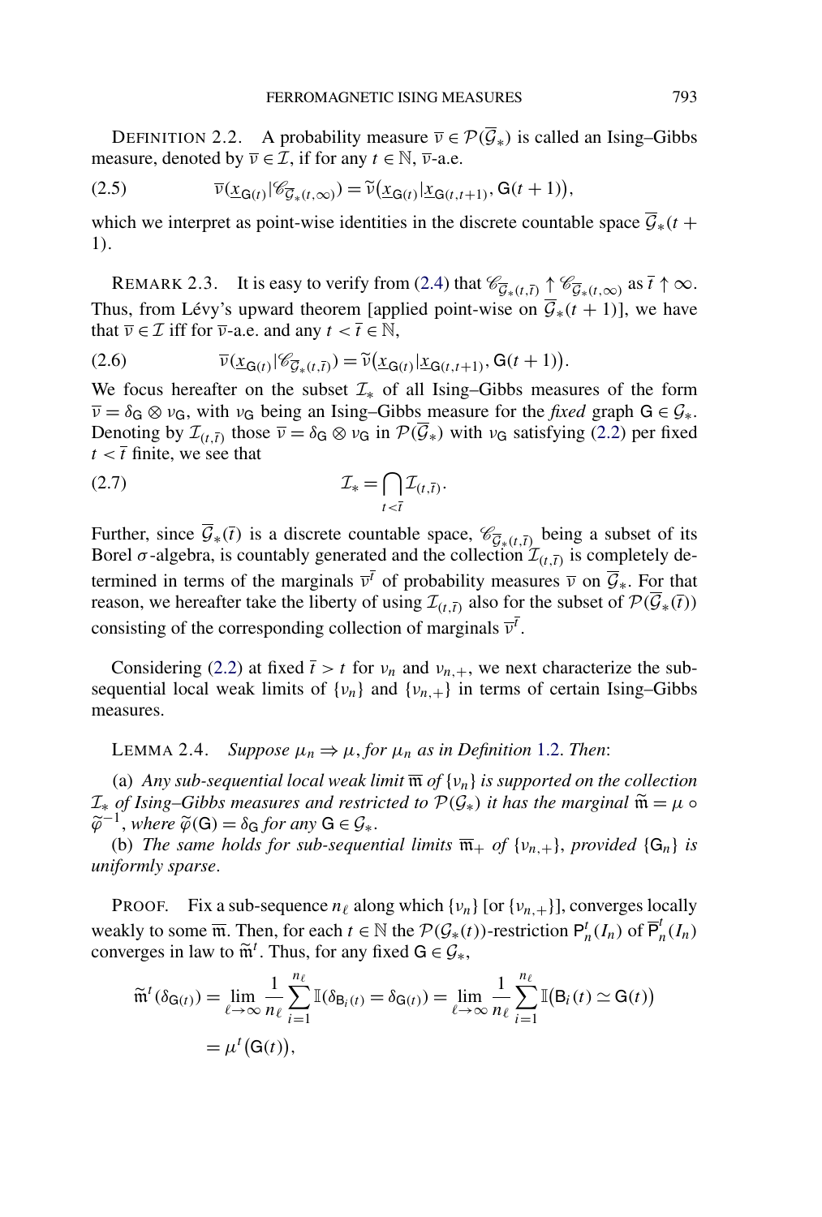DEFINITION 2.2. A probability measure $\overline{\nu} \in \mathcal{P}(\overline{\mathcal{G}}_*)$ is called an Ising–Gibbs measure, denoted by $\overline{\nu} \in \mathcal{I}$, if for any $t \in \mathbb{N}$, $\overline{\nu}$-a.e.

$$\overline{\nu}(\underline{x}_{\mathsf{G}(t)} | \mathscr{C}_{\overline{\mathcal{G}}_*(t,\infty)}) = \widetilde{\nu}(\underline{x}_{\mathsf{G}(t)} | \underline{x}_{\mathsf{G}(t,t+1)}, \mathsf{G}(t+1)), \tag{2.5}$$

which we interpret as point-wise identities in the discrete countable space $\overline{\mathcal{G}}_*(t+1)$.

REMARK 2.3. It is easy to verify from (2.4) that $\mathscr{C}_{\overline{\mathcal{G}}_*(t,\overline{t})} \uparrow \mathscr{C}_{\overline{\mathcal{G}}_*(t,\infty)}$ as $\overline{t} \uparrow \infty$. Thus, from Lévy's upward theorem [applied point-wise on $\overline{\mathcal{G}}_*(t+1)$], we have that $\overline{\nu} \in \mathcal{I}$ iff for $\overline{\nu}$-a.e. and any $t < \overline{t} \in \mathbb{N}$,

$$\overline{\nu}(\underline{x}_{\mathsf{G}(t)} | \mathscr{C}_{\overline{\mathcal{G}}_*(t,\overline{t})}) = \widetilde{\nu}(\underline{x}_{\mathsf{G}(t)} | \underline{x}_{\mathsf{G}(t,t+1)}, \mathsf{G}(t+1)). \tag{2.6}$$

We focus hereafter on the subset $\mathcal{I}_*$ of all Ising–Gibbs measures of the form $\overline{\nu} = \delta_{\mathsf{G}} \otimes \nu_{\mathsf{G}}$, with $\nu_{\mathsf{G}}$ being an Ising–Gibbs measure for the *fixed* graph $\mathsf{G} \in \mathcal{G}_*$. Denoting by $\mathcal{I}_{(t,\overline{t})}$ those $\overline{\nu} = \delta_{\mathsf{G}} \otimes \nu_{\mathsf{G}}$ in $\mathcal{P}(\overline{\mathcal{G}}_*)$ with $\nu_{\mathsf{G}}$ satisfying (2.2) per fixed $t < \overline{t}$ finite, we see that

$$\mathcal{I}_* = \bigcap_{t<\overline{t}} \mathcal{I}_{(t,\overline{t})}. \tag{2.7}$$

Further, since $\overline{\mathcal{G}}_*(\overline{t})$ is a discrete countable space, $\mathscr{C}_{\overline{\mathcal{G}}_*(t,\overline{t})}$ being a subset of its Borel $\sigma$-algebra, is countably generated and the collection $\mathcal{I}_{(t,\overline{t})}$ is completely determined in terms of the marginals $\overline{\nu}^{\overline{t}}$ of probability measures $\overline{\nu}$ on $\overline{\mathcal{G}}_*$. For that reason, we hereafter take the liberty of using $\mathcal{I}_{(t,\overline{t})}$ also for the subset of $\mathcal{P}(\overline{\mathcal{G}}_*(\overline{t}))$ consisting of the corresponding collection of marginals $\overline{\nu}^{\overline{t}}$.

Considering (2.2) at fixed $\overline{t} > t$ for $\nu_n$ and $\nu_{n,+}$, we next characterize the sub-sequential local weak limits of $\{\nu_n\}$ and $\{\nu_{n,+}\}$ in terms of certain Ising–Gibbs measures.

LEMMA 2.4. *Suppose $\mu_n \Rightarrow \mu$, for $\mu_n$ as in Definition 1.2. Then*:

(a) *Any sub-sequential local weak limit $\overline{\mathfrak{m}}$ of $\{\nu_n\}$ is supported on the collection $\mathcal{I}_*$ of Ising–Gibbs measures and restricted to $\mathcal{P}(\mathcal{G}_*)$ it has the marginal $\widetilde{\mathfrak{m}} = \mu \circ \widetilde{\varphi}^{-1}$, where $\widetilde{\varphi}(\mathsf{G}) = \delta_{\mathsf{G}}$ for any $\mathsf{G} \in \mathcal{G}_*$.*

(b) *The same holds for sub-sequential limits $\overline{\mathfrak{m}}_+$ of $\{\nu_{n,+}\}$, provided $\{\mathsf{G}_n\}$ is uniformly sparse.*

PROOF. Fix a sub-sequence $n_\ell$ along which $\{\nu_n\}$ [or $\{\nu_{n,+}\}$], converges locally weakly to some $\overline{\mathfrak{m}}$. Then, for each $t \in \mathbb{N}$ the $\mathcal{P}(\mathcal{G}_*(t))$-restriction $\mathsf{P}_n^t(I_n)$ of $\overline{\mathsf{P}}_n^t(I_n)$ converges in law to $\widetilde{\mathfrak{m}}^t$. Thus, for any fixed $\mathsf{G} \in \mathcal{G}_*$,

$$\begin{aligned}
\widetilde{\mathfrak{m}}^t(\delta_{\mathsf{G}(t)}) &= \lim_{\ell\to\infty} \frac{1}{n_\ell} \sum_{i=1}^{n_\ell} \mathbb{I}(\delta_{\mathsf{B}_i(t)} = \delta_{\mathsf{G}(t)}) = \lim_{\ell\to\infty} \frac{1}{n_\ell} \sum_{i=1}^{n_\ell} \mathbb{I}(\mathsf{B}_i(t) \simeq \mathsf{G}(t)) \\
&= \mu^t(\mathsf{G}(t)),
\end{aligned}$$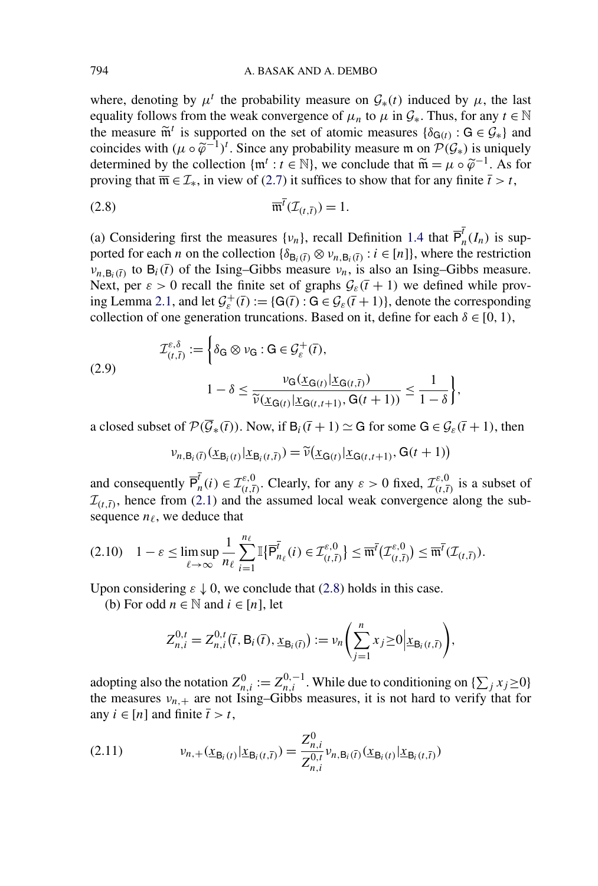where, denoting by $\mu^t$ the probability measure on $\mathcal{G}_*(t)$ induced by $\mu$, the last equality follows from the weak convergence of $\mu_n$ to $\mu$ in $\mathcal{G}_*$. Thus, for any $t \in \mathbb{N}$ the measure $\widetilde{\mathfrak{m}}^t$ is supported on the set of atomic measures $\{\delta_{\mathsf{G}(t)} : \mathsf{G} \in \mathcal{G}_*\}$ and coincides with $(\mu \circ \widetilde{\varphi}^{-1})^t$. Since any probability measure $\mathfrak{m}$ on $\mathcal{P}(\mathcal{G}_*)$ is uniquely determined by the collection $\{\mathfrak{m}^t : t \in \mathbb{N}\}$, we conclude that $\widetilde{\mathfrak{m}} = \mu \circ \widetilde{\varphi}^{-1}$. As for proving that $\overline{\mathfrak{m}} \in \mathcal{I}_*$, in view of (2.7) it suffices to show that for any finite $\bar{t} > t$,

$$\overline{\mathfrak{m}}^{\bar{t}}(\mathcal{I}_{(t,\bar{t})}) = 1. \tag{2.8}$$

(a) Considering first the measures $\{\nu_n\}$, recall Definition 1.4 that $\overline{\mathsf{P}}_n^{\bar{t}}(I_n)$ is supported for each $n$ on the collection $\{\delta_{\mathsf{B}_i(\bar{t})} \otimes \nu_{n,\mathsf{B}_i(\bar{t})} : i \in [n]\}$, where the restriction $\nu_{n,\mathsf{B}_i(\bar{t})}$ to $\mathsf{B}_i(\bar{t})$ of the Ising–Gibbs measure $\nu_n$, is also an Ising–Gibbs measure. Next, per $\varepsilon > 0$ recall the finite set of graphs $\mathcal{G}_\varepsilon(\bar{t}+1)$ we defined while proving Lemma 2.1, and let $\mathcal{G}_\varepsilon^+(\bar{t}) := \{\mathsf{G}(\bar{t}) : \mathsf{G} \in \mathcal{G}_\varepsilon(\bar{t}+1)\}$, denote the corresponding collection of one generation truncations. Based on it, define for each $\delta \in [0,1)$,

$$\mathcal{I}_{(t,\bar{t})}^{\varepsilon,\delta} := \Bigg\{\delta_{\mathsf{G}} \otimes \nu_{\mathsf{G}} : \mathsf{G} \in \mathcal{G}_\varepsilon^+(\bar{t}), \\ 1-\delta \le \frac{\nu_{\mathsf{G}}(\underline{x}_{\mathsf{G}(t)} | \underline{x}_{\mathsf{G}(t,\bar{t})})}{\widetilde{\nu}(\underline{x}_{\mathsf{G}(t)} | \underline{x}_{\mathsf{G}(t,t+1)}, \mathsf{G}(t+1))} \le \frac{1}{1-\delta}\Bigg\}, \tag{2.9}$$

a closed subset of $\mathcal{P}(\overline{\mathcal{G}}_*(\bar{t}))$. Now, if $\mathsf{B}_i(\bar{t}+1) \simeq \mathsf{G}$ for some $\mathsf{G} \in \mathcal{G}_\varepsilon(\bar{t}+1)$, then

$$\nu_{n,\mathsf{B}_i(\bar{t})}(\underline{x}_{\mathsf{B}_i(t)} | \underline{x}_{\mathsf{B}_i(t,\bar{t})}) = \widetilde{\nu}(\underline{x}_{\mathsf{G}(t)} | \underline{x}_{\mathsf{G}(t,t+1)}, \mathsf{G}(t+1))$$

and consequently $\overline{\mathsf{P}}_n^{\bar{t}}(i) \in \mathcal{I}_{(t,\bar{t})}^{\varepsilon,0}$. Clearly, for any $\varepsilon > 0$ fixed, $\mathcal{I}_{(t,\bar{t})}^{\varepsilon,0}$ is a subset of $\mathcal{I}_{(t,\bar{t})}$, hence from (2.1) and the assumed local weak convergence along the subsequence $n_\ell$, we deduce that

$$1-\varepsilon \le \limsup_{\ell\to\infty} \frac{1}{n_\ell} \sum_{i=1}^{n_\ell} \mathbb{I}\{\overline{\mathsf{P}}_{n_\ell}^{\bar{t}}(i) \in \mathcal{I}_{(t,\bar{t})}^{\varepsilon,0}\} \le \overline{\mathfrak{m}}^{\bar{t}}(\mathcal{I}_{(t,\bar{t})}^{\varepsilon,0}) \le \overline{\mathfrak{m}}^{\bar{t}}(\mathcal{I}_{(t,\bar{t})}). \tag{2.10}$$

Upon considering $\varepsilon \downarrow 0$, we conclude that (2.8) holds in this case.

(b) For odd $n \in \mathbb{N}$ and $i \in [n]$, let

$$Z_{n,i}^{0,t} = Z_{n,i}^{0,t}(\bar{t}, \mathsf{B}_i(\bar{t}), \underline{x}_{\mathsf{B}_i(\bar{t})}) := \nu_n\Bigg(\sum_{j=1}^n x_j \ge 0 \Big| \underline{x}_{\mathsf{B}_i(t,\bar{t})}\Bigg),$$

adopting also the notation $Z_{n,i}^0 := Z_{n,i}^{0,-1}$. While due to conditioning on $\{\sum_j x_j \ge 0\}$ the measures $\nu_{n,+}$ are not Ising–Gibbs measures, it is not hard to verify that for any $i \in [n]$ and finite $\bar{t} > t$,

$$\nu_{n,+}(\underline{x}_{\mathsf{B}_i(t)} | \underline{x}_{\mathsf{B}_i(t,\bar{t})}) = \frac{Z_{n,i}^0}{Z_{n,i}^{0,t}} \nu_{n,\mathsf{B}_i(\bar{t})}(\underline{x}_{\mathsf{B}_i(t)} | \underline{x}_{\mathsf{B}_i(t,\bar{t})}) \tag{2.11}$$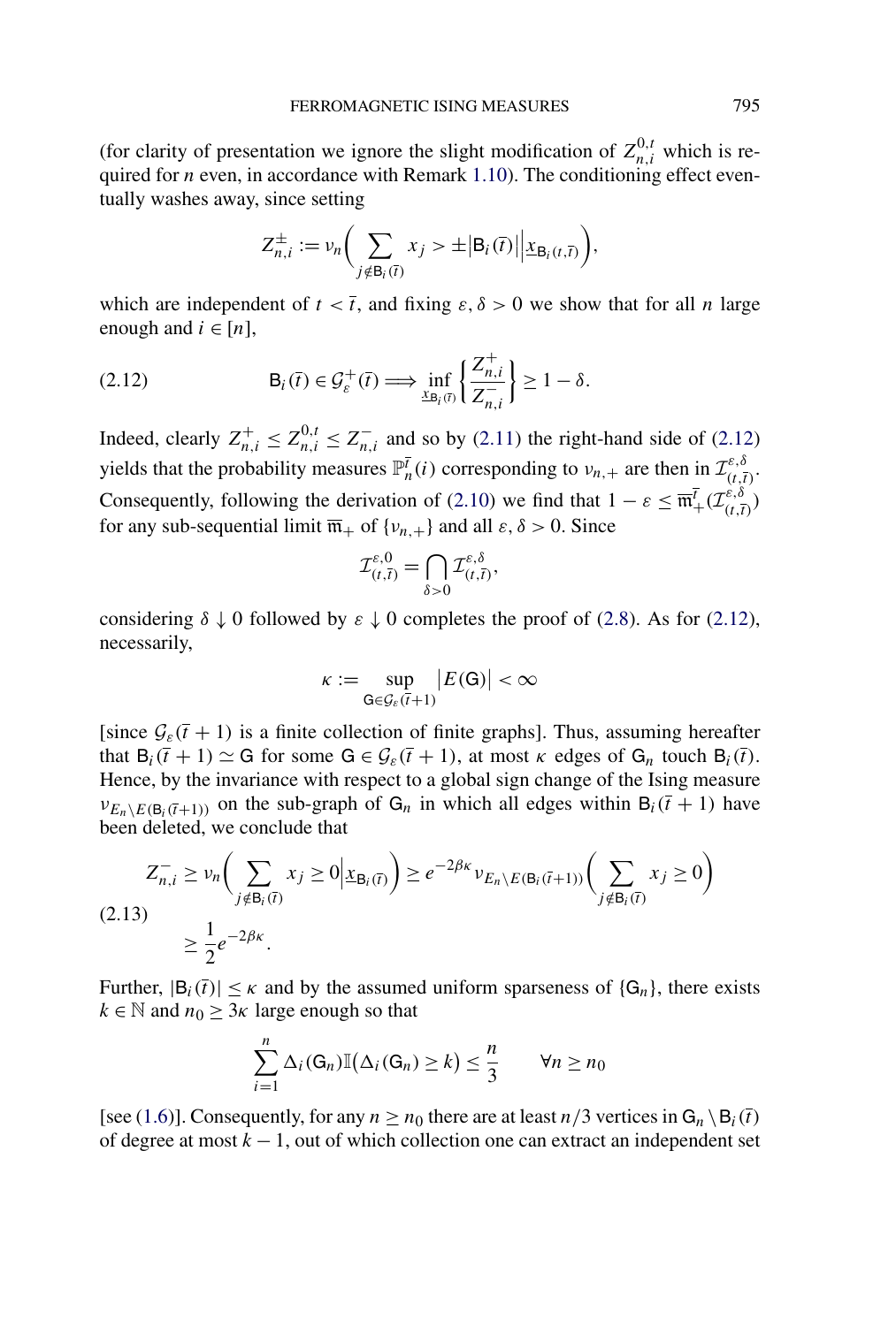(for clarity of presentation we ignore the slight modification of $Z_{n,i}^{0,t}$ which is required for $n$ even, in accordance with Remark 1.10). The conditioning effect eventually washes away, since setting

$$Z_{n,i}^{\pm} := \nu_n\biggl(\sum_{j \notin \mathsf{B}_i(\bar{t})} x_j > \pm|\mathsf{B}_i(\bar{t})| \Big| \underline{x}_{\mathsf{B}_i(t,\bar{t})}\biggr),$$

which are independent of $t < \bar{t}$, and fixing $\varepsilon, \delta > 0$ we show that for all $n$ large enough and $i \in [n]$,

$$\mathsf{B}_i(\bar{t}) \in \mathcal{G}_\varepsilon^+(\bar{t}) \Longrightarrow \inf_{\underline{x}_{\mathsf{B}_i(\bar{t})}} \biggl\{\frac{Z_{n,i}^+}{Z_{n,i}^-}\biggr\} \geq 1 - \delta. \tag{2.12}$$

Indeed, clearly $Z_{n,i}^+ \leq Z_{n,i}^{0,t} \leq Z_{n,i}^-$ and so by (2.11) the right-hand side of (2.12) yields that the probability measures $\mathbb{P}_n^{\bar{t}}(i)$ corresponding to $\nu_{n,+}$ are then in $\mathcal{I}_{(t,\bar{t})}^{\varepsilon,\delta}$. Consequently, following the derivation of (2.10) we find that $1 - \varepsilon \leq \overline{\mathfrak{m}}_+^{\bar{t}}(\mathcal{I}_{(t,\bar{t})}^{\varepsilon,\delta})$ for any sub-sequential limit $\overline{\mathfrak{m}}_+$ of $\{\nu_{n,+}\}$ and all $\varepsilon, \delta > 0$. Since

$$\mathcal{I}_{(t,\bar{t})}^{\varepsilon,0} = \bigcap_{\delta > 0} \mathcal{I}_{(t,\bar{t})}^{\varepsilon,\delta},$$

considering $\delta \downarrow 0$ followed by $\varepsilon \downarrow 0$ completes the proof of (2.8). As for (2.12), necessarily,

$$\kappa := \sup_{\mathsf{G} \in \mathcal{G}_\varepsilon(\bar{t}+1)} |E(\mathsf{G})| < \infty$$

[since $\mathcal{G}_\varepsilon(\bar{t}+1)$ is a finite collection of finite graphs]. Thus, assuming hereafter that $\mathsf{B}_i(\bar{t}+1) \simeq \mathsf{G}$ for some $\mathsf{G} \in \mathcal{G}_\varepsilon(\bar{t}+1)$, at most $\kappa$ edges of $\mathsf{G}_n$ touch $\mathsf{B}_i(\bar{t})$. Hence, by the invariance with respect to a global sign change of the Ising measure $\nu_{E_n \setminus E(\mathsf{B}_i(\bar{t}+1))}$ on the sub-graph of $\mathsf{G}_n$ in which all edges within $\mathsf{B}_i(\bar{t}+1)$ have been deleted, we conclude that

$$\begin{aligned} Z_{n,i}^- &\geq \nu_n\biggl(\sum_{j \notin \mathsf{B}_i(\bar{t})} x_j \geq 0 \Big| \underline{x}_{\mathsf{B}_i(\bar{t})}\biggr) \geq e^{-2\beta\kappa} \nu_{E_n \setminus E(\mathsf{B}_i(\bar{t}+1))}\biggl(\sum_{j \notin \mathsf{B}_i(\bar{t})} x_j \geq 0\biggr) \\ &\geq \frac{1}{2} e^{-2\beta\kappa}. \end{aligned} \tag{2.13}$$

Further, $|\mathsf{B}_i(\bar{t})| \leq \kappa$ and by the assumed uniform sparseness of $\{\mathsf{G}_n\}$, there exists $k \in \mathbb{N}$ and $n_0 \geq 3\kappa$ large enough so that

$$\sum_{i=1}^n \Delta_i(\mathsf{G}_n) \mathbb{I}(\Delta_i(\mathsf{G}_n) \geq k) \leq \frac{n}{3} \qquad \forall n \geq n_0$$

[see (1.6)]. Consequently, for any $n \geq n_0$ there are at least $n/3$ vertices in $\mathsf{G}_n \setminus \mathsf{B}_i(\bar{t})$ of degree at most $k - 1$, out of which collection one can extract an independent set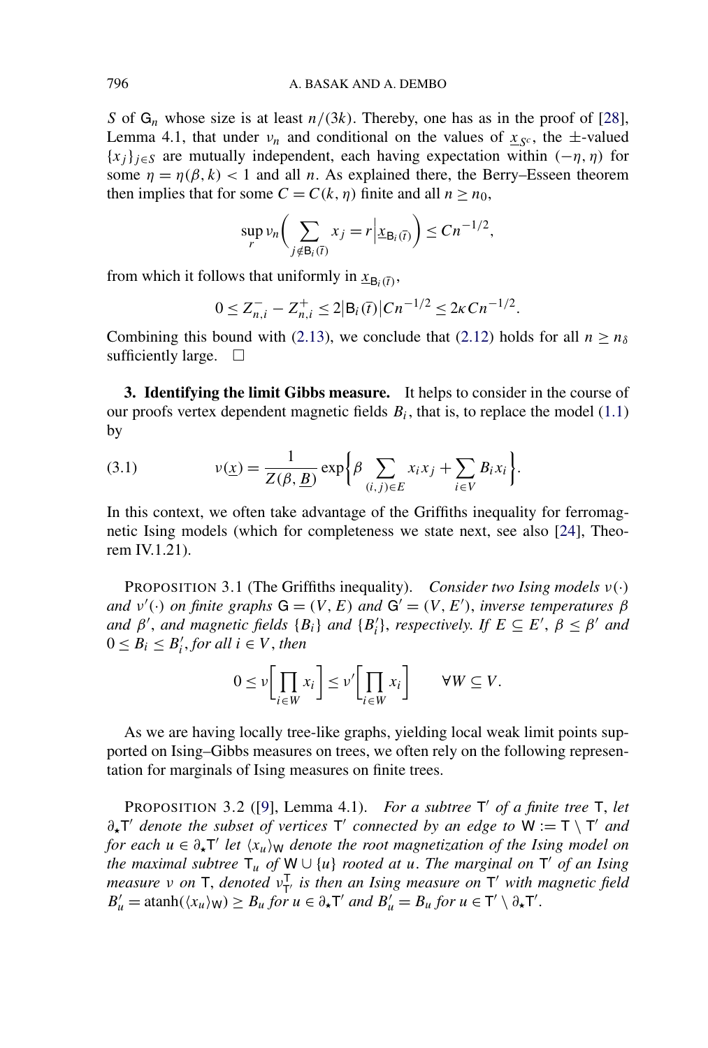$S$ of $\mathsf{G}_n$ whose size is at least $n/(3k)$. Thereby, one has as in the proof of [28], Lemma 4.1, that under $\nu_n$ and conditional on the values of $\underline{x}_{S^c}$, the $\pm$-valued $\{x_j\}_{j\in S}$ are mutually independent, each having expectation within $(-\eta,\eta)$ for some $\eta=\eta(\beta,k)<1$ and all $n$. As explained there, the Berry–Esseen theorem then implies that for some $C=C(k,\eta)$ finite and all $n\ge n_0$,

$$\sup_r \nu_n\biggl(\sum_{j\notin \mathsf{B}_i(\bar{t})} x_j = r\Big|\underline{x}_{\mathsf{B}_i(\bar{t})}\biggr)\le Cn^{-1/2},$$

from which it follows that uniformly in $\underline{x}_{\mathsf{B}_i(\bar{t})}$,

$$0\le Z_{n,i}^- - Z_{n,i}^+ \le 2|\mathsf{B}_i(\bar{t})|Cn^{-1/2}\le 2\kappa C n^{-1/2}.$$

Combining this bound with (2.13), we conclude that (2.12) holds for all $n\ge n_\delta$ sufficiently large. $\square$

## 3. Identifying the limit Gibbs measure.

It helps to consider in the course of our proofs vertex dependent magnetic fields $B_i$, that is, to replace the model (1.1) by

$$\nu(\underline{x})=\frac{1}{Z(\beta,\underline{B})}\exp\biggl\{\beta\sum_{(i,j)\in E}x_ix_j+\sum_{i\in V}B_ix_i\biggr\}. \tag{3.1}$$

In this context, we often take advantage of the Griffiths inequality for ferromagnetic Ising models (which for completeness we state next, see also [24], Theorem IV.1.21).

PROPOSITION 3.1 (The Griffiths inequality). *Consider two Ising models $\nu(\cdot)$ and $\nu'(\cdot)$ on finite graphs $\mathsf{G}=(V,E)$ and $\mathsf{G}'=(V,E')$, inverse temperatures $\beta$ and $\beta'$, and magnetic fields $\{B_i\}$ and $\{B_i'\}$, respectively. If $E\subseteq E'$, $\beta\le\beta'$ and $0\le B_i\le B_i'$, for all $i\in V$, then*

$$0\le \nu\biggl[\prod_{i\in W}x_i\biggr]\le \nu'\biggl[\prod_{i\in W}x_i\biggr]\qquad \forall W\subseteq V.$$

As we are having locally tree-like graphs, yielding local weak limit points supported on Ising–Gibbs measures on trees, we often rely on the following representation for marginals of Ising measures on finite trees.

PROPOSITION 3.2 ([9], Lemma 4.1). *For a subtree $\mathsf{T}'$ of a finite tree $\mathsf{T}$, let $\partial_\star\mathsf{T}'$ denote the subset of vertices $\mathsf{T}'$ connected by an edge to $\mathsf{W}:=\mathsf{T}\setminus\mathsf{T}'$ and for each $u\in\partial_\star\mathsf{T}'$ let $\langle x_u\rangle_{\mathsf{W}}$ denote the root magnetization of the Ising model on the maximal subtree $\mathsf{T}_u$ of $\mathsf{W}\cup\{u\}$ rooted at $u$. The marginal on $\mathsf{T}'$ of an Ising measure $\nu$ on $\mathsf{T}$, denoted $\nu^{\mathsf{T}}_{\mathsf{T}'}$ is then an Ising measure on $\mathsf{T}'$ with magnetic field $B_u'=\operatorname{atanh}(\langle x_u\rangle_{\mathsf{W}})\ge B_u$ for $u\in\partial_\star\mathsf{T}'$ and $B_u'=B_u$ for $u\in\mathsf{T}'\setminus\partial_\star\mathsf{T}'$.*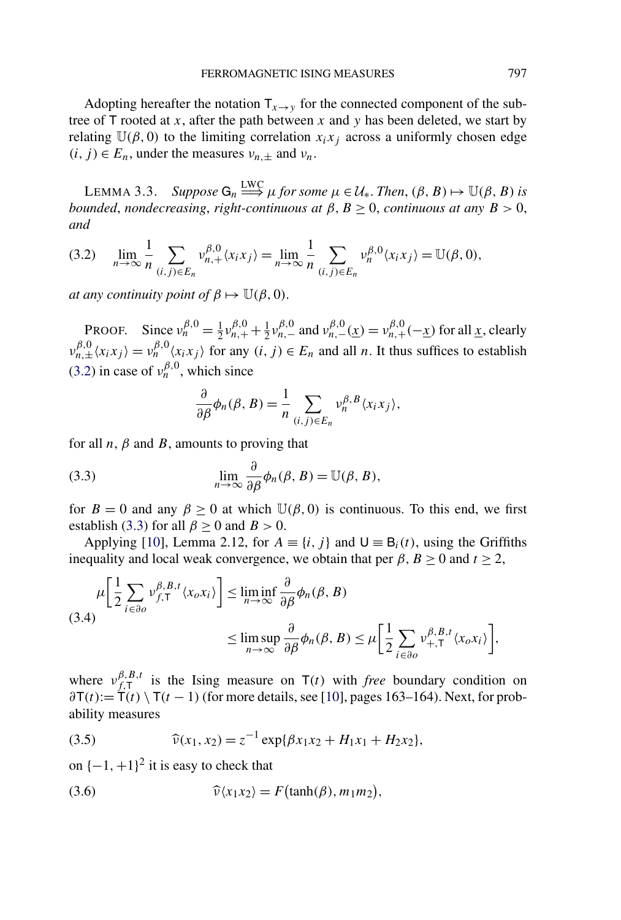Adopting hereafter the notation $\mathsf{T}_{x\to y}$ for the connected component of the subtree of $\mathsf{T}$ rooted at $x$, after the path between $x$ and $y$ has been deleted, we start by relating $\mathbb{U}(\beta,0)$ to the limiting correlation $x_i x_j$ across a uniformly chosen edge $(i,j)\in E_n$, under the measures $\nu_{n,\pm}$ and $\nu_n$.

LEMMA 3.3. *Suppose $\mathsf{G}_n \overset{\text{LWC}}{\Longrightarrow} \mu$ for some $\mu \in \mathcal{U}_*$. Then, $(\beta, B) \mapsto \mathbb{U}(\beta, B)$ is bounded, nondecreasing, right-continuous at $\beta, B \geq 0$, continuous at any $B > 0$, and*

$$
\lim_{n\to\infty} \frac{1}{n} \sum_{(i,j)\in E_n} \nu_{n,+}^{\beta,0}\langle x_i x_j\rangle = \lim_{n\to\infty} \frac{1}{n} \sum_{(i,j)\in E_n} \nu_{n}^{\beta,0}\langle x_i x_j\rangle = \mathbb{U}(\beta,0), \tag{3.2}
$$

*at any continuity point of $\beta \mapsto \mathbb{U}(\beta,0)$.*

PROOF. Since $\nu_n^{\beta,0} = \frac{1}{2}\nu_{n,+}^{\beta,0} + \frac{1}{2}\nu_{n,-}^{\beta,0}$ and $\nu_{n,-}^{\beta,0}(\underline{x}) = \nu_{n,+}^{\beta,0}(-\underline{x})$ for all $\underline{x}$, clearly $\nu_{n,\pm}^{\beta,0}\langle x_i x_j\rangle = \nu_n^{\beta,0}\langle x_i x_j\rangle$ for any $(i,j)\in E_n$ and all $n$. It thus suffices to establish (3.2) in case of $\nu_n^{\beta,0}$, which since

$$
\frac{\partial}{\partial\beta}\phi_n(\beta,B) = \frac{1}{n}\sum_{(i,j)\in E_n} \nu_n^{\beta,B}\langle x_i x_j\rangle,
$$

for all $n$, $\beta$ and $B$, amounts to proving that

$$
\lim_{n\to\infty} \frac{\partial}{\partial\beta}\phi_n(\beta,B) = \mathbb{U}(\beta,B), \tag{3.3}
$$

for $B=0$ and any $\beta \geq 0$ at which $\mathbb{U}(\beta,0)$ is continuous. To this end, we first establish (3.3) for all $\beta \geq 0$ and $B > 0$.

Applying [10], Lemma 2.12, for $A \equiv \{i,j\}$ and $\mathsf{U} \equiv \mathsf{B}_i(t)$, using the Griffiths inequality and local weak convergence, we obtain that per $\beta, B \geq 0$ and $t \geq 2$,

$$
\begin{aligned}
\mu\Bigg[\frac{1}{2}\sum_{i\in\partial o} \nu_{f,\mathsf{T}}^{\beta,B,t}\langle x_o x_i\rangle\Bigg] &\leq \liminf_{n\to\infty} \frac{\partial}{\partial\beta}\phi_n(\beta,B) \\
&\leq \limsup_{n\to\infty} \frac{\partial}{\partial\beta}\phi_n(\beta,B) \leq \mu\Bigg[\frac{1}{2}\sum_{i\in\partial o} \nu_{+,\mathsf{T}}^{\beta,B,t}\langle x_o x_i\rangle\Bigg],
\end{aligned} \tag{3.4}
$$

where $\nu_{f,\mathsf{T}}^{\beta,B,t}$ is the Ising measure on $\mathsf{T}(t)$ with *free* boundary condition on $\partial\mathsf{T}(t) := \mathsf{T}(t)\setminus\mathsf{T}(t-1)$ (for more details, see [10], pages 163–164). Next, for probability measures

$$
\widehat{\nu}(x_1,x_2) = z^{-1}\exp\{\beta x_1 x_2 + H_1 x_1 + H_2 x_2\}, \tag{3.5}
$$

on $\{-1,+1\}^2$ it is easy to check that

$$
\widehat{\nu}\langle x_1 x_2\rangle = F\big(\tanh(\beta), m_1 m_2\big), \tag{3.6}
$$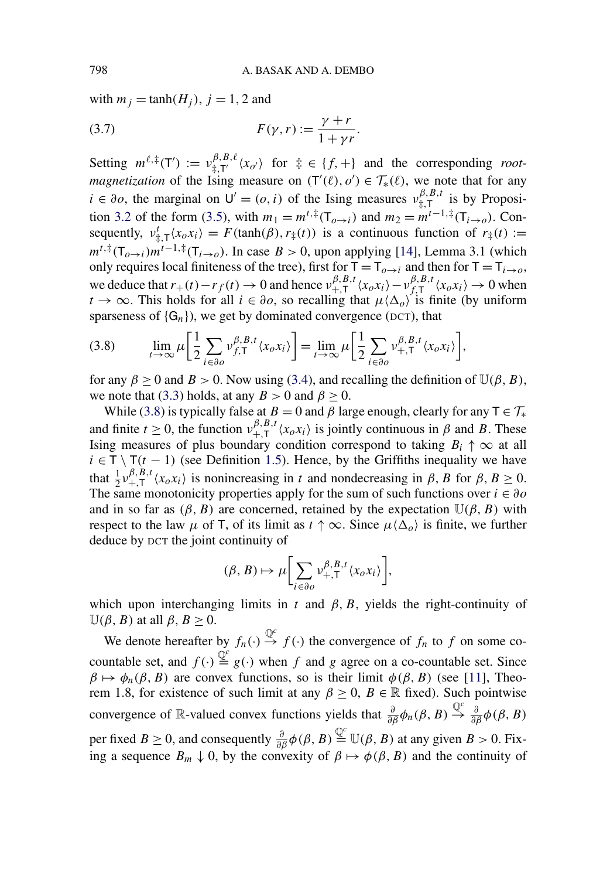with $m_j = \tanh(H_j)$, $j = 1, 2$ and

$$F(\gamma, r) := \frac{\gamma + r}{1 + \gamma r}. \tag{3.7}$$

Setting $m^{\ell,\ddagger}(\mathsf{T}') := \nu^{\beta,B,\ell}_{\ddagger,\mathsf{T}'}\langle x_{o'}\rangle$ for $\ddagger \in \{f, +\}$ and the corresponding *root-magnetization* of the Ising measure on $(\mathsf{T}'(\ell), o') \in \mathcal{T}_*(\ell)$, we note that for any $i \in \partial o$, the marginal on $\mathsf{U}' = (o, i)$ of the Ising measures $\nu^{\beta,B,t}_{\ddagger,\mathsf{T}}$ is by Proposition 3.2 of the form (3.5), with $m_1 = m^{t,\ddagger}(\mathsf{T}_{o\to i})$ and $m_2 = m^{t-1,\ddagger}(\mathsf{T}_{i\to o})$. Consequently, $\nu^t_{\ddagger,\mathsf{T}}\langle x_o x_i\rangle = F(\tanh(\beta), r_\ddagger(t))$ is a continuous function of $r_\ddagger(t) := m^{t,\ddagger}(\mathsf{T}_{o\to i})m^{t-1,\ddagger}(\mathsf{T}_{i\to o})$. In case $B > 0$, upon applying [14], Lemma 3.1 (which only requires local finiteness of the tree), first for $\mathsf{T} = \mathsf{T}_{o\to i}$ and then for $\mathsf{T} = \mathsf{T}_{i\to o}$, we deduce that $r_+(t) - r_f(t) \to 0$ and hence $\nu^{\beta,B,t}_{+,\mathsf{T}}\langle x_o x_i\rangle - \nu^{\beta,B,t}_{f,\mathsf{T}}\langle x_o x_i\rangle \to 0$ when $t \to \infty$. This holds for all $i \in \partial o$, so recalling that $\mu\langle\Delta_o\rangle$ is finite (by uniform sparseness of $\{\mathsf{G}_n\}$), we get by dominated convergence (DCT), that

$$\lim_{t\to\infty} \mu\left[\frac{1}{2}\sum_{i\in\partial o} \nu^{\beta,B,t}_{f,\mathsf{T}}\langle x_o x_i\rangle\right] = \lim_{t\to\infty} \mu\left[\frac{1}{2}\sum_{i\in\partial o} \nu^{\beta,B,t}_{+,\mathsf{T}}\langle x_o x_i\rangle\right], \tag{3.8}$$

for any $\beta \geq 0$ and $B > 0$. Now using (3.4), and recalling the definition of $\mathbb{U}(\beta, B)$, we note that (3.3) holds, at any $B > 0$ and $\beta \geq 0$.

While (3.8) is typically false at $B = 0$ and $\beta$ large enough, clearly for any $\mathsf{T} \in \mathcal{T}_*$ and finite $t \geq 0$, the function $\nu^{\beta,B,t}_{+,\mathsf{T}}\langle x_o x_i\rangle$ is jointly continuous in $\beta$ and $B$. These Ising measures of plus boundary condition correspond to taking $B_i \uparrow \infty$ at all $i \in \mathsf{T} \setminus \mathsf{T}(t-1)$ (see Definition 1.5). Hence, by the Griffiths inequality we have that $\frac{1}{2}\nu^{\beta,B,t}_{+,\mathsf{T}}\langle x_o x_i\rangle$ is nonincreasing in $t$ and nondecreasing in $\beta, B$ for $\beta, B \geq 0$. The same monotonicity properties apply for the sum of such functions over $i \in \partial o$ and in so far as $(\beta, B)$ are concerned, retained by the expectation $\mathbb{U}(\beta, B)$ with respect to the law $\mu$ of $\mathsf{T}$, of its limit as $t \uparrow \infty$. Since $\mu\langle\Delta_o\rangle$ is finite, we further deduce by DCT the joint continuity of

$$(\beta, B) \mapsto \mu\left[\sum_{i\in\partial o} \nu^{\beta,B,t}_{+,\mathsf{T}}\langle x_o x_i\rangle\right],$$

which upon interchanging limits in $t$ and $\beta, B$, yields the right-continuity of $\mathbb{U}(\beta, B)$ at all $\beta, B \geq 0$.

We denote hereafter by $f_n(\cdot) \stackrel{\mathbb{Q}^c}{\to} f(\cdot)$ the convergence of $f_n$ to $f$ on some co-countable set, and $f(\cdot) \stackrel{\mathbb{Q}^c}{=} g(\cdot)$ when $f$ and $g$ agree on a co-countable set. Since $\beta \mapsto \phi_n(\beta, B)$ are convex functions, so is their limit $\phi(\beta, B)$ (see [11], Theorem 1.8, for existence of such limit at any $\beta \geq 0$, $B \in \mathbb{R}$ fixed). Such pointwise convergence of $\mathbb{R}$-valued convex functions yields that $\frac{\partial}{\partial\beta}\phi_n(\beta, B) \stackrel{\mathbb{Q}^c}{\to} \frac{\partial}{\partial\beta}\phi(\beta, B)$ per fixed $B \geq 0$, and consequently $\frac{\partial}{\partial\beta}\phi(\beta, B) \stackrel{\mathbb{Q}^c}{=} \mathbb{U}(\beta, B)$ at any given $B > 0$. Fixing a sequence $B_m \downarrow 0$, by the convexity of $\beta \mapsto \phi(\beta, B)$ and the continuity of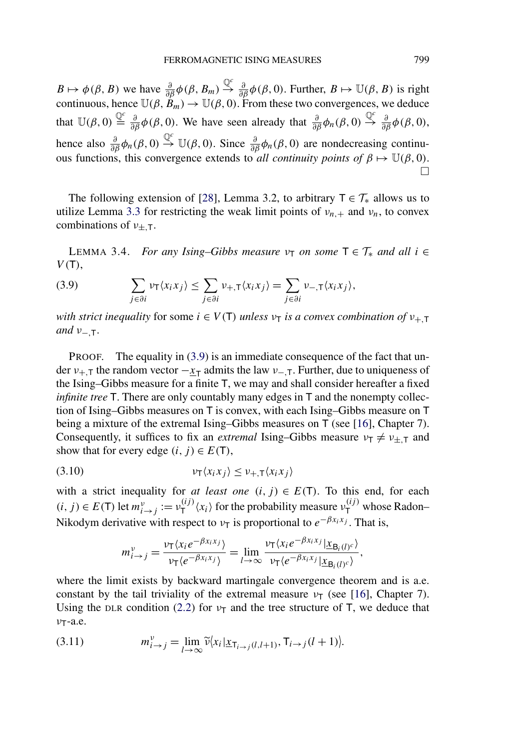$B \mapsto \phi(\beta, B)$ we have $\frac{\partial}{\partial\beta}\phi(\beta, B_m) \stackrel{\mathbb{Q}^c}{\to} \frac{\partial}{\partial\beta}\phi(\beta, 0)$. Further, $B \mapsto \mathbb{U}(\beta, B)$ is right continuous, hence $\mathbb{U}(\beta, B_m) \to \mathbb{U}(\beta, 0)$. From these two convergences, we deduce that $\mathbb{U}(\beta, 0) \stackrel{\mathbb{Q}^c}{=} \frac{\partial}{\partial\beta}\phi(\beta, 0)$. We have seen already that $\frac{\partial}{\partial\beta}\phi_n(\beta, 0) \stackrel{\mathbb{Q}^c}{\to} \frac{\partial}{\partial\beta}\phi(\beta, 0)$, hence also $\frac{\partial}{\partial\beta}\phi_n(\beta, 0) \stackrel{\mathbb{Q}^c}{\to} \mathbb{U}(\beta, 0)$. Since $\frac{\partial}{\partial\beta}\phi_n(\beta, 0)$ are nondecreasing continuous functions, this convergence extends to *all continuity points of* $\beta \mapsto \mathbb{U}(\beta, 0)$. $\square$

The following extension of [28], Lemma 3.2, to arbitrary $\mathsf{T} \in \mathcal{T}_*$ allows us to utilize Lemma 3.3 for restricting the weak limit points of $\nu_{n,+}$ and $\nu_n$, to convex combinations of $\nu_{\pm,\mathsf{T}}$.

LEMMA 3.4. *For any Ising–Gibbs measure $\nu_\mathsf{T}$ on some $\mathsf{T} \in \mathcal{T}_*$ and all $i \in V(\mathsf{T})$,*

$$\sum_{j \in \partial i} \nu_\mathsf{T}\langle x_i x_j \rangle \le \sum_{j \in \partial i} \nu_{+,\mathsf{T}}\langle x_i x_j \rangle = \sum_{j \in \partial i} \nu_{-,\mathsf{T}}\langle x_i x_j \rangle, \tag{3.9}$$

*with strict inequality* for some $i \in V(\mathsf{T})$ *unless $\nu_\mathsf{T}$ is a convex combination of $\nu_{+,\mathsf{T}}$ and $\nu_{-,\mathsf{T}}$.*

PROOF. The equality in (3.9) is an immediate consequence of the fact that under $\nu_{+,\mathsf{T}}$ the random vector $-\underline{x}_\mathsf{T}$ admits the law $\nu_{-,\mathsf{T}}$. Further, due to uniqueness of the Ising–Gibbs measure for a finite $\mathsf{T}$, we may and shall consider hereafter a fixed *infinite tree* $\mathsf{T}$. There are only countably many edges in $\mathsf{T}$ and the nonempty collection of Ising–Gibbs measures on $\mathsf{T}$ is convex, with each Ising–Gibbs measure on $\mathsf{T}$ being a mixture of the extremal Ising–Gibbs measures on $\mathsf{T}$ (see [16], Chapter 7). Consequently, it suffices to fix an *extremal* Ising–Gibbs measure $\nu_\mathsf{T} \ne \nu_{\pm,\mathsf{T}}$ and show that for every edge $(i, j) \in E(\mathsf{T})$,

$$\nu_\mathsf{T}\langle x_i x_j \rangle \le \nu_{+,\mathsf{T}}\langle x_i x_j \rangle \tag{3.10}$$

with a strict inequality for *at least one* $(i, j) \in E(\mathsf{T})$. To this end, for each $(i, j) \in E(\mathsf{T})$ let $m^\nu_{i\to j} := \nu^{(ij)}_\mathsf{T}\langle x_i \rangle$ for the probability measure $\nu^{(ij)}_\mathsf{T}$ whose Radon–Nikodym derivative with respect to $\nu_\mathsf{T}$ is proportional to $e^{-\beta x_i x_j}$. That is,

$$m^\nu_{i\to j} = \frac{\nu_\mathsf{T}\langle x_i e^{-\beta x_i x_j}\rangle}{\nu_\mathsf{T}\langle e^{-\beta x_i x_j}\rangle} = \lim_{l\to\infty} \frac{\nu_\mathsf{T}\langle x_i e^{-\beta x_i x_j} | \underline{x}_{\mathsf{B}_i(l)^c}\rangle}{\nu_\mathsf{T}\langle e^{-\beta x_i x_j} | \underline{x}_{\mathsf{B}_i(l)^c}\rangle},$$

where the limit exists by backward martingale convergence theorem and is a.e. constant by the tail triviality of the extremal measure $\nu_\mathsf{T}$ (see [16], Chapter 7). Using the DLR condition (2.2) for $\nu_\mathsf{T}$ and the tree structure of $\mathsf{T}$, we deduce that $\nu_\mathsf{T}$-a.e.

$$m^\nu_{i\to j} = \lim_{l\to\infty} \widetilde{\nu}\langle x_i | \underline{x}_{\mathsf{T}_{i\to j}(l,l+1)}, \mathsf{T}_{i\to j}(l+1)\rangle. \tag{3.11}$$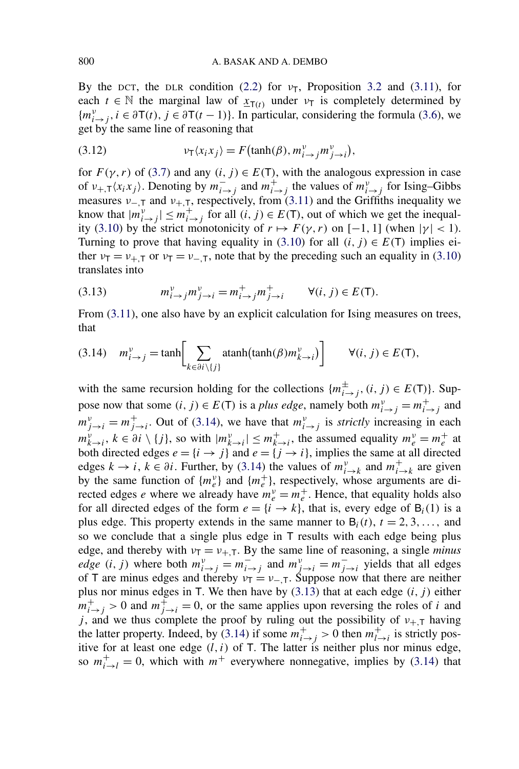By the DCT, the DLR condition (2.2) for $\nu_{\mathsf{T}}$, Proposition 3.2 and (3.11), for each $t \in \mathbb{N}$ the marginal law of $\underline{x}_{\mathsf{T}(t)}$ under $\nu_{\mathsf{T}}$ is completely determined by $\{m^{\nu}_{i\to j}, i \in \partial\mathsf{T}(t), j \in \partial\mathsf{T}(t-1)\}$. In particular, considering the formula (3.6), we get by the same line of reasoning that

$$\nu_{\mathsf{T}}\langle x_i x_j\rangle = F\big(\tanh(\beta), m^{\nu}_{i\to j} m^{\nu}_{j\to i}\big), \tag{3.12}$$

for $F(\gamma, r)$ of (3.7) and any $(i, j) \in E(\mathsf{T})$, with the analogous expression in case of $\nu_{+,\mathsf{T}}\langle x_i x_j\rangle$. Denoting by $m^{-}_{i\to j}$ and $m^{+}_{i\to j}$ the values of $m^{\nu}_{i\to j}$ for Ising–Gibbs measures $\nu_{-,\mathsf{T}}$ and $\nu_{+,\mathsf{T}}$, respectively, from (3.11) and the Griffiths inequality we know that $|m^{\nu}_{i\to j}| \le m^{+}_{i\to j}$ for all $(i, j) \in E(\mathsf{T})$, out of which we get the inequality (3.10) by the strict monotonicity of $r \mapsto F(\gamma, r)$ on $[-1, 1]$ (when $|\gamma| < 1$). Turning to prove that having equality in (3.10) for all $(i, j) \in E(\mathsf{T})$ implies either $\nu_{\mathsf{T}} = \nu_{+,\mathsf{T}}$ or $\nu_{\mathsf{T}} = \nu_{-,\mathsf{T}}$, note that by the preceding such an equality in (3.10) translates into

$$m^{\nu}_{i\to j} m^{\nu}_{j\to i} = m^{+}_{i\to j} m^{+}_{j\to i} \qquad \forall (i, j) \in E(\mathsf{T}). \tag{3.13}$$

From (3.11), one also have by an explicit calculation for Ising measures on trees, that

$$m^{\nu}_{i\to j} = \tanh\Bigg[\sum_{k\in\partial i\setminus\{j\}} \operatorname{atanh}\big(\tanh(\beta) m^{\nu}_{k\to i}\big)\Bigg] \qquad \forall (i, j) \in E(\mathsf{T}), \tag{3.14}$$

with the same recursion holding for the collections $\{m^{\pm}_{i\to j}, (i, j) \in E(\mathsf{T})\}$. Suppose now that some $(i, j) \in E(\mathsf{T})$ is a *plus edge*, namely both $m^{\nu}_{i\to j} = m^{+}_{i\to j}$ and $m^{\nu}_{j\to i} = m^{+}_{j\to i}$. Out of (3.14), we have that $m^{\nu}_{i\to j}$ is *strictly* increasing in each $m^{\nu}_{k\to i}$, $k \in \partial i \setminus \{j\}$, so with $|m^{\nu}_{k\to i}| \le m^{+}_{k\to i}$, the assumed equality $m^{\nu}_{e} = m^{+}_{e}$ at both directed edges $e = \{i \to j\}$ and $e = \{j \to i\}$, implies the same at all directed edges $k \to i$, $k \in \partial i$. Further, by (3.14) the values of $m^{\nu}_{i\to k}$ and $m^{+}_{i\to k}$ are given by the same function of $\{m^{\nu}_{e}\}$ and $\{m^{+}_{e}\}$, respectively, whose arguments are directed edges $e$ where we already have $m^{\nu}_{e} = m^{+}_{e}$. Hence, that equality holds also for all directed edges of the form $e = \{i \to k\}$, that is, every edge of $\mathsf{B}_i(1)$ is a plus edge. This property extends in the same manner to $\mathsf{B}_i(t)$, $t = 2, 3, \ldots$, and so we conclude that a single plus edge in $\mathsf{T}$ results with each edge being plus edge, and thereby with $\nu_{\mathsf{T}} = \nu_{+,\mathsf{T}}$. By the same line of reasoning, a single *minus edge* $(i, j)$ where both $m^{\nu}_{i\to j} = m^{-}_{i\to j}$ and $m^{\nu}_{j\to i} = m^{-}_{j\to i}$ yields that all edges of $\mathsf{T}$ are minus edges and thereby $\nu_{\mathsf{T}} = \nu_{-,\mathsf{T}}$. Suppose now that there are neither plus nor minus edges in $\mathsf{T}$. We then have by (3.13) that at each edge $(i, j)$ either $m^{+}_{i\to j} > 0$ and $m^{+}_{j\to i} = 0$, or the same applies upon reversing the roles of $i$ and $j$, and we thus complete the proof by ruling out the possibility of $\nu_{+,\mathsf{T}}$ having the latter property. Indeed, by (3.14) if some $m^{+}_{i\to j} > 0$ then $m^{+}_{l\to i}$ is strictly positive for at least one edge $(l, i)$ of $\mathsf{T}$. The latter is neither plus nor minus edge, so $m^{+}_{i\to l} = 0$, which with $m^{+}$ everywhere nonnegative, implies by (3.14) that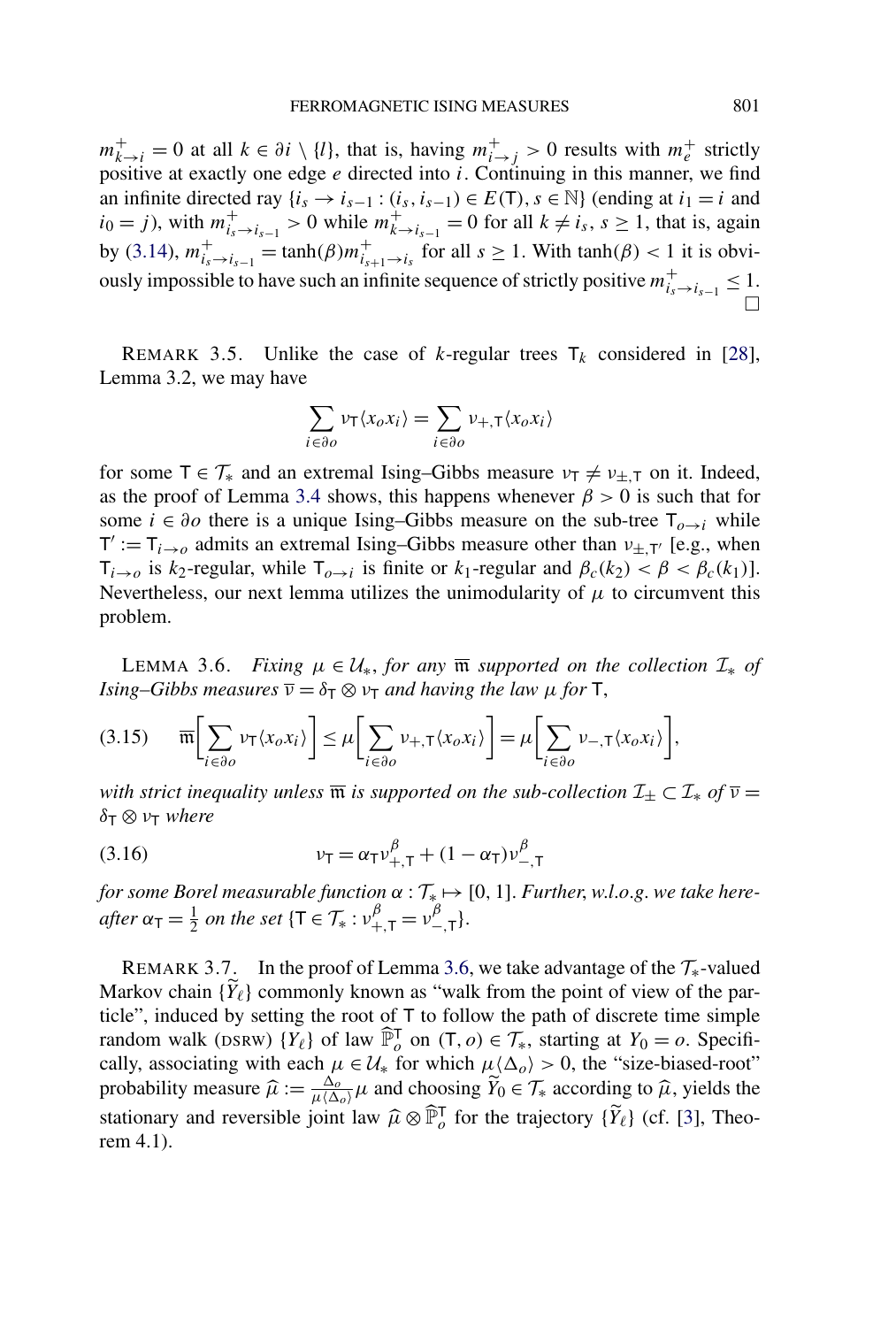$m^+_{k\to i} = 0$ at all $k \in \partial i \setminus \{l\}$, that is, having $m^+_{i\to j} > 0$ results with $m^+_e$ strictly positive at exactly one edge $e$ directed into $i$. Continuing in this manner, we find an infinite directed ray $\{i_s \to i_{s-1} : (i_s, i_{s-1}) \in E(\mathsf{T}), s \in \mathbb{N}\}$ (ending at $i_1 = i$ and $i_0 = j$), with $m^+_{i_s\to i_{s-1}} > 0$ while $m^+_{k\to i_{s-1}} = 0$ for all $k \neq i_s$, $s \geq 1$, that is, again by (3.14), $m^+_{i_s\to i_{s-1}} = \tanh(\beta) m^+_{i_{s+1}\to i_s}$ for all $s \geq 1$. With $\tanh(\beta) < 1$ it is obviously impossible to have such an infinite sequence of strictly positive $m^+_{i_s\to i_{s-1}} \leq 1$. □

REMARK 3.5. Unlike the case of $k$-regular trees $\mathsf{T}_k$ considered in [28], Lemma 3.2, we may have

$$\sum_{i\in\partial o} \nu_{\mathsf{T}}\langle x_o x_i\rangle = \sum_{i\in\partial o} \nu_{+,\mathsf{T}}\langle x_o x_i\rangle$$

for some $\mathsf{T} \in \mathcal{T}_*$ and an extremal Ising–Gibbs measure $\nu_{\mathsf{T}} \neq \nu_{\pm,\mathsf{T}}$ on it. Indeed, as the proof of Lemma 3.4 shows, this happens whenever $\beta > 0$ is such that for some $i \in \partial o$ there is a unique Ising–Gibbs measure on the sub-tree $\mathsf{T}_{o\to i}$ while $\mathsf{T}' := \mathsf{T}_{i\to o}$ admits an extremal Ising–Gibbs measure other than $\nu_{\pm,\mathsf{T}'}$ [e.g., when $\mathsf{T}_{i\to o}$ is $k_2$-regular, while $\mathsf{T}_{o\to i}$ is finite or $k_1$-regular and $\beta_c(k_2) < \beta < \beta_c(k_1)$]. Nevertheless, our next lemma utilizes the unimodularity of $\mu$ to circumvent this problem.

LEMMA 3.6. *Fixing $\mu \in \mathcal{U}_*$, for any $\overline{\mathfrak{m}}$ supported on the collection $\mathcal{I}_*$ of Ising–Gibbs measures $\overline{\nu} = \delta_{\mathsf{T}} \otimes \nu_{\mathsf{T}}$ and having the law $\mu$ for $\mathsf{T}$,*

$$\overline{\mathfrak{m}}\Big[\sum_{i\in\partial o} \nu_{\mathsf{T}}\langle x_o x_i\rangle\Big] \leq \mu\Big[\sum_{i\in\partial o} \nu_{+,\mathsf{T}}\langle x_o x_i\rangle\Big] = \mu\Big[\sum_{i\in\partial o} \nu_{-,\mathsf{T}}\langle x_o x_i\rangle\Big], \tag{3.15}$$

*with strict inequality unless $\overline{\mathfrak{m}}$ is supported on the sub-collection $\mathcal{I}_\pm \subset \mathcal{I}_*$ of $\overline{\nu} = \delta_{\mathsf{T}} \otimes \nu_{\mathsf{T}}$ where*

$$\nu_{\mathsf{T}} = \alpha_{\mathsf{T}} \nu^\beta_{+,\mathsf{T}} + (1 - \alpha_{\mathsf{T}}) \nu^\beta_{-,\mathsf{T}} \tag{3.16}$$

*for some Borel measurable function $\alpha : \mathcal{T}_* \mapsto [0, 1]$. Further, w.l.o.g. we take hereafter $\alpha_{\mathsf{T}} = \frac{1}{2}$ on the set $\{\mathsf{T} \in \mathcal{T}_* : \nu^\beta_{+,\mathsf{T}} = \nu^\beta_{-,\mathsf{T}}\}$.*

REMARK 3.7. In the proof of Lemma 3.6, we take advantage of the $\mathcal{T}_*$-valued Markov chain $\{\widetilde{Y}_\ell\}$ commonly known as "walk from the point of view of the particle", induced by setting the root of $\mathsf{T}$ to follow the path of discrete time simple random walk (DSRW) $\{Y_\ell\}$ of law $\widehat{\mathbb{P}}^{\mathsf{T}}_o$ on $(\mathsf{T}, o) \in \mathcal{T}_*$, starting at $Y_0 = o$. Specifically, associating with each $\mu \in \mathcal{U}_*$ for which $\mu\langle\Delta_o\rangle > 0$, the "size-biased-root" probability measure $\widehat{\mu} := \frac{\Delta_o}{\mu\langle\Delta_o\rangle}\mu$ and choosing $\widetilde{Y}_0 \in \mathcal{T}_*$ according to $\widehat{\mu}$, yields the stationary and reversible joint law $\widehat{\mu} \otimes \widehat{\mathbb{P}}^{\mathsf{T}}_o$ for the trajectory $\{\widetilde{Y}_\ell\}$ (cf. [3], Theorem 4.1).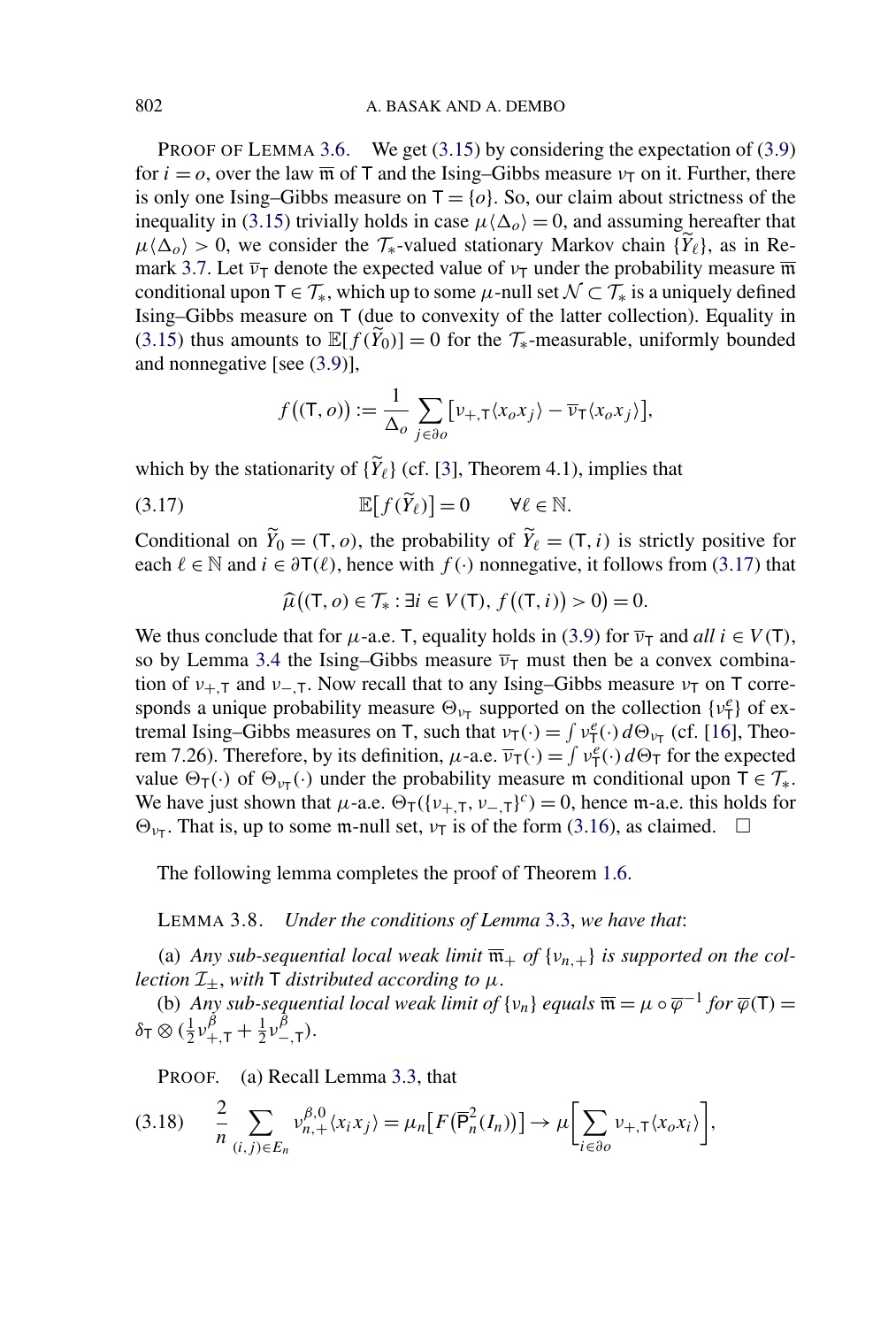PROOF OF LEMMA 3.6. We get (3.15) by considering the expectation of (3.9) for $i = o$, over the law $\overline{\mathfrak{m}}$ of $\mathsf{T}$ and the Ising–Gibbs measure $\nu_{\mathsf{T}}$ on it. Further, there is only one Ising–Gibbs measure on $\mathsf{T} = \{o\}$. So, our claim about strictness of the inequality in (3.15) trivially holds in case $\mu\langle\Delta_o\rangle = 0$, and assuming hereafter that $\mu\langle\Delta_o\rangle > 0$, we consider the $\mathcal{T}_*$-valued stationary Markov chain $\{\widetilde{Y}_\ell\}$, as in Remark 3.7. Let $\overline{\nu}_{\mathsf{T}}$ denote the expected value of $\nu_{\mathsf{T}}$ under the probability measure $\overline{\mathfrak{m}}$ conditional upon $\mathsf{T} \in \mathcal{T}_*$, which up to some $\mu$-null set $\mathcal{N} \subset \mathcal{T}_*$ is a uniquely defined Ising–Gibbs measure on $\mathsf{T}$ (due to convexity of the latter collection). Equality in (3.15) thus amounts to $\mathbb{E}[f(\widetilde{Y}_0)] = 0$ for the $\mathcal{T}_*$-measurable, uniformly bounded and nonnegative [see (3.9)],

$$f((\mathsf{T}, o)) := \frac{1}{\Delta_o} \sum_{j \in \partial o} [\nu_{+,\mathsf{T}}\langle x_o x_j\rangle - \overline{\nu}_{\mathsf{T}}\langle x_o x_j\rangle],$$

which by the stationarity of $\{\widetilde{Y}_\ell\}$ (cf. [3], Theorem 4.1), implies that

$$\mathbb{E}[f(\widetilde{Y}_\ell)] = 0 \qquad \forall \ell \in \mathbb{N}. \tag{3.17}$$

Conditional on $\widetilde{Y}_0 = (\mathsf{T}, o)$, the probability of $\widetilde{Y}_\ell = (\mathsf{T}, i)$ is strictly positive for each $\ell \in \mathbb{N}$ and $i \in \partial\mathsf{T}(\ell)$, hence with $f(\cdot)$ nonnegative, it follows from (3.17) that

$$\widehat{\mu}((\mathsf{T}, o) \in \mathcal{T}_* : \exists i \in V(\mathsf{T}), f((\mathsf{T}, i)) > 0) = 0.$$

We thus conclude that for $\mu$-a.e. $\mathsf{T}$, equality holds in (3.9) for $\overline{\nu}_{\mathsf{T}}$ and *all* $i \in V(\mathsf{T})$, so by Lemma 3.4 the Ising–Gibbs measure $\overline{\nu}_{\mathsf{T}}$ must then be a convex combination of $\nu_{+,\mathsf{T}}$ and $\nu_{-,\mathsf{T}}$. Now recall that to any Ising–Gibbs measure $\nu_{\mathsf{T}}$ on $\mathsf{T}$ corresponds a unique probability measure $\Theta_{\nu_{\mathsf{T}}}$ supported on the collection $\{\nu_{\mathsf{T}}^e\}$ of extremal Ising–Gibbs measures on $\mathsf{T}$, such that $\nu_{\mathsf{T}}(\cdot) = \int \nu_{\mathsf{T}}^e(\cdot)\, d\Theta_{\nu_{\mathsf{T}}}$ (cf. [16], Theorem 7.26). Therefore, by its definition, $\mu$-a.e. $\overline{\nu}_{\mathsf{T}}(\cdot) = \int \nu_{\mathsf{T}}^e(\cdot)\, d\Theta_{\mathsf{T}}$ for the expected value $\Theta_{\mathsf{T}}(\cdot)$ of $\Theta_{\nu_{\mathsf{T}}}(\cdot)$ under the probability measure $\mathfrak{m}$ conditional upon $\mathsf{T} \in \mathcal{T}_*$. We have just shown that $\mu$-a.e. $\Theta_{\mathsf{T}}(\{\nu_{+,\mathsf{T}}, \nu_{-,\mathsf{T}}\}^c) = 0$, hence $\mathfrak{m}$-a.e. this holds for $\Theta_{\nu_{\mathsf{T}}}$. That is, up to some $\mathfrak{m}$-null set, $\nu_{\mathsf{T}}$ is of the form (3.16), as claimed. $\square$

The following lemma completes the proof of Theorem 1.6.

LEMMA 3.8. *Under the conditions of Lemma* 3.3, *we have that*:

(a) *Any sub-sequential local weak limit* $\overline{\mathfrak{m}}_+$ *of* $\{\nu_{n,+}\}$ *is supported on the collection* $\mathcal{I}_\pm$, *with* $\mathsf{T}$ *distributed according to* $\mu$.

(b) *Any sub-sequential local weak limit of* $\{\nu_n\}$ *equals* $\overline{\mathfrak{m}} = \mu \circ \overline{\varphi}^{-1}$ *for* $\overline{\varphi}(\mathsf{T}) = \delta_{\mathsf{T}} \otimes (\frac{1}{2}\nu_{+,\mathsf{T}}^{\beta} + \frac{1}{2}\nu_{-,\mathsf{T}}^{\beta})$.

PROOF. (a) Recall Lemma 3.3, that

$$\frac{2}{n} \sum_{(i,j) \in E_n} \nu_{n,+}^{\beta,0}\langle x_i x_j\rangle = \mu_n[F(\overline{\mathsf{P}}_n^2(I_n))] \to \mu\Big[\sum_{i \in \partial o} \nu_{+,\mathsf{T}}\langle x_o x_i\rangle\Big], \tag{3.18}$$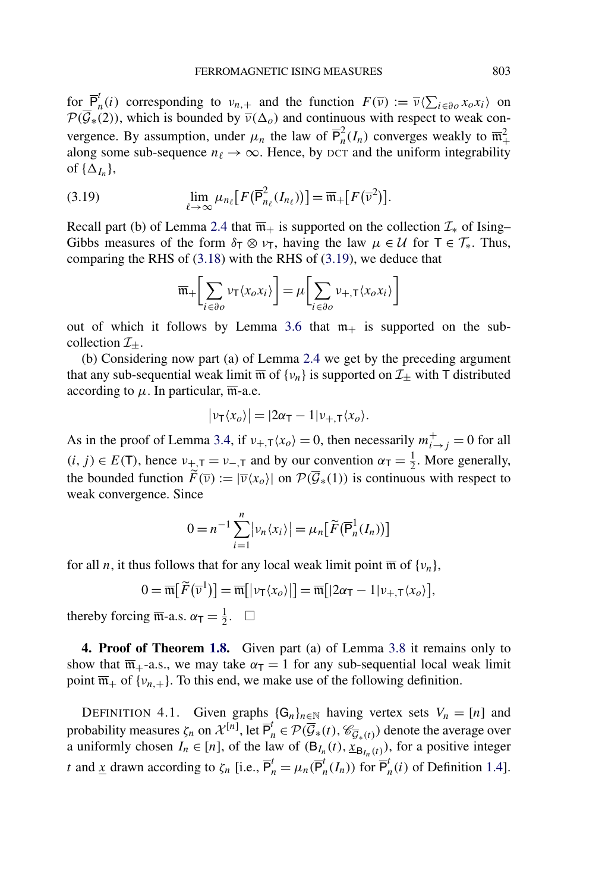for $\overline{\mathsf{P}}^t_n(i)$ corresponding to $\nu_{n,+}$ and the function $F(\overline{\nu}) := \overline{\nu}\langle\sum_{i\in\partial o} x_o x_i\rangle$ on $\mathcal{P}(\overline{\mathcal{G}}_*(2))$, which is bounded by $\overline{\nu}(\Delta_o)$ and continuous with respect to weak convergence. By assumption, under $\mu_n$ the law of $\overline{\mathsf{P}}^2_n(I_n)$ converges weakly to $\overline{\mathfrak{m}}^2_+$ along some sub-sequence $n_\ell \to \infty$. Hence, by DCT and the uniform integrability of $\{\Delta_{I_n}\}$,

$$\lim_{\ell\to\infty} \mu_{n_\ell}\big[F\big(\overline{\mathsf{P}}^2_{n_\ell}(I_{n_\ell})\big)\big] = \overline{\mathfrak{m}}_+\big[F\big(\overline{\nu}^2\big)\big]. \tag{3.19}$$

Recall part (b) of Lemma 2.4 that $\overline{\mathfrak{m}}_+$ is supported on the collection $\mathcal{I}_*$ of Ising–Gibbs measures of the form $\delta_{\mathsf{T}} \otimes \nu_{\mathsf{T}}$, having the law $\mu \in \mathcal{U}$ for $\mathsf{T} \in \mathcal{T}_*$. Thus, comparing the RHS of (3.18) with the RHS of (3.19), we deduce that

$$\overline{\mathfrak{m}}_+\bigg[\sum_{i\in\partial o} \nu_{\mathsf{T}}\langle x_o x_i\rangle\bigg] = \mu\bigg[\sum_{i\in\partial o} \nu_{+,\mathsf{T}}\langle x_o x_i\rangle\bigg]$$

out of which it follows by Lemma 3.6 that $\mathfrak{m}_+$ is supported on the sub-collection $\mathcal{I}_\pm$.

(b) Considering now part (a) of Lemma 2.4 we get by the preceding argument that any sub-sequential weak limit $\overline{\mathfrak{m}}$ of $\{\nu_n\}$ is supported on $\mathcal{I}_\pm$ with $\mathsf{T}$ distributed according to $\mu$. In particular, $\overline{\mathfrak{m}}$-a.e.

$$\big|\nu_{\mathsf{T}}\langle x_o\rangle\big| = |2\alpha_{\mathsf{T}} - 1|\nu_{+,\mathsf{T}}\langle x_o\rangle.$$

As in the proof of Lemma 3.4, if $\nu_{+,\mathsf{T}}\langle x_o\rangle = 0$, then necessarily $m^+_{i\to j} = 0$ for all $(i,j) \in E(\mathsf{T})$, hence $\nu_{+,\mathsf{T}} = \nu_{-,\mathsf{T}}$ and by our convention $\alpha_{\mathsf{T}} = \frac{1}{2}$. More generally, the bounded function $\widetilde{F}(\overline{\nu}) := |\overline{\nu}\langle x_o\rangle|$ on $\mathcal{P}(\overline{\mathcal{G}}_*(1))$ is continuous with respect to weak convergence. Since

$$0 = n^{-1}\sum_{i=1}^{n} \big|\nu_n\langle x_i\rangle\big| = \mu_n\big[\widetilde{F}\big(\overline{\mathsf{P}}^1_n(I_n)\big)\big]$$

for all $n$, it thus follows that for any local weak limit point $\overline{\mathfrak{m}}$ of $\{\nu_n\}$,

$$0 = \overline{\mathfrak{m}}\big[\widetilde{F}\big(\overline{\nu}^1\big)\big] = \overline{\mathfrak{m}}\big[\big|\nu_{\mathsf{T}}\langle x_o\rangle\big|\big] = \overline{\mathfrak{m}}\big[|2\alpha_{\mathsf{T}} - 1|\nu_{+,\mathsf{T}}\langle x_o\rangle\big],$$

thereby forcing $\overline{\mathfrak{m}}$-a.s. $\alpha_{\mathsf{T}} = \frac{1}{2}$. $\square$

**4. Proof of Theorem 1.8.** Given part (a) of Lemma 3.8 it remains only to show that $\overline{\mathfrak{m}}_+$-a.s., we may take $\alpha_{\mathsf{T}} = 1$ for any sub-sequential local weak limit point $\overline{\mathfrak{m}}_+$ of $\{\nu_{n,+}\}$. To this end, we make use of the following definition.

DEFINITION 4.1. Given graphs $\{\mathsf{G}_n\}_{n\in\mathbb{N}}$ having vertex sets $V_n = [n]$ and probability measures $\zeta_n$ on $\mathcal{X}^{[n]}$, let $\overline{\mathsf{P}}^t_n \in \mathcal{P}(\overline{\mathcal{G}}_*(t), \mathscr{C}_{\overline{\mathcal{G}}_*(t)})$ denote the average over a uniformly chosen $I_n \in [n]$, of the law of $(\mathsf{B}_{I_n}(t), \underline{x}_{\mathsf{B}_{I_n}(t)})$, for a positive integer $t$ and $\underline{x}$ drawn according to $\zeta_n$ [i.e., $\overline{\mathsf{P}}^t_n = \mu_n(\overline{\mathsf{P}}^t_n(I_n))$ for $\overline{\mathsf{P}}^t_n(i)$ of Definition 1.4].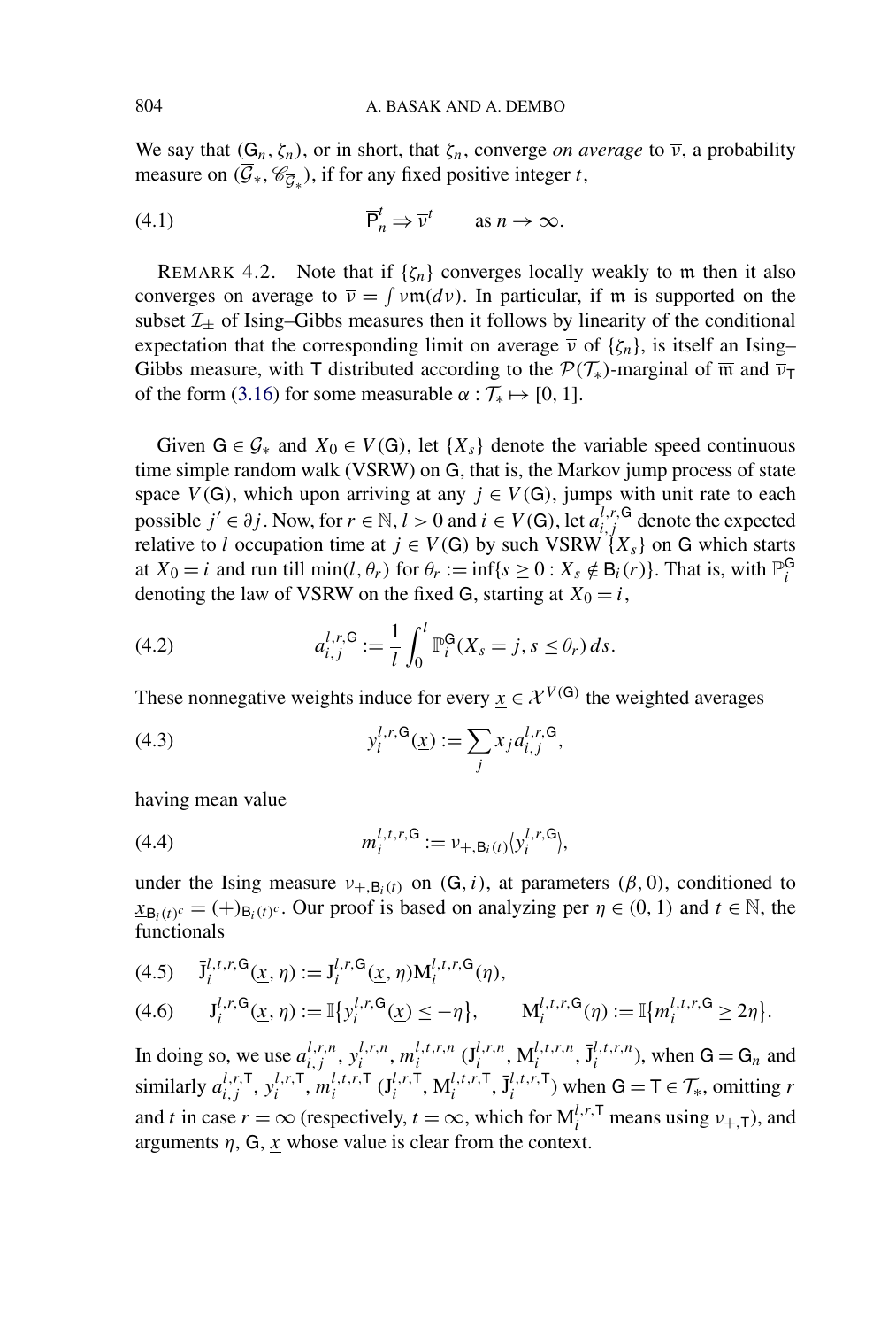We say that $(\mathsf{G}_n, \zeta_n)$, or in short, that $\zeta_n$, converge *on average* to $\overline{\nu}$, a probability measure on $(\overline{\mathcal{G}}_*, \mathscr{C}_{\overline{\mathcal{G}}_*})$, if for any fixed positive integer $t$,

$$\overline{\mathsf{P}}_n^t \Rightarrow \overline{\nu}^t \qquad \text{as } n \to \infty. \tag{4.1}$$

REMARK 4.2. Note that if $\{\zeta_n\}$ converges locally weakly to $\overline{\mathfrak{m}}$ then it also converges on average to $\overline{\nu} = \int \nu \overline{\mathfrak{m}}(d\nu)$. In particular, if $\overline{\mathfrak{m}}$ is supported on the subset $\mathcal{I}_\pm$ of Ising–Gibbs measures then it follows by linearity of the conditional expectation that the corresponding limit on average $\overline{\nu}$ of $\{\zeta_n\}$, is itself an Ising–Gibbs measure, with $\mathsf{T}$ distributed according to the $\mathcal{P}(\mathcal{T}_*)$-marginal of $\overline{\mathfrak{m}}$ and $\overline{\nu}_{\mathsf{T}}$ of the form (3.16) for some measurable $\alpha : \mathcal{T}_* \mapsto [0, 1]$.

Given $\mathsf{G} \in \mathcal{G}_*$ and $X_0 \in V(\mathsf{G})$, let $\{X_s\}$ denote the variable speed continuous time simple random walk (VSRW) on $\mathsf{G}$, that is, the Markov jump process of state space $V(\mathsf{G})$, which upon arriving at any $j \in V(\mathsf{G})$, jumps with unit rate to each possible $j' \in \partial j$. Now, for $r \in \mathbb{N}$, $l > 0$ and $i \in V(\mathsf{G})$, let $a_{i,j}^{l,r,\mathsf{G}}$ denote the expected relative to $l$ occupation time at $j \in V(\mathsf{G})$ by such VSRW $\{X_s\}$ on $\mathsf{G}$ which starts at $X_0 = i$ and run till $\min(l, \theta_r)$ for $\theta_r := \inf\{s \geq 0 : X_s \notin \mathsf{B}_i(r)\}$. That is, with $\mathbb{P}_i^{\mathsf{G}}$ denoting the law of VSRW on the fixed $\mathsf{G}$, starting at $X_0 = i$,

$$a_{i,j}^{l,r,\mathsf{G}} := \frac{1}{l} \int_0^l \mathbb{P}_i^{\mathsf{G}}(X_s = j, s \leq \theta_r)\, ds. \tag{4.2}$$

These nonnegative weights induce for every $\underline{x} \in \mathcal{X}^{V(\mathsf{G})}$ the weighted averages

$$y_i^{l,r,\mathsf{G}}(\underline{x}) := \sum_j x_j a_{i,j}^{l,r,\mathsf{G}}, \tag{4.3}$$

having mean value

$$m_i^{l,t,r,\mathsf{G}} := \nu_{+,\mathsf{B}_i(t)} \langle y_i^{l,r,\mathsf{G}} \rangle, \tag{4.4}$$

under the Ising measure $\nu_{+,\mathsf{B}_i(t)}$ on $(\mathsf{G}, i)$, at parameters $(\beta, 0)$, conditioned to $\underline{x}_{\mathsf{B}_i(t)^c} = (+)_{\mathsf{B}_i(t)^c}$. Our proof is based on analyzing per $\eta \in (0, 1)$ and $t \in \mathbb{N}$, the functionals

$$\bar{\mathrm{J}}_i^{l,t,r,\mathsf{G}}(\underline{x}, \eta) := \mathrm{J}_i^{l,r,\mathsf{G}}(\underline{x}, \eta) \mathrm{M}_i^{l,t,r,\mathsf{G}}(\eta), \tag{4.5}$$

$$\mathrm{J}_i^{l,r,\mathsf{G}}(\underline{x}, \eta) := \mathbb{I}\{y_i^{l,r,\mathsf{G}}(\underline{x}) \leq -\eta\}, \qquad \mathrm{M}_i^{l,t,r,\mathsf{G}}(\eta) := \mathbb{I}\{m_i^{l,t,r,\mathsf{G}} \geq 2\eta\}. \tag{4.6}$$

In doing so, we use $a_{i,j}^{l,r,n}$, $y_i^{l,r,n}$, $m_i^{l,t,r,n}$ ($\mathrm{J}_i^{l,r,n}$, $\mathrm{M}_i^{l,t,r,n}$, $\bar{\mathrm{J}}_i^{l,t,r,n}$), when $\mathsf{G} = \mathsf{G}_n$ and similarly $a_{i,j}^{l,r,\mathsf{T}}$, $y_i^{l,r,\mathsf{T}}$, $m_i^{l,t,r,\mathsf{T}}$ ($\mathrm{J}_i^{l,r,\mathsf{T}}$, $\mathrm{M}_i^{l,t,r,\mathsf{T}}$, $\bar{\mathrm{J}}_i^{l,t,r,\mathsf{T}}$) when $\mathsf{G} = \mathsf{T} \in \mathcal{T}_*$, omitting $r$ and $t$ in case $r = \infty$ (respectively, $t = \infty$, which for $\mathrm{M}_i^{l,r,\mathsf{T}}$ means using $\nu_{+,\mathsf{T}}$), and arguments $\eta$, $\mathsf{G}$, $\underline{x}$ whose value is clear from the context.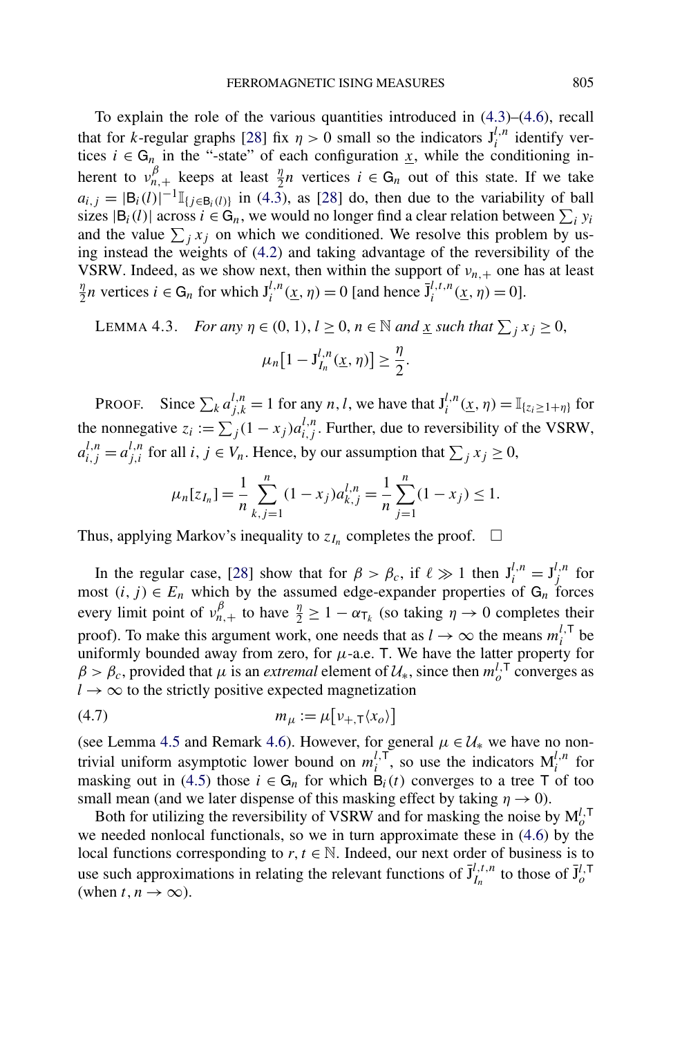To explain the role of the various quantities introduced in (4.3)–(4.6), recall that for $k$-regular graphs [28] fix $\eta > 0$ small so the indicators $\mathsf{J}_i^{l,n}$ identify vertices $i \in \mathsf{G}_n$ in the "-state" of each configuration $\underline{x}$, while the conditioning inherent to $\nu_{n,+}^{\beta}$ keeps at least $\frac{\eta}{2}n$ vertices $i \in \mathsf{G}_n$ out of this state. If we take $a_{i,j} = |\mathsf{B}_i(l)|^{-1}\mathbb{I}_{\{j \in \mathsf{B}_i(l)\}}$ in (4.3), as [28] do, then due to the variability of ball sizes $|\mathsf{B}_i(l)|$ across $i \in \mathsf{G}_n$, we would no longer find a clear relation between $\sum_i y_i$ and the value $\sum_j x_j$ on which we conditioned. We resolve this problem by using instead the weights of (4.2) and taking advantage of the reversibility of the VSRW. Indeed, as we show next, then within the support of $\nu_{n,+}$ one has at least $\frac{\eta}{2}n$ vertices $i \in \mathsf{G}_n$ for which $\mathsf{J}_i^{l,n}(\underline{x}, \eta) = 0$ [and hence $\bar{\mathsf{J}}_i^{l,t,n}(\underline{x}, \eta) = 0$].

LEMMA 4.3. *For any $\eta \in (0,1)$, $l \geq 0$, $n \in \mathbb{N}$ and $\underline{x}$ such that $\sum_j x_j \geq 0$,*

$$\mu_n\big[1 - \mathsf{J}_{I_n}^{l,n}(\underline{x}, \eta)\big] \geq \frac{\eta}{2}.$$

PROOF. Since $\sum_k a_{j,k}^{l,n} = 1$ for any $n, l$, we have that $\mathsf{J}_i^{l,n}(\underline{x}, \eta) = \mathbb{I}_{\{z_i \geq 1+\eta\}}$ for the nonnegative $z_i := \sum_j (1 - x_j) a_{i,j}^{l,n}$. Further, due to reversibility of the VSRW, $a_{i,j}^{l,n} = a_{j,i}^{l,n}$ for all $i, j \in V_n$. Hence, by our assumption that $\sum_j x_j \geq 0$,

$$\mu_n[z_{I_n}] = \frac{1}{n}\sum_{k,j=1}^{n} (1 - x_j) a_{k,j}^{l,n} = \frac{1}{n}\sum_{j=1}^{n} (1 - x_j) \leq 1.$$

Thus, applying Markov's inequality to $z_{I_n}$ completes the proof. $\square$

In the regular case, [28] show that for $\beta > \beta_c$, if $\ell \gg 1$ then $\mathsf{J}_i^{l,n} = \mathsf{J}_j^{l,n}$ for most $(i, j) \in E_n$ which by the assumed edge-expander properties of $\mathsf{G}_n$ forces every limit point of $\nu_{n,+}^{\beta}$ to have $\frac{\eta}{2} \geq 1 - \alpha_{\mathsf{T}_k}$ (so taking $\eta \to 0$ completes their proof). To make this argument work, one needs that as $l \to \infty$ the means $m_i^{l,\mathsf{T}}$ be uniformly bounded away from zero, for $\mu$-a.e. $\mathsf{T}$. We have the latter property for $\beta > \beta_c$, provided that $\mu$ is an *extremal* element of $\mathcal{U}_*$, since then $m_o^{l,\mathsf{T}}$ converges as $l \to \infty$ to the strictly positive expected magnetization

$$m_\mu := \mu\big[\nu_{+,\mathsf{T}}\langle x_o\rangle\big] \tag{4.7}$$

(see Lemma 4.5 and Remark 4.6). However, for general $\mu \in \mathcal{U}_*$ we have no nontrivial uniform asymptotic lower bound on $m_i^{l,\mathsf{T}}$, so use the indicators $\mathsf{M}_i^{l,n}$ for masking out in (4.5) those $i \in \mathsf{G}_n$ for which $\mathsf{B}_i(t)$ converges to a tree $\mathsf{T}$ of too small mean (and we later dispense of this masking effect by taking $\eta \to 0$).

Both for utilizing the reversibility of VSRW and for masking the noise by $\mathsf{M}_o^{l,\mathsf{T}}$ we needed nonlocal functionals, so we in turn approximate these in (4.6) by the local functions corresponding to $r, t \in \mathbb{N}$. Indeed, our next order of business is to use such approximations in relating the relevant functions of $\bar{\mathsf{J}}_{I_n}^{l,t,n}$ to those of $\bar{\mathsf{J}}_o^{l,\mathsf{T}}$ (when $t, n \to \infty$).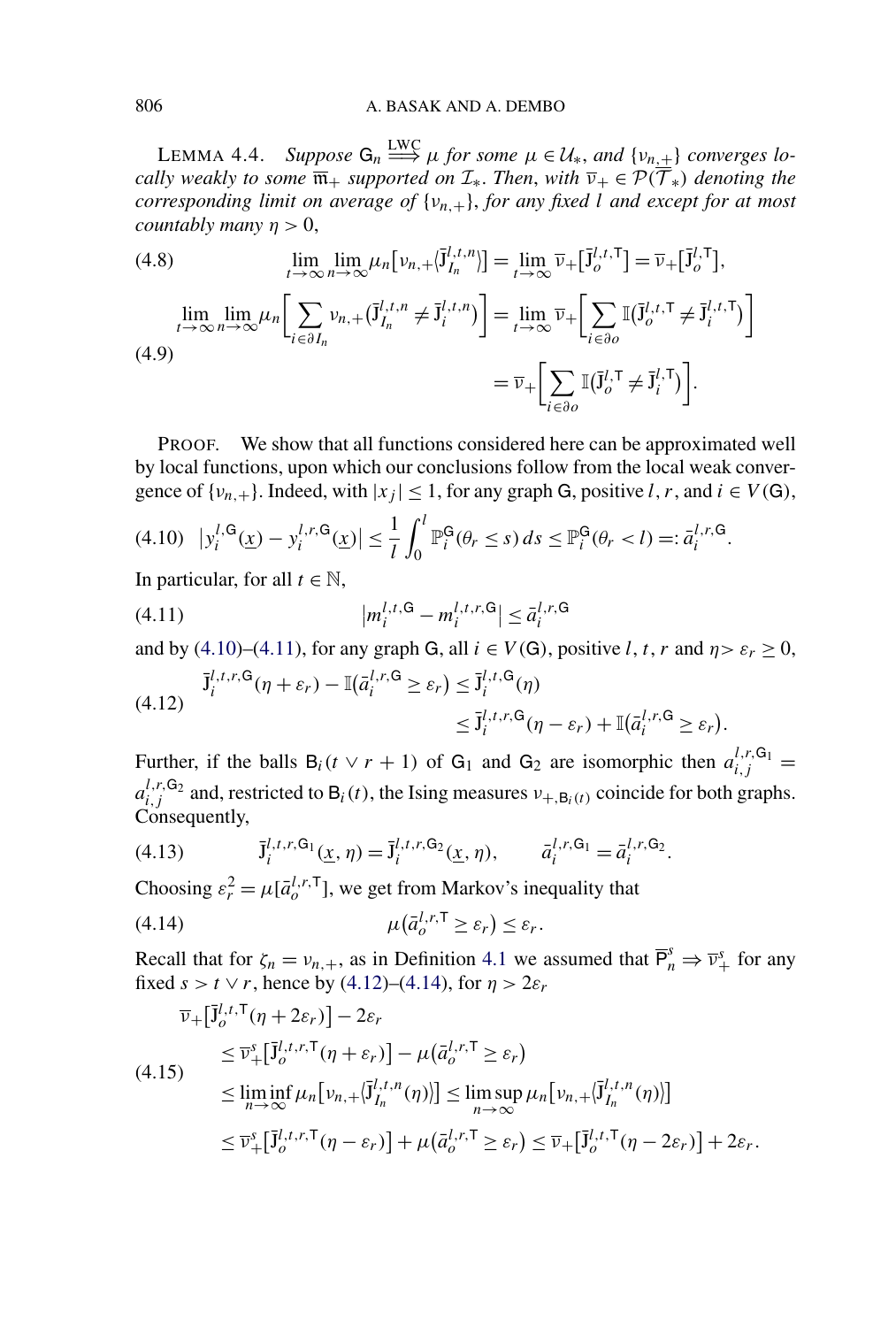LEMMA 4.4. *Suppose $\mathsf{G}_n \stackrel{\text{LWC}}{\Longrightarrow} \mu$ for some $\mu \in \mathcal{U}_*$, and $\{\nu_{n,+}\}$ converges locally weakly to some $\overline{\mathfrak{m}}_+$ supported on $\mathcal{I}_*$. Then, with $\overline{\nu}_+ \in \mathcal{P}(\overline{\mathcal{T}}_*)$ denoting the corresponding limit on average of $\{\nu_{n,+}\}$, for any fixed $l$ and except for at most countably many $\eta > 0$,*

$$
\lim_{t\to\infty}\lim_{n\to\infty}\mu_n\big[\nu_{n,+}\langle \bar{\mathsf{J}}^{l,t,n}_{I_n}\rangle\big] = \lim_{t\to\infty}\overline{\nu}_+\big[\bar{\mathsf{J}}^{l,t,\mathsf{T}}_o\big] = \overline{\nu}_+\big[\bar{\mathsf{J}}^{l,\mathsf{T}}_o\big], \tag{4.8}
$$

$$
\begin{aligned}
\lim_{t\to\infty}\lim_{n\to\infty}\mu_n\Big[\sum_{i\in\partial I_n}\nu_{n,+}\big(\bar{\mathsf{J}}^{l,t,n}_{I_n}\neq \bar{\mathsf{J}}^{l,t,n}_{i}\big)\Big] &= \lim_{t\to\infty}\overline{\nu}_+\Big[\sum_{i\in\partial o}\mathbb{I}\big(\bar{\mathsf{J}}^{l,t,\mathsf{T}}_o\neq \bar{\mathsf{J}}^{l,t,\mathsf{T}}_i\big)\Big] \\
&= \overline{\nu}_+\Big[\sum_{i\in\partial o}\mathbb{I}\big(\bar{\mathsf{J}}^{l,\mathsf{T}}_o\neq \bar{\mathsf{J}}^{l,\mathsf{T}}_i\big)\Big].
\end{aligned}\tag{4.9}
$$

PROOF. We show that all functions considered here can be approximated well by local functions, upon which our conclusions follow from the local weak convergence of $\{\nu_{n,+}\}$. Indeed, with $|x_j|\le 1$, for any graph $\mathsf{G}$, positive $l, r$, and $i\in V(\mathsf{G})$,

$$
\big|y^{l,\mathsf{G}}_i(\underline{x}) - y^{l,r,\mathsf{G}}_i(\underline{x})\big| \le \frac{1}{l}\int_0^l \mathbb{P}^{\mathsf{G}}_i(\theta_r\le s)\,ds \le \mathbb{P}^{\mathsf{G}}_i(\theta_r<l) =: \bar{a}^{l,r,\mathsf{G}}_i. \tag{4.10}
$$

In particular, for all $t\in\mathbb{N}$,

$$
\big|m^{l,t,\mathsf{G}}_i - m^{l,t,r,\mathsf{G}}_i\big| \le \bar{a}^{l,r,\mathsf{G}}_i \tag{4.11}
$$

and by (4.10)–(4.11), for any graph $\mathsf{G}$, all $i\in V(\mathsf{G})$, positive $l, t, r$ and $\eta > \varepsilon_r \ge 0$,

$$
\begin{aligned}
\bar{\mathsf{J}}^{l,t,r,\mathsf{G}}_i(\eta+\varepsilon_r) - \mathbb{I}\big(\bar{a}^{l,r,\mathsf{G}}_i \ge \varepsilon_r\big) &\le \bar{\mathsf{J}}^{l,t,\mathsf{G}}_i(\eta) \\
&\le \bar{\mathsf{J}}^{l,t,r,\mathsf{G}}_i(\eta-\varepsilon_r) + \mathbb{I}\big(\bar{a}^{l,r,\mathsf{G}}_i \ge \varepsilon_r\big).
\end{aligned}\tag{4.12}
$$

Further, if the balls $\mathsf{B}_i(t\vee r+1)$ of $\mathsf{G}_1$ and $\mathsf{G}_2$ are isomorphic then $a^{l,r,\mathsf{G}_1}_{i,j} = a^{l,r,\mathsf{G}_2}_{i,j}$ and, restricted to $\mathsf{B}_i(t)$, the Ising measures $\nu_{+,\mathsf{B}_i(t)}$ coincide for both graphs. Consequently,

$$
\bar{\mathsf{J}}^{l,t,r,\mathsf{G}_1}_i(\underline{x},\eta) = \bar{\mathsf{J}}^{l,t,r,\mathsf{G}_2}_i(\underline{x},\eta), \qquad \bar{a}^{l,r,\mathsf{G}_1}_i = \bar{a}^{l,r,\mathsf{G}_2}_i. \tag{4.13}
$$

Choosing $\varepsilon_r^2 = \mu[\bar{a}^{l,r,\mathsf{T}}_o]$, we get from Markov's inequality that

$$
\mu\big(\bar{a}^{l,r,\mathsf{T}}_o \ge \varepsilon_r\big) \le \varepsilon_r. \tag{4.14}
$$

Recall that for $\zeta_n = \nu_{n,+}$, as in Definition 4.1 we assumed that $\overline{\mathsf{P}}^s_n \Rightarrow \overline{\nu}^s_+$ for any fixed $s > t\vee r$, hence by (4.12)–(4.14), for $\eta > 2\varepsilon_r$

$$
\begin{aligned}
&\overline{\nu}_+\big[\bar{\mathsf{J}}^{l,t,\mathsf{T}}_o(\eta+2\varepsilon_r)\big] - 2\varepsilon_r \\
&\quad\le \overline{\nu}^s_+\big[\bar{\mathsf{J}}^{l,t,r,\mathsf{T}}_o(\eta+\varepsilon_r)\big] - \mu\big(\bar{a}^{l,r,\mathsf{T}}_o \ge \varepsilon_r\big) \\
&\quad\le \liminf_{n\to\infty}\mu_n\big[\nu_{n,+}\langle \bar{\mathsf{J}}^{l,t,n}_{I_n}(\eta)\rangle\big] \le \limsup_{n\to\infty}\mu_n\big[\nu_{n,+}\langle \bar{\mathsf{J}}^{l,t,n}_{I_n}(\eta)\rangle\big] \\
&\quad\le \overline{\nu}^s_+\big[\bar{\mathsf{J}}^{l,t,r,\mathsf{T}}_o(\eta-\varepsilon_r)\big] + \mu\big(\bar{a}^{l,r,\mathsf{T}}_o \ge \varepsilon_r\big) \le \overline{\nu}_+\big[\bar{\mathsf{J}}^{l,t,\mathsf{T}}_o(\eta-2\varepsilon_r)\big] + 2\varepsilon_r.
\end{aligned}\tag{4.15}
$$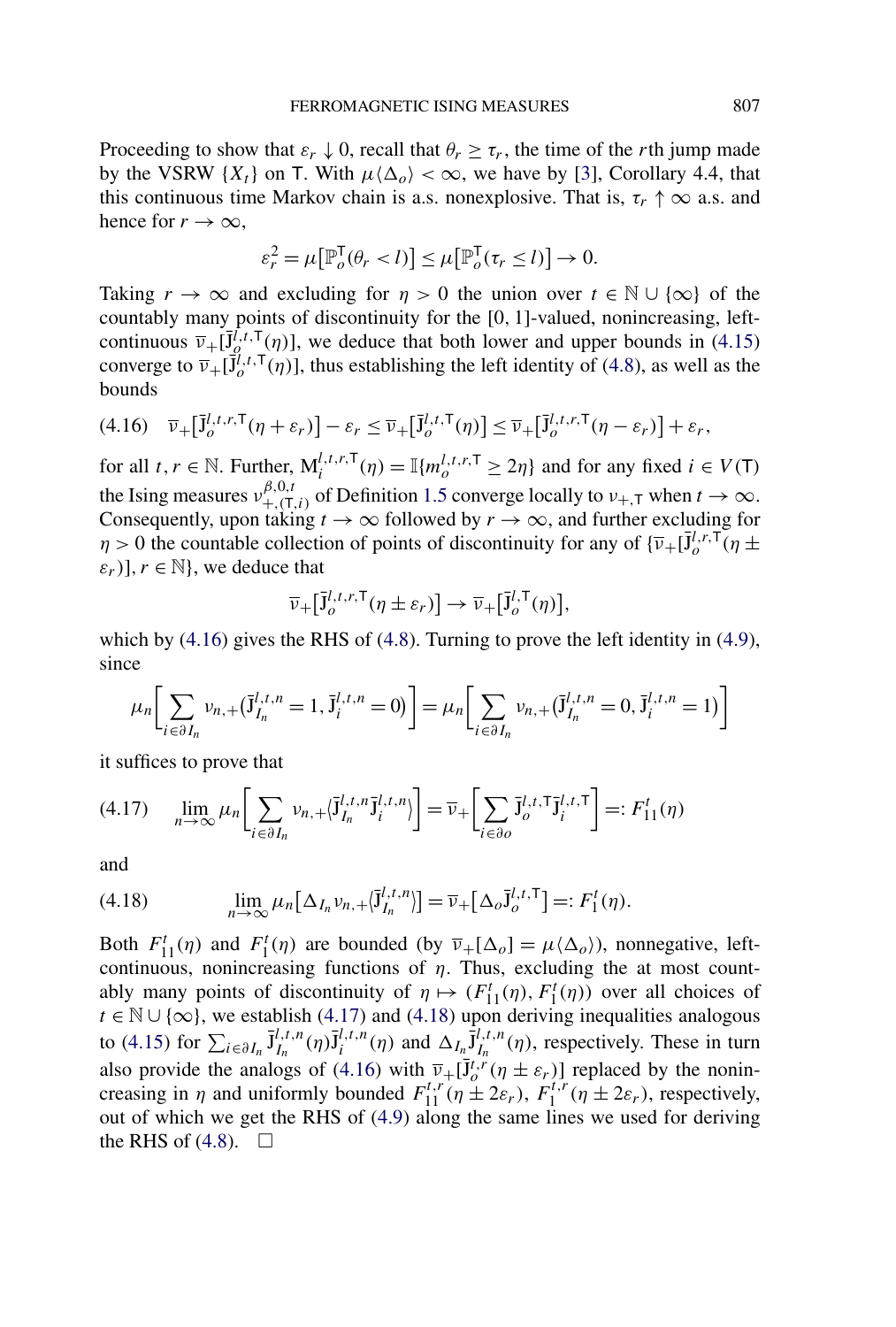Proceeding to show that $\varepsilon_r \downarrow 0$, recall that $\theta_r \geq \tau_r$, the time of the $r$th jump made by the VSRW $\{X_t\}$ on $\mathsf{T}$. With $\mu\langle \Delta_o \rangle < \infty$, we have by [3], Corollary 4.4, that this continuous time Markov chain is a.s. nonexplosive. That is, $\tau_r \uparrow \infty$ a.s. and hence for $r \to \infty$,

$$\varepsilon_r^2 = \mu\big[\mathbb{P}_o^{\mathsf{T}}(\theta_r < l)\big] \leq \mu\big[\mathbb{P}_o^{\mathsf{T}}(\tau_r \leq l)\big] \to 0.$$

Taking $r \to \infty$ and excluding for $\eta > 0$ the union over $t \in \mathbb{N} \cup \{\infty\}$ of the countably many points of discontinuity for the $[0,1]$-valued, nonincreasing, left-continuous $\overline{\nu}_+[\bar{\mathrm{J}}_o^{l,t,\mathsf{T}}(\eta)]$, we deduce that both lower and upper bounds in (4.15) converge to $\overline{\nu}_+[\bar{\mathrm{J}}_o^{l,t,\mathsf{T}}(\eta)]$, thus establishing the left identity of (4.8), as well as the bounds

$$\text{(4.16)} \quad \overline{\nu}_+\big[\bar{\mathrm{J}}_o^{l,t,r,\mathsf{T}}(\eta+\varepsilon_r)\big] - \varepsilon_r \leq \overline{\nu}_+\big[\bar{\mathrm{J}}_o^{l,t,\mathsf{T}}(\eta)\big] \leq \overline{\nu}_+\big[\bar{\mathrm{J}}_o^{l,t,r,\mathsf{T}}(\eta-\varepsilon_r)\big] + \varepsilon_r,$$

for all $t, r \in \mathbb{N}$. Further, $\mathrm{M}_i^{l,t,r,\mathsf{T}}(\eta) = \mathbb{I}\{m_o^{l,t,r,\mathsf{T}} \geq 2\eta\}$ and for any fixed $i \in V(\mathsf{T})$ the Ising measures $\nu_{+,(\mathsf{T},i)}^{\beta,0,t}$ of Definition 1.5 converge locally to $\nu_{+,\mathsf{T}}$ when $t \to \infty$. Consequently, upon taking $t \to \infty$ followed by $r \to \infty$, and further excluding for $\eta > 0$ the countable collection of points of discontinuity for any of $\{\overline{\nu}_+[\bar{\mathrm{J}}_o^{l,r,\mathsf{T}}(\eta \pm \varepsilon_r)], r \in \mathbb{N}\}$, we deduce that

$$\overline{\nu}_+\big[\bar{\mathrm{J}}_o^{l,t,r,\mathsf{T}}(\eta \pm \varepsilon_r)\big] \to \overline{\nu}_+\big[\bar{\mathrm{J}}_o^{l,\mathsf{T}}(\eta)\big],$$

which by (4.16) gives the RHS of (4.8). Turning to prove the left identity in (4.9), since

$$\mu_n\bigg[\sum_{i \in \partial I_n} \nu_{n,+}\big(\bar{\mathrm{J}}_{I_n}^{l,t,n} = 1, \bar{\mathrm{J}}_i^{l,t,n} = 0\big)\bigg] = \mu_n\bigg[\sum_{i \in \partial I_n} \nu_{n,+}\big(\bar{\mathrm{J}}_{I_n}^{l,t,n} = 0, \bar{\mathrm{J}}_i^{l,t,n} = 1\big)\bigg]$$

it suffices to prove that

$$\text{(4.17)} \qquad \lim_{n\to\infty} \mu_n\bigg[\sum_{i \in \partial I_n} \nu_{n,+}\langle \bar{\mathrm{J}}_{I_n}^{l,t,n} \bar{\mathrm{J}}_i^{l,t,n} \rangle\bigg] = \overline{\nu}_+\bigg[\sum_{i \in \partial o} \bar{\mathrm{J}}_o^{l,t,\mathsf{T}} \bar{\mathrm{J}}_i^{l,t,\mathsf{T}}\bigg] =: F_{11}^t(\eta)$$

and

$$\text{(4.18)} \qquad \lim_{n\to\infty} \mu_n\big[\Delta_{I_n} \nu_{n,+}\langle \bar{\mathrm{J}}_{I_n}^{l,t,n} \rangle\big] = \overline{\nu}_+\big[\Delta_o \bar{\mathrm{J}}_o^{l,t,\mathsf{T}}\big] =: F_1^t(\eta).$$

Both $F_{11}^t(\eta)$ and $F_1^t(\eta)$ are bounded (by $\overline{\nu}_+[\Delta_o] = \mu\langle \Delta_o \rangle$), nonnegative, left-continuous, nonincreasing functions of $\eta$. Thus, excluding the at most countably many points of discontinuity of $\eta \mapsto (F_{11}^t(\eta), F_1^t(\eta))$ over all choices of $t \in \mathbb{N} \cup \{\infty\}$, we establish (4.17) and (4.18) upon deriving inequalities analogous to (4.15) for $\sum_{i \in \partial I_n} \bar{\mathrm{J}}_{I_n}^{l,t,n}(\eta) \bar{\mathrm{J}}_i^{l,t,n}(\eta)$ and $\Delta_{I_n} \bar{\mathrm{J}}_{I_n}^{l,t,n}(\eta)$, respectively. These in turn also provide the analogs of (4.16) with $\overline{\nu}_+[\bar{\mathrm{J}}_o^{t,r}(\eta \pm \varepsilon_r)]$ replaced by the nonincreasing in $\eta$ and uniformly bounded $F_{11}^{t,r}(\eta \pm 2\varepsilon_r)$, $F_1^{t,r}(\eta \pm 2\varepsilon_r)$, respectively, out of which we get the RHS of (4.9) along the same lines we used for deriving the RHS of (4.8). $\square$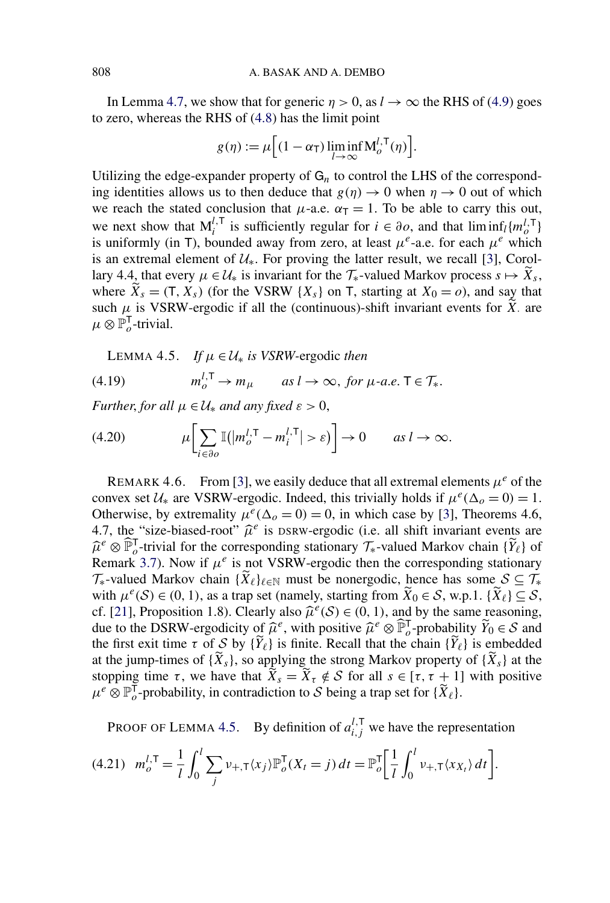In Lemma 4.7, we show that for generic $\eta > 0$, as $l \to \infty$ the RHS of (4.9) goes to zero, whereas the RHS of (4.8) has the limit point

$$g(\eta) := \mu\Big[(1-\alpha_{\mathsf{T}}) \liminf_{l\to\infty} \mathrm{M}_o^{l,\mathsf{T}}(\eta)\Big].$$

Utilizing the edge-expander property of $\mathsf{G}_n$ to control the LHS of the corresponding identities allows us to then deduce that $g(\eta) \to 0$ when $\eta \to 0$ out of which we reach the stated conclusion that $\mu$-a.e. $\alpha_{\mathsf{T}} = 1$. To be able to carry this out, we next show that $\mathrm{M}_i^{l,\mathsf{T}}$ is sufficiently regular for $i \in \partial o$, and that $\liminf_l \{m_o^{l,\mathsf{T}}\}$ is uniformly (in $\mathsf{T}$), bounded away from zero, at least $\mu^e$-a.e. for each $\mu^e$ which is an extremal element of $\mathcal{U}_*$. For proving the latter result, we recall [3], Corollary 4.4, that every $\mu \in \mathcal{U}_*$ is invariant for the $\mathcal{T}_*$-valued Markov process $s \mapsto \widetilde{X}_s$, where $\widetilde{X}_s = (\mathsf{T}, X_s)$ (for the VSRW $\{X_s\}$ on $\mathsf{T}$, starting at $X_0 = o$), and say that such $\mu$ is VSRW-ergodic if all the (continuous)-shift invariant events for $\widetilde{X}_\cdot$ are $\mu \otimes \mathbb{P}_o^{\mathsf{T}}$-trivial.

LEMMA 4.5. *If $\mu \in \mathcal{U}_*$ is VSRW-ergodic then*

$$m_o^{l,\mathsf{T}} \to m_\mu \qquad \text{as } l \to \infty, \text{ for } \mu\text{-a.e. } \mathsf{T} \in \mathcal{T}_*. \tag{4.19}$$

*Further, for all $\mu \in \mathcal{U}_*$ and any fixed $\varepsilon > 0$,*

$$\mu\Big[\sum_{i\in\partial o} \mathbb{I}\big(|m_o^{l,\mathsf{T}} - m_i^{l,\mathsf{T}}| > \varepsilon\big)\Big] \to 0 \qquad \text{as } l \to \infty. \tag{4.20}$$

REMARK 4.6. From [3], we easily deduce that all extremal elements $\mu^e$ of the convex set $\mathcal{U}_*$ are VSRW-ergodic. Indeed, this trivially holds if $\mu^e(\Delta_o = 0) = 1$. Otherwise, by extremality $\mu^e(\Delta_o = 0) = 0$, in which case by [3], Theorems 4.6, 4.7, the "size-biased-root" $\widehat{\mu}^e$ is DSRW-ergodic (i.e. all shift invariant events are $\widehat{\mu}^e \otimes \widehat{\mathbb{P}}_o^{\mathsf{T}}$-trivial for the corresponding stationary $\mathcal{T}_*$-valued Markov chain $\{\widetilde{Y}_\ell\}$ of Remark 3.7). Now if $\mu^e$ is not VSRW-ergodic then the corresponding stationary $\mathcal{T}_*$-valued Markov chain $\{\widetilde{X}_\ell\}_{\ell\in\mathbb{N}}$ must be nonergodic, hence has some $\mathcal{S} \subseteq \mathcal{T}_*$ with $\mu^e(\mathcal{S}) \in (0,1)$, as a trap set (namely, starting from $\widetilde{X}_0 \in \mathcal{S}$, w.p.1. $\{\widetilde{X}_\ell\} \subseteq \mathcal{S}$, cf. [21], Proposition 1.8). Clearly also $\widehat{\mu}^e(\mathcal{S}) \in (0,1)$, and by the same reasoning, due to the DSRW-ergodicity of $\widehat{\mu}^e$, with positive $\widehat{\mu}^e \otimes \widehat{\mathbb{P}}_o^{\mathsf{T}}$-probability $\widetilde{Y}_0 \in \mathcal{S}$ and the first exit time $\tau$ of $\mathcal{S}$ by $\{\widetilde{Y}_\ell\}$ is finite. Recall that the chain $\{\widetilde{Y}_\ell\}$ is embedded at the jump-times of $\{\widetilde{X}_s\}$, so applying the strong Markov property of $\{\widetilde{X}_s\}$ at the stopping time $\tau$, we have that $\widetilde{X}_s = \widetilde{X}_\tau \notin \mathcal{S}$ for all $s \in [\tau, \tau+1]$ with positive $\mu^e \otimes \mathbb{P}_o^{\mathsf{T}}$-probability, in contradiction to $\mathcal{S}$ being a trap set for $\{\widetilde{X}_\ell\}$.

PROOF OF LEMMA 4.5. By definition of $a_{i,j}^{l,\mathsf{T}}$ we have the representation

$$m_o^{l,\mathsf{T}} = \frac{1}{l}\int_0^l \sum_j \nu_{+,\mathsf{T}}\langle x_j\rangle \mathbb{P}_o^{\mathsf{T}}(X_t = j)\,dt = \mathbb{P}_o^{\mathsf{T}}\Big[\frac{1}{l}\int_0^l \nu_{+,\mathsf{T}}\langle x_{X_t}\rangle\,dt\Big]. \tag{4.21}$$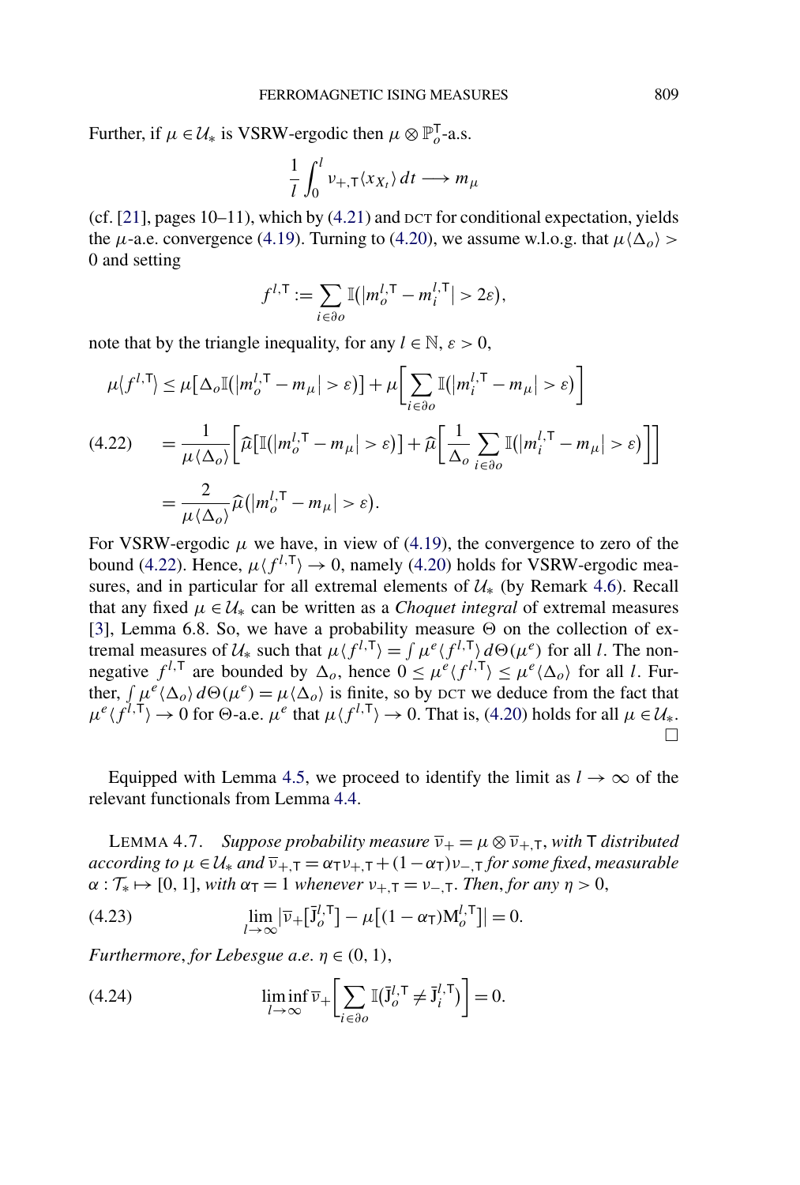Further, if $\mu \in \mathcal{U}_*$ is VSRW-ergodic then $\mu \otimes \mathbb{P}_o^{\mathsf{T}}$-a.s.

$$\frac{1}{l}\int_0^l \nu_{+,\mathsf{T}}\langle x_{X_t}\rangle\, dt \longrightarrow m_\mu$$

(cf. [21], pages 10–11), which by (4.21) and DCT for conditional expectation, yields the $\mu$-a.e. convergence (4.19). Turning to (4.20), we assume w.l.o.g. that $\mu\langle\Delta_o\rangle > 0$ and setting

$$f^{l,\mathsf{T}} := \sum_{i\in\partial o} \mathbb{I}\big(|m_o^{l,\mathsf{T}} - m_i^{l,\mathsf{T}}| > 2\varepsilon\big),$$

note that by the triangle inequality, for any $l \in \mathbb{N}$, $\varepsilon > 0$,

$$\begin{aligned}
\mu\langle f^{l,\mathsf{T}}\rangle &\le \mu\big[\Delta_o \mathbb{I}\big(|m_o^{l,\mathsf{T}} - m_\mu| > \varepsilon\big)\big] + \mu\bigg[\sum_{i\in\partial o} \mathbb{I}\big(|m_i^{l,\mathsf{T}} - m_\mu| > \varepsilon\big)\bigg] \\
&= \frac{1}{\mu\langle\Delta_o\rangle}\bigg[\widehat{\mu}\big[\mathbb{I}\big(|m_o^{l,\mathsf{T}} - m_\mu| > \varepsilon\big)\big] + \widehat{\mu}\bigg[\frac{1}{\Delta_o}\sum_{i\in\partial o} \mathbb{I}\big(|m_i^{l,\mathsf{T}} - m_\mu| > \varepsilon\big)\bigg]\bigg] \qquad (4.22)\\
&= \frac{2}{\mu\langle\Delta_o\rangle}\widehat{\mu}\big(|m_o^{l,\mathsf{T}} - m_\mu| > \varepsilon\big).
\end{aligned}$$

For VSRW-ergodic $\mu$ we have, in view of (4.19), the convergence to zero of the bound (4.22). Hence, $\mu\langle f^{l,\mathsf{T}}\rangle \to 0$, namely (4.20) holds for VSRW-ergodic measures, and in particular for all extremal elements of $\mathcal{U}_*$ (by Remark 4.6). Recall that any fixed $\mu \in \mathcal{U}_*$ can be written as a *Choquet integral* of extremal measures [3], Lemma 6.8. So, we have a probability measure $\Theta$ on the collection of extremal measures of $\mathcal{U}_*$ such that $\mu\langle f^{l,\mathsf{T}}\rangle = \int \mu^e\langle f^{l,\mathsf{T}}\rangle\, d\Theta(\mu^e)$ for all $l$. The non-negative $f^{l,\mathsf{T}}$ are bounded by $\Delta_o$, hence $0 \le \mu^e\langle f^{l,\mathsf{T}}\rangle \le \mu^e\langle\Delta_o\rangle$ for all $l$. Further, $\int \mu^e\langle\Delta_o\rangle\, d\Theta(\mu^e) = \mu\langle\Delta_o\rangle$ is finite, so by DCT we deduce from the fact that $\mu^e\langle f^{l,\mathsf{T}}\rangle \to 0$ for $\Theta$-a.e. $\mu^e$ that $\mu\langle f^{l,\mathsf{T}}\rangle \to 0$. That is, (4.20) holds for all $\mu \in \mathcal{U}_*$. $\square$

Equipped with Lemma 4.5, we proceed to identify the limit as $l \to \infty$ of the relevant functionals from Lemma 4.4.

LEMMA 4.7. *Suppose probability measure $\overline{\nu}_+ = \mu \otimes \overline{\nu}_{+,\mathsf{T}}$, with $\mathsf{T}$ distributed according to $\mu \in \mathcal{U}_*$ and $\overline{\nu}_{+,\mathsf{T}} = \alpha_{\mathsf{T}}\nu_{+,\mathsf{T}} + (1-\alpha_{\mathsf{T}})\nu_{-,\mathsf{T}}$ for some fixed, measurable $\alpha : \mathcal{T}_* \mapsto [0,1]$, with $\alpha_{\mathsf{T}} = 1$ whenever $\nu_{+,\mathsf{T}} = \nu_{-,\mathsf{T}}$. Then, for any $\eta > 0$,*

$$\lim_{l\to\infty} \big|\overline{\nu}_+\big[\bar{\mathrm{J}}_o^{l,\mathsf{T}}\big] - \mu\big[(1-\alpha_{\mathsf{T}})\mathrm{M}_o^{l,\mathsf{T}}\big]\big| = 0. \qquad (4.23)$$

*Furthermore, for Lebesgue a.e. $\eta \in (0,1)$,*

$$\liminf_{l\to\infty} \overline{\nu}_+\bigg[\sum_{i\in\partial o} \mathbb{I}\big(\bar{\mathrm{J}}_o^{l,\mathsf{T}} \neq \bar{\mathrm{J}}_i^{l,\mathsf{T}}\big)\bigg] = 0. \qquad (4.24)$$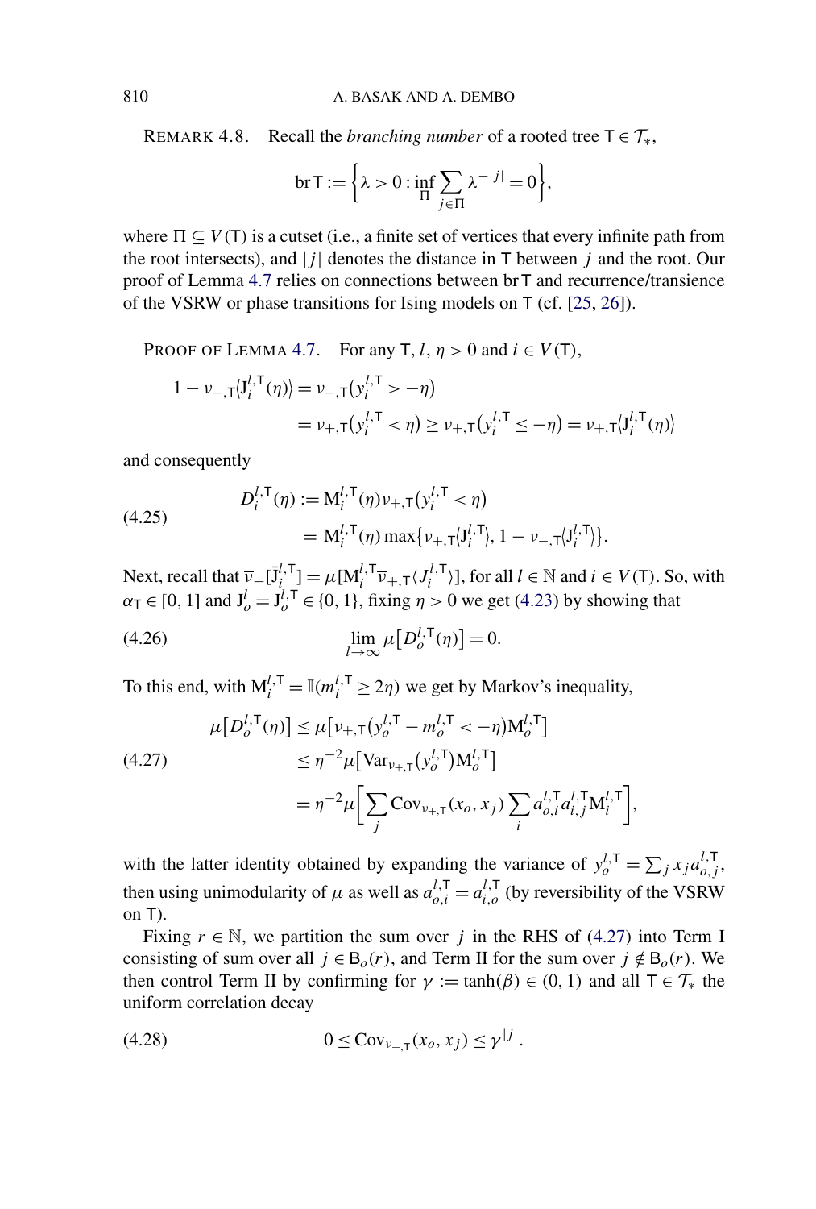REMARK 4.8. Recall the *branching number* of a rooted tree $\mathsf{T} \in \mathcal{T}_*$,

$$\operatorname{br} \mathsf{T} := \left\{ \lambda > 0 : \inf_{\Pi} \sum_{j \in \Pi} \lambda^{-|j|} = 0 \right\},$$

where $\Pi \subseteq V(\mathsf{T})$ is a cutset (i.e., a finite set of vertices that every infinite path from the root intersects), and $|j|$ denotes the distance in $\mathsf{T}$ between $j$ and the root. Our proof of Lemma 4.7 relies on connections between $\operatorname{br} \mathsf{T}$ and recurrence/transience of the VSRW or phase transitions for Ising models on $\mathsf{T}$ (cf. [25, 26]).

PROOF OF LEMMA 4.7. For any $\mathsf{T}$, $l$, $\eta > 0$ and $i \in V(\mathsf{T})$,

$$\begin{aligned} 1 - \nu_{-,\mathsf{T}} \langle \mathrm{J}_i^{l,\mathsf{T}}(\eta) \rangle &= \nu_{-,\mathsf{T}}\big(y_i^{l,\mathsf{T}} > -\eta\big) \\ &= \nu_{+,\mathsf{T}}\big(y_i^{l,\mathsf{T}} < \eta\big) \geq \nu_{+,\mathsf{T}}\big(y_i^{l,\mathsf{T}} \leq -\eta\big) = \nu_{+,\mathsf{T}} \langle \mathrm{J}_i^{l,\mathsf{T}}(\eta) \rangle \end{aligned}$$

and consequently

$$\begin{aligned} D_i^{l,\mathsf{T}}(\eta) &:= \mathrm{M}_i^{l,\mathsf{T}}(\eta) \nu_{+,\mathsf{T}}\big(y_i^{l,\mathsf{T}} < \eta\big) \\ &= \mathrm{M}_i^{l,\mathsf{T}}(\eta) \max\big\{\nu_{+,\mathsf{T}} \langle \mathrm{J}_i^{l,\mathsf{T}} \rangle, 1 - \nu_{-,\mathsf{T}} \langle \mathrm{J}_i^{l,\mathsf{T}} \rangle \big\}. \end{aligned} \tag{4.25}$$

Next, recall that $\overline{\nu}_+[\overline{\mathrm{J}}_i^{l,\mathsf{T}}] = \mu[\mathrm{M}_i^{l,\mathsf{T}} \overline{\nu}_{+,\mathsf{T}} \langle J_i^{l,\mathsf{T}} \rangle]$, for all $l \in \mathbb{N}$ and $i \in V(\mathsf{T})$. So, with $\alpha_{\mathsf{T}} \in [0, 1]$ and $\mathrm{J}_o^l = \mathrm{J}_o^{l,\mathsf{T}} \in \{0, 1\}$, fixing $\eta > 0$ we get (4.23) by showing that

$$\lim_{l \to \infty} \mu\big[D_o^{l,\mathsf{T}}(\eta)\big] = 0. \tag{4.26}$$

To this end, with $\mathrm{M}_i^{l,\mathsf{T}} = \mathbb{I}(m_i^{l,\mathsf{T}} \geq 2\eta)$ we get by Markov's inequality,

$$\begin{aligned} \mu\big[D_o^{l,\mathsf{T}}(\eta)\big] &\leq \mu\big[\nu_{+,\mathsf{T}}\big(y_o^{l,\mathsf{T}} - m_o^{l,\mathsf{T}} < -\eta\big) \mathrm{M}_o^{l,\mathsf{T}}\big] \\ &\leq \eta^{-2} \mu\big[\operatorname{Var}_{\nu_{+,\mathsf{T}}}\big(y_o^{l,\mathsf{T}}\big) \mathrm{M}_o^{l,\mathsf{T}}\big] \\ &= \eta^{-2} \mu\bigg[\sum_j \operatorname{Cov}_{\nu_{+,\mathsf{T}}}(x_o, x_j) \sum_i a_{o,i}^{l,\mathsf{T}} a_{i,j}^{l,\mathsf{T}} \mathrm{M}_i^{l,\mathsf{T}}\bigg], \end{aligned} \tag{4.27}$$

with the latter identity obtained by expanding the variance of $y_o^{l,\mathsf{T}} = \sum_j x_j a_{o,j}^{l,\mathsf{T}}$, then using unimodularity of $\mu$ as well as $a_{o,i}^{l,\mathsf{T}} = a_{i,o}^{l,\mathsf{T}}$ (by reversibility of the VSRW on $\mathsf{T}$).

Fixing $r \in \mathbb{N}$, we partition the sum over $j$ in the RHS of (4.27) into Term I consisting of sum over all $j \in \mathsf{B}_o(r)$, and Term II for the sum over $j \notin \mathsf{B}_o(r)$. We then control Term II by confirming for $\gamma := \tanh(\beta) \in (0, 1)$ and all $\mathsf{T} \in \mathcal{T}_*$ the uniform correlation decay

$$0 \leq \operatorname{Cov}_{\nu_{+,\mathsf{T}}}(x_o, x_j) \leq \gamma^{|j|}. \tag{4.28}$$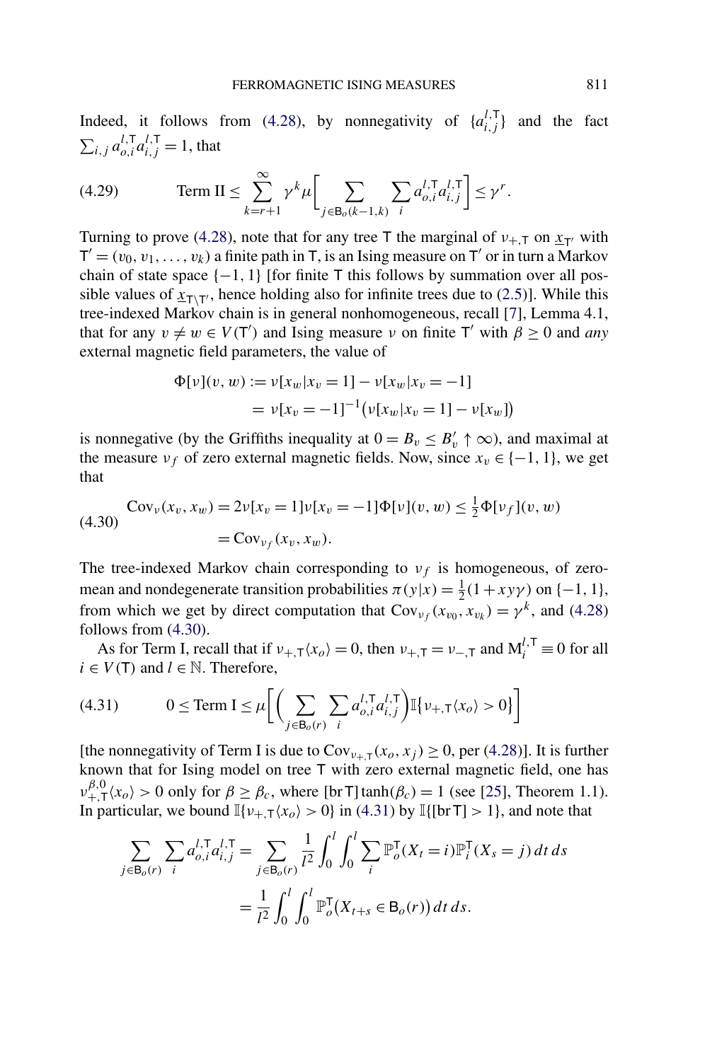Indeed, it follows from (4.28), by nonnegativity of $\{a_{i,j}^{l,\mathsf{T}}\}$ and the fact $\sum_{i,j} a_{o,i}^{l,\mathsf{T}} a_{i,j}^{l,\mathsf{T}} = 1$, that

$$\text{Term II} \le \sum_{k=r+1}^{\infty} \gamma^k \mu\left[\sum_{j \in \mathsf{B}_o(k-1,k)} \sum_i a_{o,i}^{l,\mathsf{T}} a_{i,j}^{l,\mathsf{T}}\right] \le \gamma^r. \tag{4.29}$$

Turning to prove (4.28), note that for any tree $\mathsf{T}$ the marginal of $\nu_{+,\mathsf{T}}$ on $\underline{x}_{\mathsf{T}'}$ with $\mathsf{T}' = (v_0, v_1, \dots, v_k)$ a finite path in $\mathsf{T}$, is an Ising measure on $\mathsf{T}'$ or in turn a Markov chain of state space $\{-1, 1\}$ [for finite $\mathsf{T}$ this follows by summation over all possible values of $\underline{x}_{\mathsf{T} \setminus \mathsf{T}'}$, hence holding also for infinite trees due to (2.5)]. While this tree-indexed Markov chain is in general nonhomogeneous, recall [7], Lemma 4.1, that for any $v \ne w \in V(\mathsf{T}')$ and Ising measure $\nu$ on finite $\mathsf{T}'$ with $\beta \ge 0$ and *any* external magnetic field parameters, the value of

$$\begin{aligned}
\Phi[\nu](v, w) &:= \nu[x_w | x_v = 1] - \nu[x_w | x_v = -1] \\
&= \nu[x_v = -1]^{-1}\big(\nu[x_w | x_v = 1] - \nu[x_w]\big)
\end{aligned}$$

is nonnegative (by the Griffiths inequality at $0 = B_v \le B_v' \uparrow \infty$), and maximal at the measure $\nu_f$ of zero external magnetic fields. Now, since $x_v \in \{-1, 1\}$, we get that

$$\begin{aligned}
\operatorname{Cov}_\nu(x_v, x_w) &= 2\nu[x_v = 1]\nu[x_v = -1]\Phi[\nu](v, w) \le \tfrac{1}{2}\Phi[\nu_f](v, w) \\
&= \operatorname{Cov}_{\nu_f}(x_v, x_w).
\end{aligned} \tag{4.30}$$

The tree-indexed Markov chain corresponding to $\nu_f$ is homogeneous, of zero-mean and nondegenerate transition probabilities $\pi(y|x) = \frac{1}{2}(1 + xy\gamma)$ on $\{-1, 1\}$, from which we get by direct computation that $\operatorname{Cov}_{\nu_f}(x_{v_0}, x_{v_k}) = \gamma^k$, and (4.28) follows from (4.30).

As for Term I, recall that if $\nu_{+,\mathsf{T}}\langle x_o \rangle = 0$, then $\nu_{+,\mathsf{T}} = \nu_{-,\mathsf{T}}$ and $\mathrm{M}_i^{l,\mathsf{T}} \equiv 0$ for all $i \in V(\mathsf{T})$ and $l \in \mathbb{N}$. Therefore,

$$0 \le \text{Term I} \le \mu\left[\left(\sum_{j \in \mathsf{B}_o(r)} \sum_i a_{o,i}^{l,\mathsf{T}} a_{i,j}^{l,\mathsf{T}}\right) \mathbb{I}\{\nu_{+,\mathsf{T}}\langle x_o \rangle > 0\}\right] \tag{4.31}$$

[the nonnegativity of Term I is due to $\operatorname{Cov}_{\nu_{+,\mathsf{T}}}(x_o, x_j) \ge 0$, per (4.28)]. It is further known that for Ising model on tree $\mathsf{T}$ with zero external magnetic field, one has $\nu_{+,\mathsf{T}}^{\beta,0}\langle x_o \rangle > 0$ only for $\beta \ge \beta_c$, where $[\operatorname{br} \mathsf{T}] \tanh(\beta_c) = 1$ (see [25], Theorem 1.1). In particular, we bound $\mathbb{I}\{\nu_{+,\mathsf{T}}\langle x_o \rangle > 0\}$ in (4.31) by $\mathbb{I}\{[\operatorname{br} \mathsf{T}] > 1\}$, and note that

$$\begin{aligned}
\sum_{j \in \mathsf{B}_o(r)} \sum_i a_{o,i}^{l,\mathsf{T}} a_{i,j}^{l,\mathsf{T}} &= \sum_{j \in \mathsf{B}_o(r)} \frac{1}{l^2} \int_0^l \int_0^l \sum_i \mathbb{P}_o^{\mathsf{T}}(X_t = i) \mathbb{P}_i^{\mathsf{T}}(X_s = j)\, dt\, ds \\
&= \frac{1}{l^2} \int_0^l \int_0^l \mathbb{P}_o^{\mathsf{T}}\big(X_{t+s} \in \mathsf{B}_o(r)\big)\, dt\, ds.
\end{aligned}$$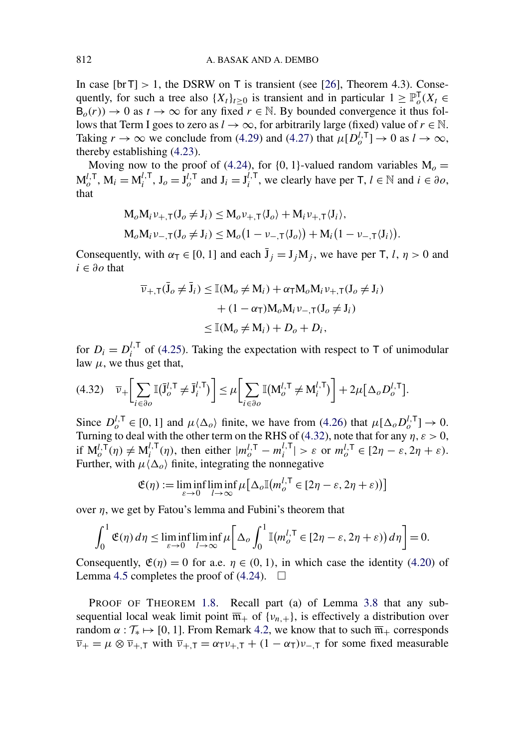In case $[\mathrm{br}\,\mathsf{T}] > 1$, the DSRW on $\mathsf{T}$ is transient (see [26], Theorem 4.3). Consequently, for such a tree also $\{X_t\}_{t\geq 0}$ is transient and in particular $1 \geq \mathbb{P}_o^{\mathsf{T}}(X_t \in \mathsf{B}_o(r)) \to 0$ as $t \to \infty$ for any fixed $r \in \mathbb{N}$. By bounded convergence it thus follows that Term I goes to zero as $l \to \infty$, for arbitrarily large (fixed) value of $r \in \mathbb{N}$. Taking $r \to \infty$ we conclude from (4.29) and (4.27) that $\mu[D_o^{l,\mathsf{T}}] \to 0$ as $l \to \infty$, thereby establishing (4.23).

Moving now to the proof of (4.24), for $\{0,1\}$-valued random variables $\mathrm{M}_o = \mathrm{M}_o^{l,\mathsf{T}}$, $\mathrm{M}_i = \mathrm{M}_i^{l,\mathsf{T}}$, $\mathrm{J}_o = \mathrm{J}_o^{l,\mathsf{T}}$ and $\mathrm{J}_i = \mathrm{J}_i^{l,\mathsf{T}}$, we clearly have per $\mathsf{T}$, $l \in \mathbb{N}$ and $i \in \partial o$, that

$$\mathrm{M}_o\mathrm{M}_i \nu_{+,\mathsf{T}}(\mathrm{J}_o \neq \mathrm{J}_i) \leq \mathrm{M}_o \nu_{+,\mathsf{T}}\langle \mathrm{J}_o\rangle + \mathrm{M}_i \nu_{+,\mathsf{T}}\langle \mathrm{J}_i\rangle,$$

$$\mathrm{M}_o\mathrm{M}_i \nu_{-,\mathsf{T}}(\mathrm{J}_o \neq \mathrm{J}_i) \leq \mathrm{M}_o\big(1 - \nu_{-,\mathsf{T}}\langle \mathrm{J}_o\rangle\big) + \mathrm{M}_i\big(1 - \nu_{-,\mathsf{T}}\langle \mathrm{J}_i\rangle\big).$$

Consequently, with $\alpha_{\mathsf{T}} \in [0,1]$ and each $\bar{\mathrm{J}}_j = \mathrm{J}_j\mathrm{M}_j$, we have per $\mathsf{T}$, $l$, $\eta > 0$ and $i \in \partial o$ that

$$\begin{aligned}\overline{\nu}_{+,\mathsf{T}}(\bar{\mathrm{J}}_o \neq \bar{\mathrm{J}}_i) &\leq \mathbb{I}(\mathrm{M}_o \neq \mathrm{M}_i) + \alpha_{\mathsf{T}}\mathrm{M}_o\mathrm{M}_i \nu_{+,\mathsf{T}}(\mathrm{J}_o \neq \mathrm{J}_i) \\ &\quad + (1-\alpha_{\mathsf{T}})\mathrm{M}_o\mathrm{M}_i \nu_{-,\mathsf{T}}(\mathrm{J}_o \neq \mathrm{J}_i) \\ &\leq \mathbb{I}(\mathrm{M}_o \neq \mathrm{M}_i) + D_o + D_i,\end{aligned}$$

for $D_i = D_i^{l,\mathsf{T}}$ of (4.25). Taking the expectation with respect to $\mathsf{T}$ of unimodular law $\mu$, we thus get that,

$$\overline{\nu}_+\Big[\sum_{i\in\partial o} \mathbb{I}(\bar{\mathrm{J}}_o^{l,\mathsf{T}} \neq \bar{\mathrm{J}}_i^{l,\mathsf{T}})\Big] \leq \mu\Big[\sum_{i\in\partial o} \mathbb{I}(\mathrm{M}_o^{l,\mathsf{T}} \neq \mathrm{M}_i^{l,\mathsf{T}})\Big] + 2\mu\big[\Delta_o D_o^{l,\mathsf{T}}\big]. \tag{4.32}$$

Since $D_o^{l,\mathsf{T}} \in [0,1]$ and $\mu\langle\Delta_o\rangle$ finite, we have from (4.26) that $\mu[\Delta_o D_o^{l,\mathsf{T}}] \to 0$. Turning to deal with the other term on the RHS of (4.32), note that for any $\eta, \varepsilon > 0$, if $\mathrm{M}_o^{l,\mathsf{T}}(\eta) \neq \mathrm{M}_i^{l,\mathsf{T}}(\eta)$, then either $|m_o^{l,\mathsf{T}} - m_i^{l,\mathsf{T}}| > \varepsilon$ or $m_o^{l,\mathsf{T}} \in [2\eta - \varepsilon, 2\eta + \varepsilon)$. Further, with $\mu\langle\Delta_o\rangle$ finite, integrating the nonnegative

$$\mathfrak{E}(\eta) := \liminf_{\varepsilon\to 0}\liminf_{l\to\infty} \mu\big[\Delta_o \mathbb{I}\big(m_o^{l,\mathsf{T}} \in [2\eta-\varepsilon, 2\eta+\varepsilon)\big)\big]$$

over $\eta$, we get by Fatou's lemma and Fubini's theorem that

$$\int_0^1 \mathfrak{E}(\eta)\,d\eta \leq \liminf_{\varepsilon\to 0}\liminf_{l\to\infty} \mu\Big[\Delta_o \int_0^1 \mathbb{I}\big(m_o^{l,\mathsf{T}} \in [2\eta-\varepsilon, 2\eta+\varepsilon)\big)\,d\eta\Big] = 0.$$

Consequently, $\mathfrak{E}(\eta) = 0$ for a.e. $\eta \in (0,1)$, in which case the identity (4.20) of Lemma 4.5 completes the proof of (4.24). $\square$

PROOF OF THEOREM 1.8. Recall part (a) of Lemma 3.8 that any subsequential local weak limit point $\overline{\mathfrak{m}}_+$ of $\{\nu_{n,+}\}$, is effectively a distribution over random $\alpha : \mathcal{T}_* \mapsto [0,1]$. From Remark 4.2, we know that to such $\overline{\mathfrak{m}}_+$ corresponds $\overline{\nu}_+ = \mu \otimes \overline{\nu}_{+,\mathsf{T}}$ with $\overline{\nu}_{+,\mathsf{T}} = \alpha_{\mathsf{T}}\nu_{+,\mathsf{T}} + (1-\alpha_{\mathsf{T}})\nu_{-,\mathsf{T}}$ for some fixed measurable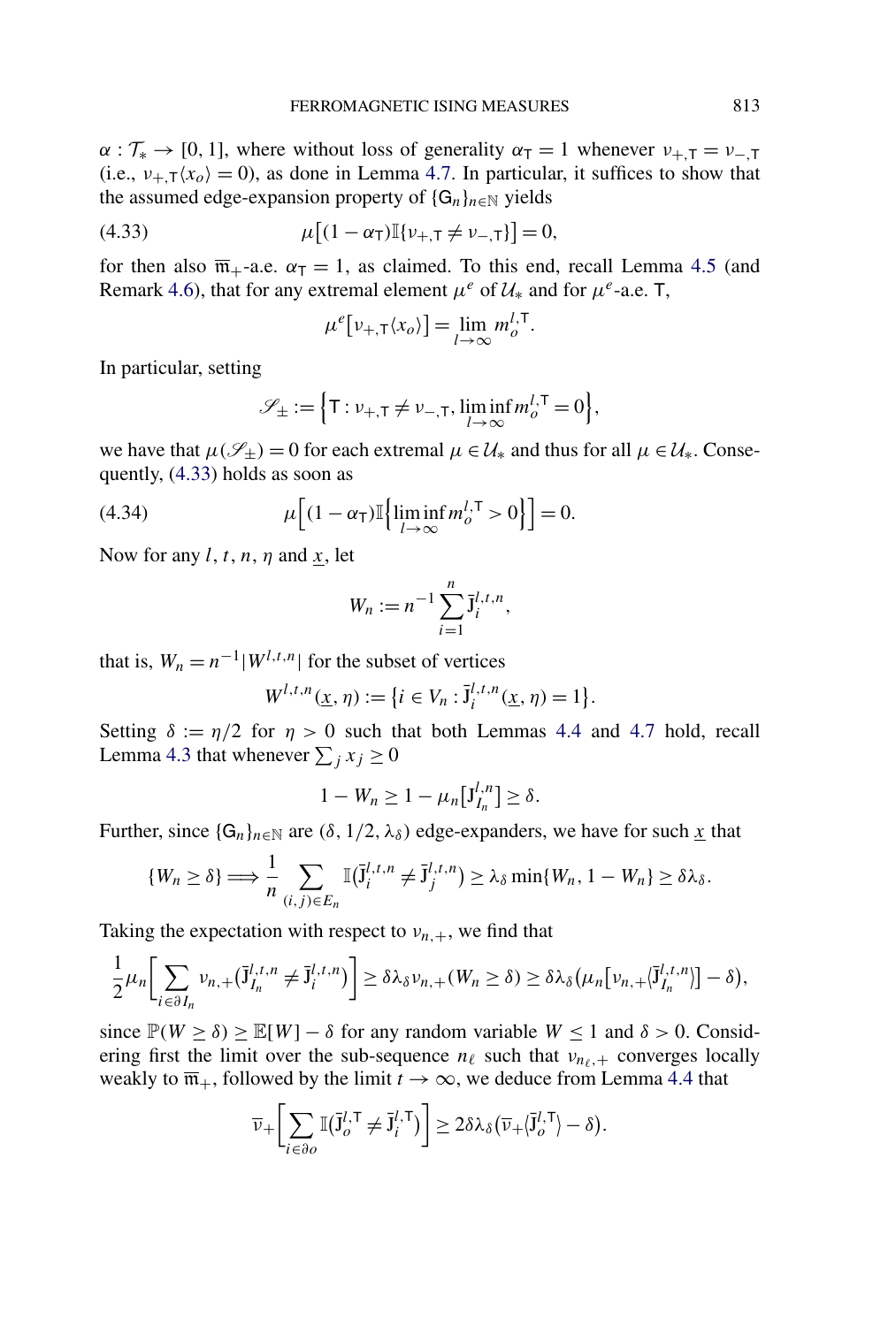$\alpha : \mathcal{T}_* \to [0,1]$, where without loss of generality $\alpha_{\mathsf{T}} = 1$ whenever $\nu_{+,\mathsf{T}} = \nu_{-,\mathsf{T}}$ (i.e., $\nu_{+,\mathsf{T}}\langle x_o \rangle = 0$), as done in Lemma 4.7. In particular, it suffices to show that the assumed edge-expansion property of $\{\mathsf{G}_n\}_{n\in\mathbb{N}}$ yields

$$\mu\big[(1-\alpha_{\mathsf{T}})\mathbb{I}\{\nu_{+,\mathsf{T}} \neq \nu_{-,\mathsf{T}}\}\big] = 0, \tag{4.33}$$

for then also $\overline{\mathfrak{m}}_+$-a.e. $\alpha_{\mathsf{T}} = 1$, as claimed. To this end, recall Lemma 4.5 (and Remark 4.6), that for any extremal element $\mu^e$ of $\mathcal{U}_*$ and for $\mu^e$-a.e. $\mathsf{T}$,

$$\mu^e\big[\nu_{+,\mathsf{T}}\langle x_o\rangle\big] = \lim_{l\to\infty} m_o^{l,\mathsf{T}}.$$

In particular, setting

$$\mathscr{S}_{\pm} := \Big\{\mathsf{T} : \nu_{+,\mathsf{T}} \neq \nu_{-,\mathsf{T}}, \liminf_{l\to\infty} m_o^{l,\mathsf{T}} = 0\Big\},$$

we have that $\mu(\mathscr{S}_{\pm}) = 0$ for each extremal $\mu \in \mathcal{U}_*$ and thus for all $\mu \in \mathcal{U}_*$. Consequently, (4.33) holds as soon as

$$\mu\Big[(1-\alpha_{\mathsf{T}})\mathbb{I}\Big\{\liminf_{l\to\infty} m_o^{l,\mathsf{T}} > 0\Big\}\Big] = 0. \tag{4.34}$$

Now for any $l, t, n, \eta$ and $\underline{x}$, let

$$W_n := n^{-1}\sum_{i=1}^n \bar{\mathsf{J}}_i^{l,t,n},$$

that is, $W_n = n^{-1}|W^{l,t,n}|$ for the subset of vertices

$$W^{l,t,n}(\underline{x},\eta) := \big\{i \in V_n : \bar{\mathsf{J}}_i^{l,t,n}(\underline{x},\eta) = 1\big\}.$$

Setting $\delta := \eta/2$ for $\eta > 0$ such that both Lemmas 4.4 and 4.7 hold, recall Lemma 4.3 that whenever $\sum_j x_j \geq 0$

$$1 - W_n \geq 1 - \mu_n\big[\mathsf{J}_{I_n}^{l,n}\big] \geq \delta.$$

Further, since $\{\mathsf{G}_n\}_{n\in\mathbb{N}}$ are $(\delta, 1/2, \lambda_\delta)$ edge-expanders, we have for such $\underline{x}$ that

$$\{W_n \geq \delta\} \Longrightarrow \frac{1}{n}\sum_{(i,j)\in E_n} \mathbb{I}\big(\bar{\mathsf{J}}_i^{l,t,n} \neq \bar{\mathsf{J}}_j^{l,t,n}\big) \geq \lambda_\delta \min\{W_n, 1-W_n\} \geq \delta\lambda_\delta.$$

Taking the expectation with respect to $\nu_{n,+}$, we find that

$$\frac{1}{2}\mu_n\bigg[\sum_{i\in\partial I_n} \nu_{n,+}\big(\bar{\mathsf{J}}_{I_n}^{l,t,n} \neq \bar{\mathsf{J}}_i^{l,t,n}\big)\bigg] \geq \delta\lambda_\delta \nu_{n,+}(W_n \geq \delta) \geq \delta\lambda_\delta\big(\mu_n\big[\nu_{n,+}\langle\bar{\mathsf{J}}_{I_n}^{l,t,n}\rangle\big] - \delta\big),$$

since $\mathbb{P}(W \geq \delta) \geq \mathbb{E}[W] - \delta$ for any random variable $W \leq 1$ and $\delta > 0$. Considering first the limit over the sub-sequence $n_\ell$ such that $\nu_{n_\ell,+}$ converges locally weakly to $\overline{\mathfrak{m}}_+$, followed by the limit $t \to \infty$, we deduce from Lemma 4.4 that

$$\overline{\nu}_+\bigg[\sum_{i\in\partial o} \mathbb{I}\big(\bar{\mathsf{J}}_o^{l,\mathsf{T}} \neq \bar{\mathsf{J}}_i^{l,\mathsf{T}}\big)\bigg] \geq 2\delta\lambda_\delta\big(\overline{\nu}_+\langle\bar{\mathsf{J}}_o^{l,\mathsf{T}}\rangle - \delta\big).$$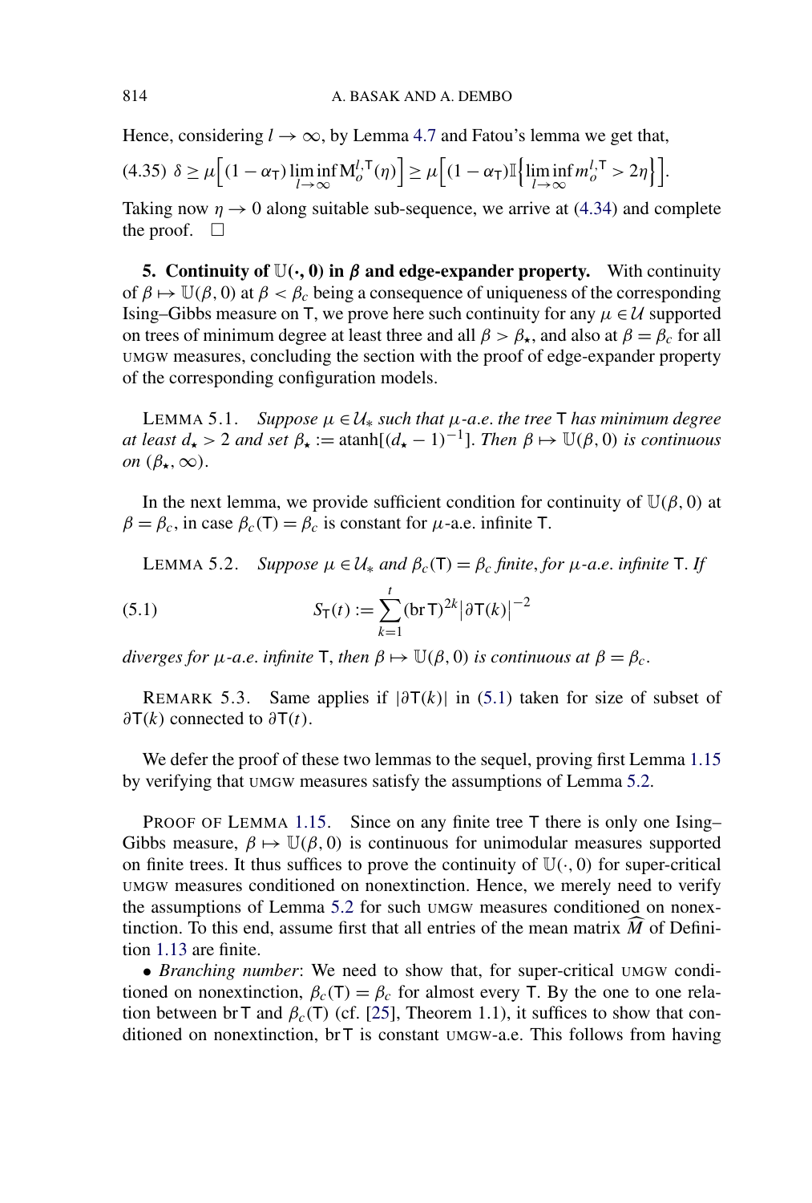Hence, considering $l \to \infty$, by Lemma 4.7 and Fatou's lemma we get that,

$$\delta \geq \mu\Big[(1-\alpha_{\mathsf{T}}) \liminf_{l\to\infty} \mathrm{M}_o^{l,\mathsf{T}}(\eta)\Big] \geq \mu\Big[(1-\alpha_{\mathsf{T}}) \mathbb{I}\Big\{\liminf_{l\to\infty} m_o^{l,\mathsf{T}} > 2\eta\Big\}\Big]. \tag{4.35}$$

Taking now $\eta \to 0$ along suitable sub-sequence, we arrive at (4.34) and complete the proof. $\square$

## 5. Continuity of $\mathbb{U}(\cdot, 0)$ in $\beta$ and edge-expander property.

With continuity of $\beta \mapsto \mathbb{U}(\beta, 0)$ at $\beta < \beta_c$ being a consequence of uniqueness of the corresponding Ising–Gibbs measure on $\mathsf{T}$, we prove here such continuity for any $\mu \in \mathcal{U}$ supported on trees of minimum degree at least three and all $\beta > \beta_\star$, and also at $\beta = \beta_c$ for all UMGW measures, concluding the section with the proof of edge-expander property of the corresponding configuration models.

LEMMA 5.1. *Suppose $\mu \in \mathcal{U}_*$ such that $\mu$-a.e. the tree $\mathsf{T}$ has minimum degree at least $d_\star > 2$ and set $\beta_\star := \operatorname{atanh}[(d_\star - 1)^{-1}]$. Then $\beta \mapsto \mathbb{U}(\beta, 0)$ is continuous on $(\beta_\star, \infty)$.*

In the next lemma, we provide sufficient condition for continuity of $\mathbb{U}(\beta, 0)$ at $\beta = \beta_c$, in case $\beta_c(\mathsf{T}) = \beta_c$ is constant for $\mu$-a.e. infinite $\mathsf{T}$.

LEMMA 5.2. *Suppose $\mu \in \mathcal{U}_*$ and $\beta_c(\mathsf{T}) = \beta_c$ finite, for $\mu$-a.e. infinite $\mathsf{T}$. If*

$$S_{\mathsf{T}}(t) := \sum_{k=1}^{t} (\operatorname{br}\mathsf{T})^{2k} \big|\partial\mathsf{T}(k)\big|^{-2} \tag{5.1}$$

*diverges for $\mu$-a.e. infinite $\mathsf{T}$, then $\beta \mapsto \mathbb{U}(\beta, 0)$ is continuous at $\beta = \beta_c$.*

REMARK 5.3. Same applies if $|\partial\mathsf{T}(k)|$ in (5.1) taken for size of subset of $\partial\mathsf{T}(k)$ connected to $\partial\mathsf{T}(t)$.

We defer the proof of these two lemmas to the sequel, proving first Lemma 1.15 by verifying that UMGW measures satisfy the assumptions of Lemma 5.2.

PROOF OF LEMMA 1.15. Since on any finite tree $\mathsf{T}$ there is only one Ising–Gibbs measure, $\beta \mapsto \mathbb{U}(\beta, 0)$ is continuous for unimodular measures supported on finite trees. It thus suffices to prove the continuity of $\mathbb{U}(\cdot, 0)$ for super-critical UMGW measures conditioned on nonextinction. Hence, we merely need to verify the assumptions of Lemma 5.2 for such UMGW measures conditioned on nonextinction. To this end, assume first that all entries of the mean matrix $\widehat{M}$ of Definition 1.13 are finite.

• *Branching number*: We need to show that, for super-critical UMGW conditioned on nonextinction, $\beta_c(\mathsf{T}) = \beta_c$ for almost every $\mathsf{T}$. By the one to one relation between $\operatorname{br}\mathsf{T}$ and $\beta_c(\mathsf{T})$ (cf. [25], Theorem 1.1), it suffices to show that conditioned on nonextinction, $\operatorname{br}\mathsf{T}$ is constant UMGW-a.e. This follows from having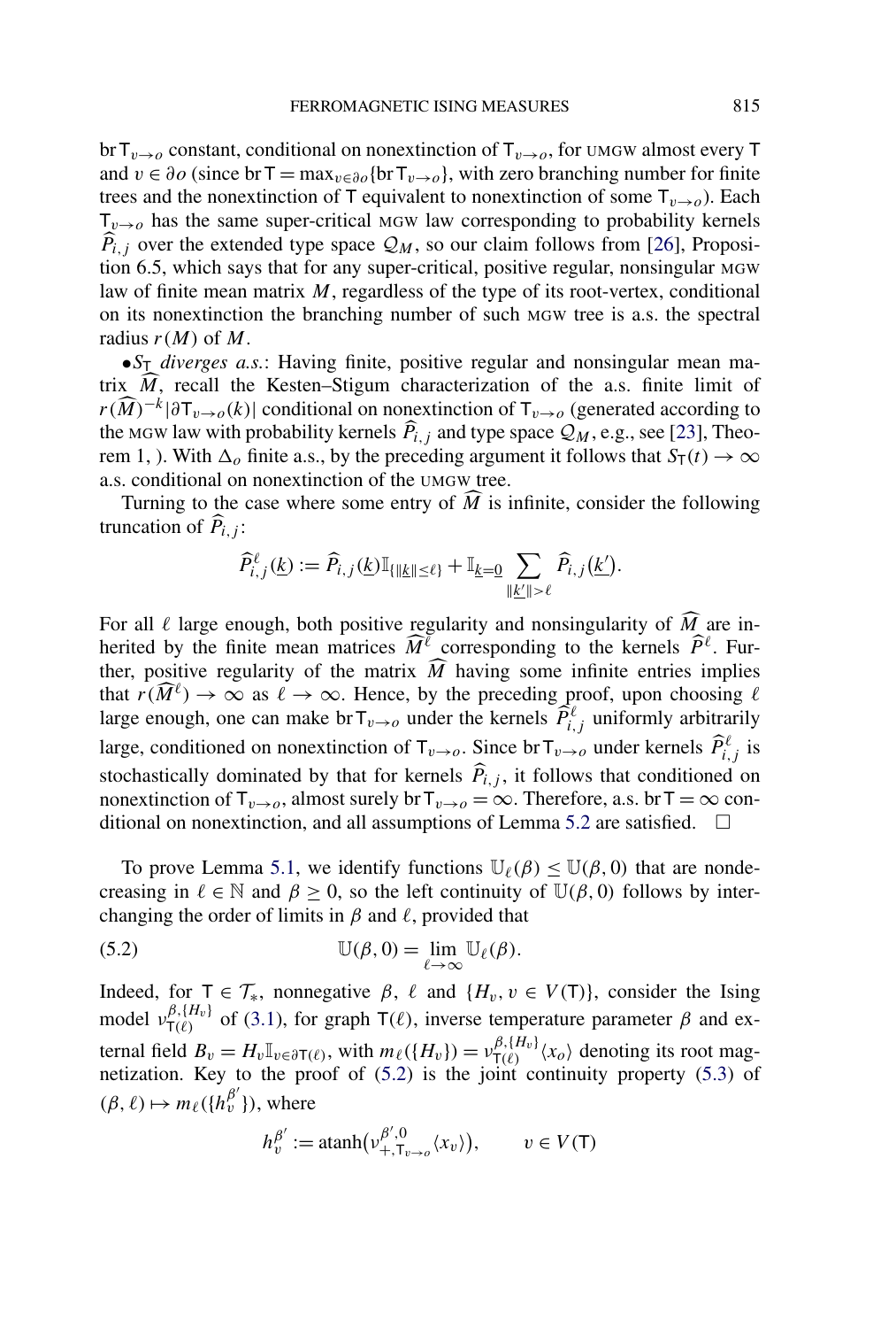$\operatorname{br} \mathsf{T}_{v \to o}$ constant, conditional on nonextinction of $\mathsf{T}_{v \to o}$, for UMGW almost every $\mathsf{T}$ and $v \in \partial o$ (since $\operatorname{br} \mathsf{T} = \max_{v \in \partial o} \{\operatorname{br} \mathsf{T}_{v \to o}\}$, with zero branching number for finite trees and the nonextinction of $\mathsf{T}$ equivalent to nonextinction of some $\mathsf{T}_{v \to o}$). Each $\mathsf{T}_{v \to o}$ has the same super-critical MGW law corresponding to probability kernels $\widehat{P}_{i,j}$ over the extended type space $\mathcal{Q}_M$, so our claim follows from [26], Proposition 6.5, which says that for any super-critical, positive regular, nonsingular MGW law of finite mean matrix $M$, regardless of the type of its root-vertex, conditional on its nonextinction the branching number of such MGW tree is a.s. the spectral radius $r(M)$ of $M$.

• *$S_{\mathsf{T}}$ diverges a.s.*: Having finite, positive regular and nonsingular mean matrix $\widehat{M}$, recall the Kesten–Stigum characterization of the a.s. finite limit of $r(\widehat{M})^{-k} |\partial \mathsf{T}_{v \to o}(k)|$ conditional on nonextinction of $\mathsf{T}_{v \to o}$ (generated according to the MGW law with probability kernels $\widehat{P}_{i,j}$ and type space $\mathcal{Q}_M$, e.g., see [23], Theorem 1, ). With $\Delta_o$ finite a.s., by the preceding argument it follows that $S_{\mathsf{T}}(t) \to \infty$ a.s. conditional on nonextinction of the UMGW tree.

Turning to the case where some entry of $\widehat{M}$ is infinite, consider the following truncation of $\widehat{P}_{i,j}$:

$$\widehat{P}^{\ell}_{i,j}(\underline{k}) := \widehat{P}_{i,j}(\underline{k}) \mathbb{I}_{\{\|\underline{k}\| \le \ell\}} + \mathbb{I}_{\underline{k} = \underline{0}} \sum_{\|\underline{k}'\| > \ell} \widehat{P}_{i,j}(\underline{k}').$$

For all $\ell$ large enough, both positive regularity and nonsingularity of $\widehat{M}$ are inherited by the finite mean matrices $\widehat{M}^{\ell}$ corresponding to the kernels $\widehat{P}^{\ell}$. Further, positive regularity of the matrix $\widehat{M}$ having some infinite entries implies that $r(\widehat{M}^{\ell}) \to \infty$ as $\ell \to \infty$. Hence, by the preceding proof, upon choosing $\ell$ large enough, one can make $\operatorname{br} \mathsf{T}_{v \to o}$ under the kernels $\widehat{P}^{\ell}_{i,j}$ uniformly arbitrarily large, conditioned on nonextinction of $\mathsf{T}_{v \to o}$. Since $\operatorname{br} \mathsf{T}_{v \to o}$ under kernels $\widehat{P}^{\ell}_{i,j}$ is stochastically dominated by that for kernels $\widehat{P}_{i,j}$, it follows that conditioned on nonextinction of $\mathsf{T}_{v \to o}$, almost surely $\operatorname{br} \mathsf{T}_{v \to o} = \infty$. Therefore, a.s. $\operatorname{br} \mathsf{T} = \infty$ conditional on nonextinction, and all assumptions of Lemma 5.2 are satisfied. $\square$

To prove Lemma 5.1, we identify functions $\mathbb{U}_{\ell}(\beta) \le \mathbb{U}(\beta, 0)$ that are nondecreasing in $\ell \in \mathbb{N}$ and $\beta \ge 0$, so the left continuity of $\mathbb{U}(\beta, 0)$ follows by interchanging the order of limits in $\beta$ and $\ell$, provided that

$$\mathbb{U}(\beta, 0) = \lim_{\ell \to \infty} \mathbb{U}_{\ell}(\beta). \tag{5.2}$$

Indeed, for $\mathsf{T} \in \mathcal{T}_*$, nonnegative $\beta$, $\ell$ and $\{H_v, v \in V(\mathsf{T})\}$, consider the Ising model $\nu^{\beta, \{H_v\}}_{\mathsf{T}(\ell)}$ of (3.1), for graph $\mathsf{T}(\ell)$, inverse temperature parameter $\beta$ and external field $B_v = H_v \mathbb{I}_{v \in \partial \mathsf{T}(\ell)}$, with $m_{\ell}(\{H_v\}) = \nu^{\beta, \{H_v\}}_{\mathsf{T}(\ell)} \langle x_o \rangle$ denoting its root magnetization. Key to the proof of (5.2) is the joint continuity property (5.3) of $(\beta, \ell) \mapsto m_{\ell}(\{h^{\beta'}_v\})$, where

$$h^{\beta'}_v := \operatorname{atanh}\bigl(\nu^{\beta', 0}_{+, \mathsf{T}_{v \to o}} \langle x_v \rangle\bigr), \qquad v \in V(\mathsf{T})$$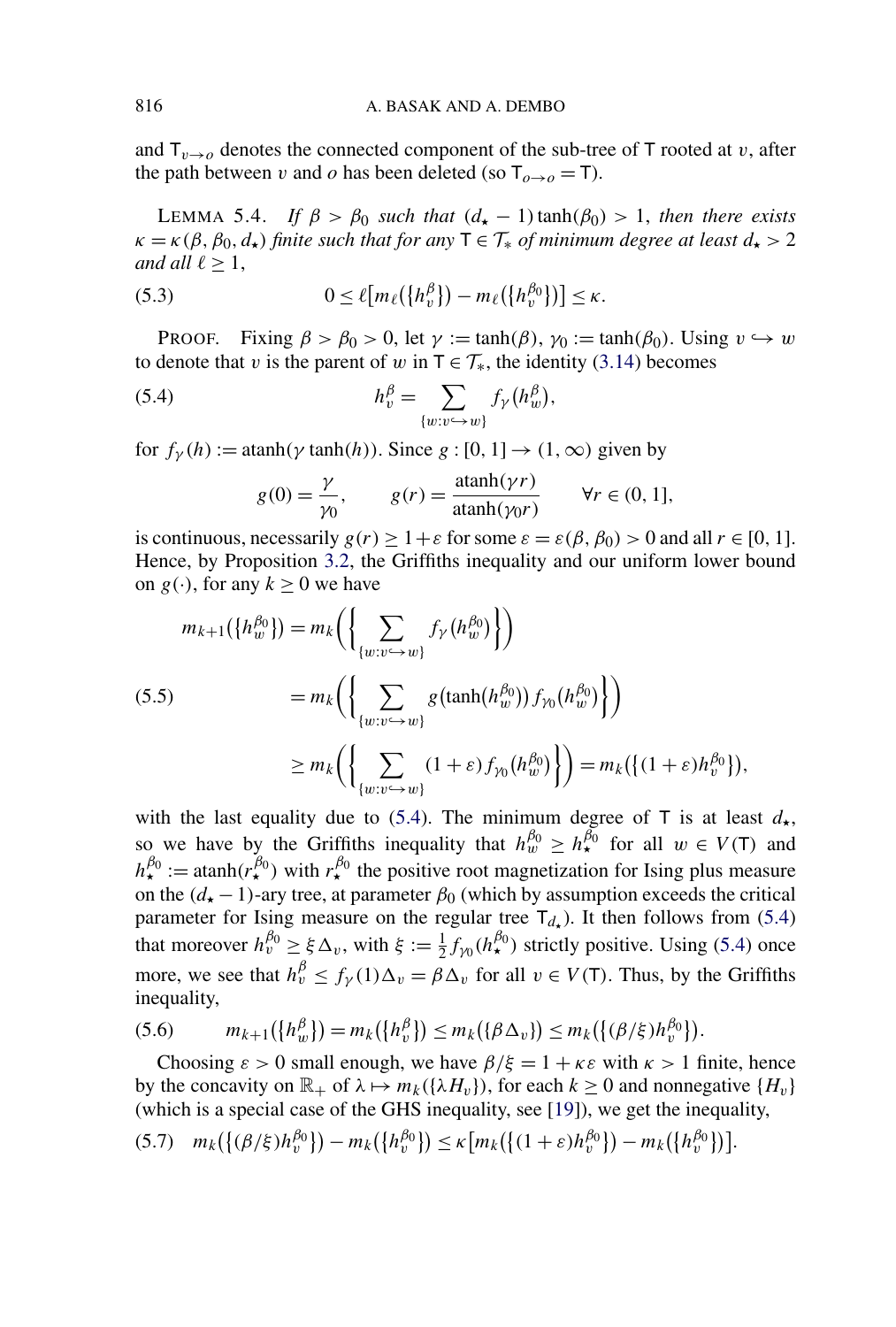and $\mathsf{T}_{v\to o}$ denotes the connected component of the sub-tree of $\mathsf{T}$ rooted at $v$, after the path between $v$ and $o$ has been deleted (so $\mathsf{T}_{o\to o} = \mathsf{T}$).

LEMMA 5.4. *If $\beta > \beta_0$ such that $(d_\star - 1)\tanh(\beta_0) > 1$, then there exists $\kappa = \kappa(\beta, \beta_0, d_\star)$ finite such that for any $\mathsf{T} \in \mathcal{T}_*$ of minimum degree at least $d_\star > 2$ and all $\ell \geq 1$,*

$$0 \leq \ell\big[m_\ell\big(\{h_v^\beta\}\big) - m_\ell\big(\{h_v^{\beta_0}\}\big)\big] \leq \kappa. \tag{5.3}$$

PROOF. Fixing $\beta > \beta_0 > 0$, let $\gamma := \tanh(\beta)$, $\gamma_0 := \tanh(\beta_0)$. Using $v \hookrightarrow w$ to denote that $v$ is the parent of $w$ in $\mathsf{T} \in \mathcal{T}_*$, the identity (3.14) becomes

$$h_v^\beta = \sum_{\{w: v \hookrightarrow w\}} f_\gamma\big(h_w^\beta\big), \tag{5.4}$$

for $f_\gamma(h) := \operatorname{atanh}(\gamma \tanh(h))$. Since $g : [0,1] \to (1, \infty)$ given by

$$g(0) = \frac{\gamma}{\gamma_0}, \qquad g(r) = \frac{\operatorname{atanh}(\gamma r)}{\operatorname{atanh}(\gamma_0 r)} \qquad \forall r \in (0,1],$$

is continuous, necessarily $g(r) \geq 1 + \varepsilon$ for some $\varepsilon = \varepsilon(\beta, \beta_0) > 0$ and all $r \in [0,1]$. Hence, by Proposition 3.2, the Griffiths inequality and our uniform lower bound on $g(\cdot)$, for any $k \geq 0$ we have

$$\begin{aligned}
m_{k+1}\big(\{h_w^{\beta_0}\}\big) &= m_k\bigg(\bigg\{\sum_{\{w: v \hookrightarrow w\}} f_\gamma\big(h_w^{\beta_0}\big)\bigg\}\bigg) \\
&= m_k\bigg(\bigg\{\sum_{\{w: v \hookrightarrow w\}} g\big(\tanh\big(h_w^{\beta_0}\big)\big) f_{\gamma_0}\big(h_w^{\beta_0}\big)\bigg\}\bigg) \\
&\geq m_k\bigg(\bigg\{\sum_{\{w: v \hookrightarrow w\}} (1+\varepsilon) f_{\gamma_0}\big(h_w^{\beta_0}\big)\bigg\}\bigg) = m_k\big(\big\{(1+\varepsilon)h_v^{\beta_0}\big\}\big),
\end{aligned} \tag{5.5}$$

with the last equality due to (5.4). The minimum degree of $\mathsf{T}$ is at least $d_\star$, so we have by the Griffiths inequality that $h_w^{\beta_0} \geq h_\star^{\beta_0}$ for all $w \in V(\mathsf{T})$ and $h_\star^{\beta_0} := \operatorname{atanh}(r_\star^{\beta_0})$ with $r_\star^{\beta_0}$ the positive root magnetization for Ising plus measure on the $(d_\star - 1)$-ary tree, at parameter $\beta_0$ (which by assumption exceeds the critical parameter for Ising measure on the regular tree $\mathsf{T}_{d_\star}$). It then follows from (5.4) that moreover $h_v^{\beta_0} \geq \xi \Delta_v$, with $\xi := \frac{1}{2} f_{\gamma_0}(h_\star^{\beta_0})$ strictly positive. Using (5.4) once more, we see that $h_v^\beta \leq f_\gamma(1)\Delta_v = \beta \Delta_v$ for all $v \in V(\mathsf{T})$. Thus, by the Griffiths inequality,

$$m_{k+1}\big(\{h_w^\beta\}\big) = m_k\big(\{h_v^\beta\}\big) \leq m_k\big(\{\beta \Delta_v\}\big) \leq m_k\big(\big\{(\beta/\xi) h_v^{\beta_0}\big\}\big). \tag{5.6}$$

Choosing $\varepsilon > 0$ small enough, we have $\beta/\xi = 1 + \kappa\varepsilon$ with $\kappa > 1$ finite, hence by the concavity on $\mathbb{R}_+$ of $\lambda \mapsto m_k(\{\lambda H_v\})$, for each $k \geq 0$ and nonnegative $\{H_v\}$ (which is a special case of the GHS inequality, see [19]), we get the inequality,

$$m_k\big(\big\{(\beta/\xi)h_v^{\beta_0}\big\}\big) - m_k\big(\{h_v^{\beta_0}\}\big) \leq \kappa\big[m_k\big(\big\{(1+\varepsilon)h_v^{\beta_0}\big\}\big) - m_k\big(\{h_v^{\beta_0}\}\big)\big]. \tag{5.7}$$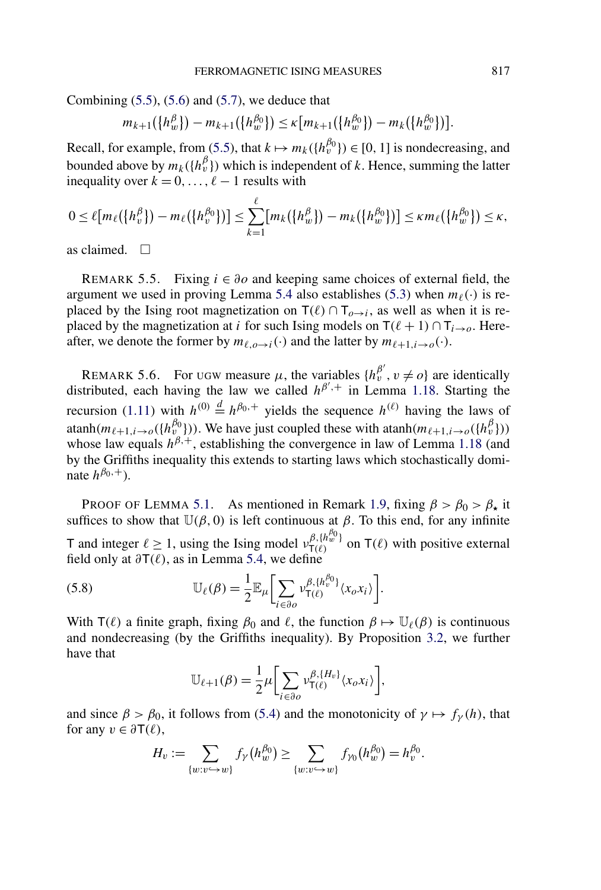Combining (5.5), (5.6) and (5.7), we deduce that

$$m_{k+1}(\{h_w^{\beta}\}) - m_{k+1}(\{h_w^{\beta_0}\}) \le \kappa\big[m_{k+1}(\{h_w^{\beta_0}\}) - m_k(\{h_w^{\beta_0}\})\big].$$

Recall, for example, from (5.5), that $k \mapsto m_k(\{h_v^{\beta_0}\}) \in [0,1]$ is nondecreasing, and bounded above by $m_k(\{h_v^{\beta}\})$ which is independent of $k$. Hence, summing the latter inequality over $k = 0, \dots, \ell - 1$ results with

$$0 \le \ell\big[m_\ell(\{h_v^{\beta}\}) - m_\ell(\{h_v^{\beta_0}\})\big] \le \sum_{k=1}^{\ell}\big[m_k(\{h_w^{\beta}\}) - m_k(\{h_w^{\beta_0}\})\big] \le \kappa m_\ell(\{h_w^{\beta_0}\}) \le \kappa,$$

as claimed. $\square$

REMARK 5.5. Fixing $i \in \partial o$ and keeping same choices of external field, the argument we used in proving Lemma 5.4 also establishes (5.3) when $m_\ell(\cdot)$ is replaced by the Ising root magnetization on $\mathsf{T}(\ell) \cap \mathsf{T}_{o \to i}$, as well as when it is replaced by the magnetization at $i$ for such Ising models on $\mathsf{T}(\ell+1) \cap \mathsf{T}_{i \to o}$. Hereafter, we denote the former by $m_{\ell, o \to i}(\cdot)$ and the latter by $m_{\ell+1, i \to o}(\cdot)$.

REMARK 5.6. For UGW measure $\mu$, the variables $\{h_v^{\beta'}, v \ne o\}$ are identically distributed, each having the law we called $h^{\beta',+}$ in Lemma 1.18. Starting the recursion (1.11) with $h^{(0)} \overset{d}{=} h^{\beta_0,+}$ yields the sequence $h^{(\ell)}$ having the laws of $\operatorname{atanh}(m_{\ell+1, i \to o}(\{h_v^{\beta_0}\}))$. We have just coupled these with $\operatorname{atanh}(m_{\ell+1, i\to o}(\{h_v^{\beta}\}))$ whose law equals $h^{\beta,+}$, establishing the convergence in law of Lemma 1.18 (and by the Griffiths inequality this extends to starting laws which stochastically dominate $h^{\beta_0,+}$).

PROOF OF LEMMA 5.1. As mentioned in Remark 1.9, fixing $\beta > \beta_0 > \beta_\star$ it suffices to show that $\mathbb{U}(\beta, 0)$ is left continuous at $\beta$. To this end, for any infinite $\mathsf{T}$ and integer $\ell \ge 1$, using the Ising model $\nu_{\mathsf{T}(\ell)}^{\beta, \{h_w^{\beta_0}\}}$ on $\mathsf{T}(\ell)$ with positive external field only at $\partial \mathsf{T}(\ell)$, as in Lemma 5.4, we define

$$\mathbb{U}_\ell(\beta) = \frac{1}{2}\mathbb{E}_\mu\bigg[\sum_{i \in \partial o} \nu_{\mathsf{T}(\ell)}^{\beta, \{h_w^{\beta_0}\}}\langle x_o x_i\rangle\bigg]. \tag{5.8}$$

With $\mathsf{T}(\ell)$ a finite graph, fixing $\beta_0$ and $\ell$, the function $\beta \mapsto \mathbb{U}_\ell(\beta)$ is continuous and nondecreasing (by the Griffiths inequality). By Proposition 3.2, we further have that

$$\mathbb{U}_{\ell+1}(\beta) = \frac{1}{2}\mu\bigg[\sum_{i \in \partial o} \nu_{\mathsf{T}(\ell)}^{\beta, \{H_v\}}\langle x_o x_i\rangle\bigg],$$

and since $\beta > \beta_0$, it follows from (5.4) and the monotonicity of $\gamma \mapsto f_\gamma(h)$, that for any $v \in \partial \mathsf{T}(\ell)$,

$$H_v := \sum_{\{w : v \hookrightarrow w\}} f_\gamma(h_w^{\beta_0}) \ge \sum_{\{w : v \hookrightarrow w\}} f_{\gamma_0}(h_w^{\beta_0}) = h_v^{\beta_0}.$$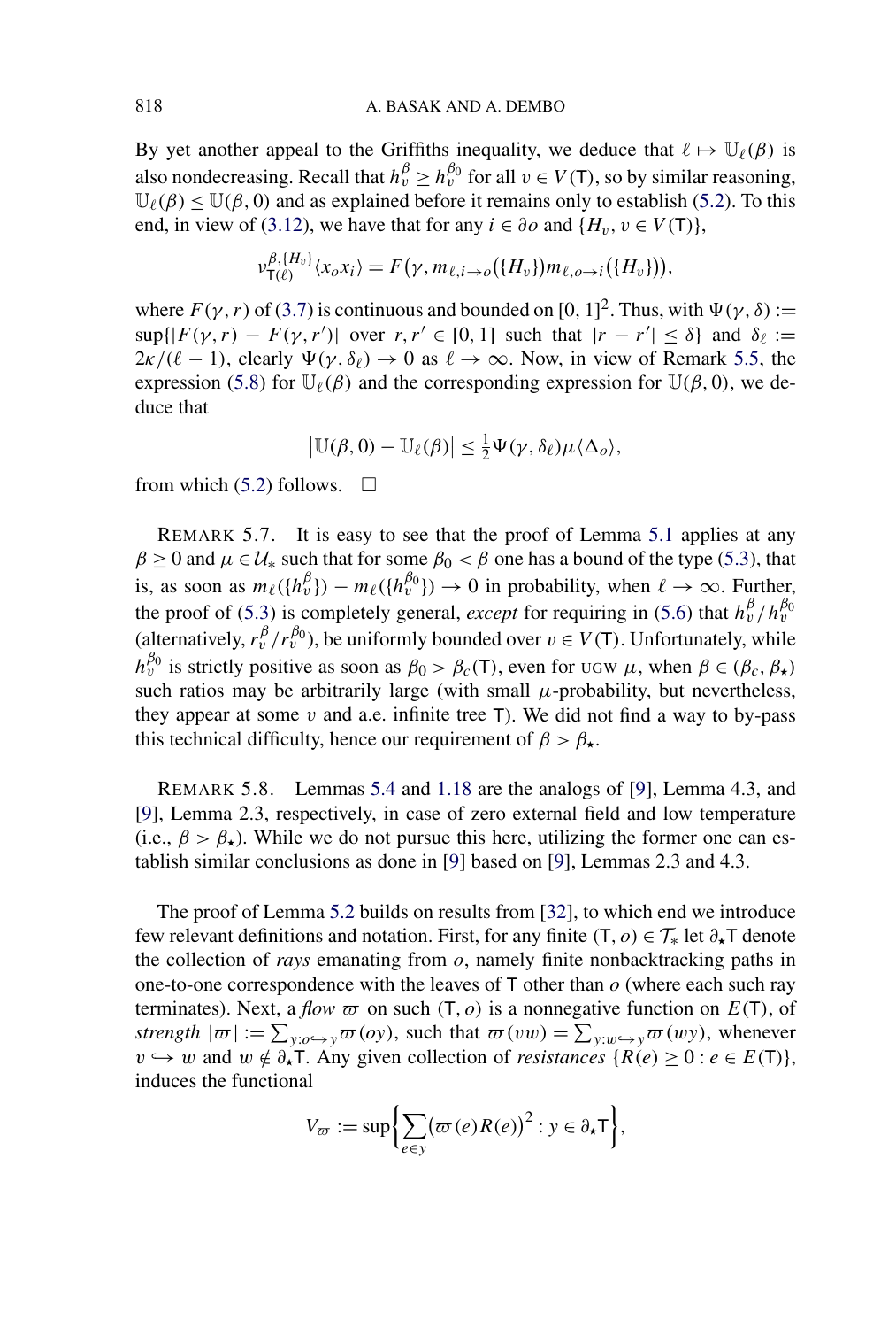By yet another appeal to the Griffiths inequality, we deduce that $\ell \mapsto \mathbb{U}_\ell(\beta)$ is also nondecreasing. Recall that $h_v^\beta \ge h_v^{\beta_0}$ for all $v \in V(\mathsf{T})$, so by similar reasoning, $\mathbb{U}_\ell(\beta) \le \mathbb{U}(\beta, 0)$ and as explained before it remains only to establish (5.2). To this end, in view of (3.12), we have that for any $i \in \partial o$ and $\{H_v, v \in V(\mathsf{T})\}$,

$$\nu_{\mathsf{T}(\ell)}^{\beta,\{H_v\}}\langle x_o x_i\rangle = F\big(\gamma, m_{\ell,i\to o}(\{H_v\}) m_{\ell,o\to i}(\{H_v\})\big),$$

where $F(\gamma, r)$ of (3.7) is continuous and bounded on $[0,1]^2$. Thus, with $\Psi(\gamma,\delta) := \sup\{|F(\gamma,r) - F(\gamma,r')|$ over $r, r' \in [0,1]$ such that $|r - r'| \le \delta\}$ and $\delta_\ell := 2\kappa/(\ell-1)$, clearly $\Psi(\gamma,\delta_\ell) \to 0$ as $\ell \to \infty$. Now, in view of Remark 5.5, the expression (5.8) for $\mathbb{U}_\ell(\beta)$ and the corresponding expression for $\mathbb{U}(\beta, 0)$, we deduce that

$$\big|\mathbb{U}(\beta,0) - \mathbb{U}_\ell(\beta)\big| \le \tfrac{1}{2}\Psi(\gamma,\delta_\ell)\mu\langle \Delta_o\rangle,$$

from which (5.2) follows. $\square$

REMARK 5.7. It is easy to see that the proof of Lemma 5.1 applies at any $\beta \ge 0$ and $\mu \in \mathcal{U}_*$ such that for some $\beta_0 < \beta$ one has a bound of the type (5.3), that is, as soon as $m_\ell(\{h_v^\beta\}) - m_\ell(\{h_v^{\beta_0}\}) \to 0$ in probability, when $\ell \to \infty$. Further, the proof of (5.3) is completely general, *except* for requiring in (5.6) that $h_v^\beta / h_v^{\beta_0}$ (alternatively, $r_v^\beta / r_v^{\beta_0}$), be uniformly bounded over $v \in V(\mathsf{T})$. Unfortunately, while $h_v^{\beta_0}$ is strictly positive as soon as $\beta_0 > \beta_c(\mathsf{T})$, even for UGW $\mu$, when $\beta \in (\beta_c, \beta_\star)$ such ratios may be arbitrarily large (with small $\mu$-probability, but nevertheless, they appear at some $v$ and a.e. infinite tree $\mathsf{T}$). We did not find a way to by-pass this technical difficulty, hence our requirement of $\beta > \beta_\star$.

REMARK 5.8. Lemmas 5.4 and 1.18 are the analogs of [9], Lemma 4.3, and [9], Lemma 2.3, respectively, in case of zero external field and low temperature (i.e., $\beta > \beta_\star$). While we do not pursue this here, utilizing the former one can establish similar conclusions as done in [9] based on [9], Lemmas 2.3 and 4.3.

The proof of Lemma 5.2 builds on results from [32], to which end we introduce few relevant definitions and notation. First, for any finite $(\mathsf{T}, o) \in \mathcal{T}_*$ let $\partial_\star \mathsf{T}$ denote the collection of *rays* emanating from $o$, namely finite nonbacktracking paths in one-to-one correspondence with the leaves of $\mathsf{T}$ other than $o$ (where each such ray terminates). Next, a *flow* $\varpi$ on such $(\mathsf{T}, o)$ is a nonnegative function on $E(\mathsf{T})$, of *strength* $|\varpi| := \sum_{y:o\hookrightarrow y} \varpi(oy)$, such that $\varpi(vw) = \sum_{y:w\hookrightarrow y} \varpi(wy)$, whenever $v \hookrightarrow w$ and $w \notin \partial_\star \mathsf{T}$. Any given collection of *resistances* $\{R(e) \ge 0 : e \in E(\mathsf{T})\}$, induces the functional

$$V_\varpi := \sup\bigg\{\sum_{e\in y} \big(\varpi(e) R(e)\big)^2 : y \in \partial_\star \mathsf{T}\bigg\},$$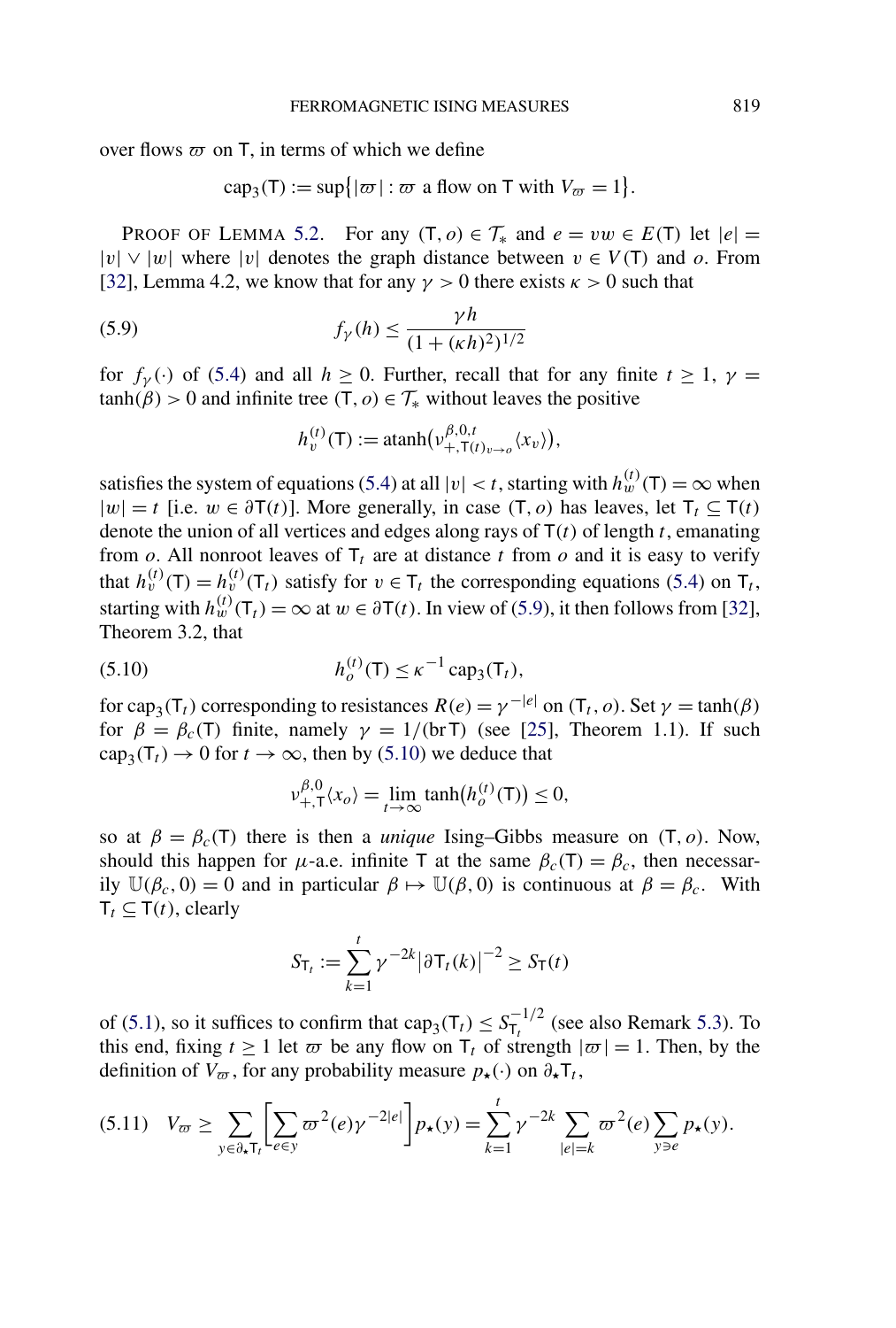over flows $\varpi$ on $\mathsf{T}$, in terms of which we define

$$\operatorname{cap}_3(\mathsf{T}) := \sup\{|\varpi| : \varpi \text{ a flow on } \mathsf{T} \text{ with } V_\varpi = 1\}.$$

PROOF OF LEMMA 5.2. For any $(\mathsf{T}, o) \in \mathcal{T}_*$ and $e = vw \in E(\mathsf{T})$ let $|e| = |v| \vee |w|$ where $|v|$ denotes the graph distance between $v \in V(\mathsf{T})$ and $o$. From [32], Lemma 4.2, we know that for any $\gamma > 0$ there exists $\kappa > 0$ such that

$$f_\gamma(h) \le \frac{\gamma h}{(1 + (\kappa h)^2)^{1/2}} \tag{5.9}$$

for $f_\gamma(\cdot)$ of (5.4) and all $h \ge 0$. Further, recall that for any finite $t \ge 1$, $\gamma = \tanh(\beta) > 0$ and infinite tree $(\mathsf{T}, o) \in \mathcal{T}_*$ without leaves the positive

$$h_v^{(t)}(\mathsf{T}) := \operatorname{atanh}\big(\nu^{\beta,0,t}_{+,\mathsf{T}(t)_{v \to o}}\langle x_v \rangle\big),$$

satisfies the system of equations (5.4) at all $|v| < t$, starting with $h_w^{(t)}(\mathsf{T}) = \infty$ when $|w| = t$ [i.e. $w \in \partial \mathsf{T}(t)$]. More generally, in case $(\mathsf{T}, o)$ has leaves, let $\mathsf{T}_t \subseteq \mathsf{T}(t)$ denote the union of all vertices and edges along rays of $\mathsf{T}(t)$ of length $t$, emanating from $o$. All nonroot leaves of $\mathsf{T}_t$ are at distance $t$ from $o$ and it is easy to verify that $h_v^{(t)}(\mathsf{T}) = h_v^{(t)}(\mathsf{T}_t)$ satisfy for $v \in \mathsf{T}_t$ the corresponding equations (5.4) on $\mathsf{T}_t$, starting with $h_w^{(t)}(\mathsf{T}_t) = \infty$ at $w \in \partial \mathsf{T}(t)$. In view of (5.9), it then follows from [32], Theorem 3.2, that

$$h_o^{(t)}(\mathsf{T}) \le \kappa^{-1} \operatorname{cap}_3(\mathsf{T}_t), \tag{5.10}$$

for $\operatorname{cap}_3(\mathsf{T}_t)$ corresponding to resistances $R(e) = \gamma^{-|e|}$ on $(\mathsf{T}_t, o)$. Set $\gamma = \tanh(\beta)$ for $\beta = \beta_c(\mathsf{T})$ finite, namely $\gamma = 1/(\operatorname{br} \mathsf{T})$ (see [25], Theorem 1.1). If such $\operatorname{cap}_3(\mathsf{T}_t) \to 0$ for $t \to \infty$, then by (5.10) we deduce that

$$\nu^{\beta,0}_{+,\mathsf{T}}\langle x_o \rangle = \lim_{t \to \infty} \tanh\big(h_o^{(t)}(\mathsf{T})\big) \le 0,$$

so at $\beta = \beta_c(\mathsf{T})$ there is then a *unique* Ising–Gibbs measure on $(\mathsf{T}, o)$. Now, should this happen for $\mu$-a.e. infinite $\mathsf{T}$ at the same $\beta_c(\mathsf{T}) = \beta_c$, then necessarily $\mathbb{U}(\beta_c, 0) = 0$ and in particular $\beta \mapsto \mathbb{U}(\beta, 0)$ is continuous at $\beta = \beta_c$. With $\mathsf{T}_t \subseteq \mathsf{T}(t)$, clearly

$$S_{\mathsf{T}_t} := \sum_{k=1}^{t} \gamma^{-2k} \big|\partial \mathsf{T}_t(k)\big|^{-2} \ge S_{\mathsf{T}}(t)$$

of (5.1), so it suffices to confirm that $\operatorname{cap}_3(\mathsf{T}_t) \le S_{\mathsf{T}_t}^{-1/2}$ (see also Remark 5.3). To this end, fixing $t \ge 1$ let $\varpi$ be any flow on $\mathsf{T}_t$ of strength $|\varpi| = 1$. Then, by the definition of $V_\varpi$, for any probability measure $p_\star(\cdot)$ on $\partial_\star \mathsf{T}_t$,

$$V_\varpi \ge \sum_{y \in \partial_\star \mathsf{T}_t} \left[\sum_{e \in y} \varpi^2(e) \gamma^{-2|e|}\right] p_\star(y) = \sum_{k=1}^{t} \gamma^{-2k} \sum_{|e| = k} \varpi^2(e) \sum_{y \ni e} p_\star(y). \tag{5.11}$$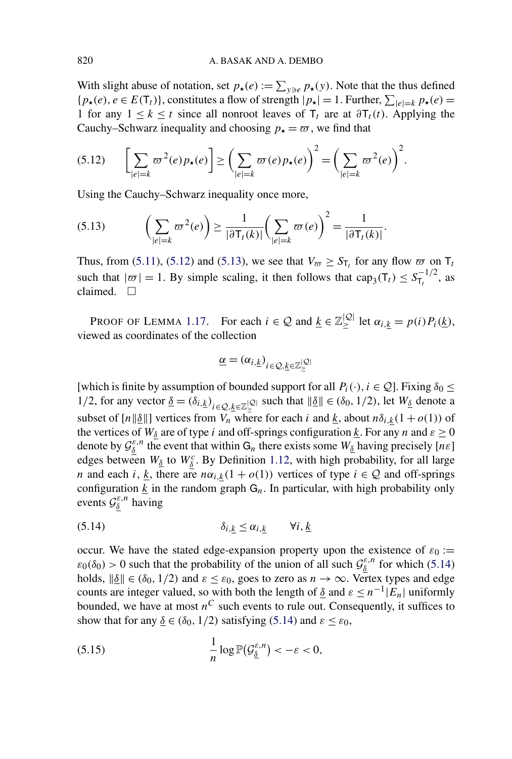With slight abuse of notation, set $p_\star(e) := \sum_{y \ni e} p_\star(y)$. Note that the thus defined $\{p_\star(e), e \in E(\mathsf{T}_t)\}$, constitutes a flow of strength $|p_\star| = 1$. Further, $\sum_{|e|=k} p_\star(e) = 1$ for any $1 \le k \le t$ since all nonroot leaves of $\mathsf{T}_t$ are at $\partial \mathsf{T}_t(t)$. Applying the Cauchy–Schwarz inequality and choosing $p_\star = \varpi$, we find that

$$
\left[\sum_{|e|=k} \varpi^2(e) p_\star(e)\right] \ge \left(\sum_{|e|=k} \varpi(e) p_\star(e)\right)^2 = \left(\sum_{|e|=k} \varpi^2(e)\right)^2. \tag{5.12}
$$

Using the Cauchy–Schwarz inequality once more,

$$
\left(\sum_{|e|=k} \varpi^2(e)\right) \ge \frac{1}{|\partial \mathsf{T}_t(k)|}\left(\sum_{|e|=k} \varpi(e)\right)^2 = \frac{1}{|\partial \mathsf{T}_t(k)|}. \tag{5.13}
$$

Thus, from (5.11), (5.12) and (5.13), we see that $V_\varpi \ge S_{\mathsf{T}_t}$ for any flow $\varpi$ on $\mathsf{T}_t$ such that $|\varpi| = 1$. By simple scaling, it then follows that $\mathrm{cap}_3(\mathsf{T}_t) \le S_{\mathsf{T}_t}^{-1/2}$, as claimed. $\square$

PROOF OF LEMMA 1.17. For each $i \in \mathcal{Q}$ and $\underline{k} \in \mathbb{Z}_{\ge}^{|\mathcal{Q}|}$ let $\alpha_{i,\underline{k}} = p(i) P_i(\underline{k})$, viewed as coordinates of the collection

$$
\underline{\alpha} = (\alpha_{i,\underline{k}})_{i \in \mathcal{Q}, \underline{k} \in \mathbb{Z}_{\ge}^{|\mathcal{Q}|}}
$$

[which is finite by assumption of bounded support for all $P_i(\cdot), i \in \mathcal{Q}$]. Fixing $\delta_0 \le 1/2$, for any vector $\underline{\delta} = (\delta_{i,\underline{k}})_{i \in \mathcal{Q}, \underline{k} \in \mathbb{Z}_{\ge}^{|\mathcal{Q}|}}$ such that $\|\underline{\delta}\| \in (\delta_0, 1/2)$, let $W_{\underline{\delta}}$ denote a subset of $[n\|\underline{\delta}\|]$ vertices from $V_n$ where for each $i$ and $\underline{k}$, about $n\delta_{i,\underline{k}}(1 + o(1))$ of the vertices of $W_{\underline{\delta}}$ are of type $i$ and off-springs configuration $\underline{k}$. For any $n$ and $\varepsilon \ge 0$ denote by $\mathcal{G}_{\underline{\delta}}^{\varepsilon,n}$ the event that within $\mathsf{G}_n$ there exists some $W_{\underline{\delta}}$ having precisely $[n\varepsilon]$ edges between $W_{\underline{\delta}}$ to $W_{\underline{\delta}}^c$. By Definition 1.12, with high probability, for all large $n$ and each $i$, $\underline{k}$, there are $n\alpha_{i,\underline{k}}(1 + o(1))$ vertices of type $i \in \mathcal{Q}$ and off-springs configuration $\underline{k}$ in the random graph $\mathsf{G}_n$. In particular, with high probability only events $\mathcal{G}_{\underline{\delta}}^{\varepsilon,n}$ having

$$
\delta_{i,\underline{k}} \le \alpha_{i,\underline{k}} \qquad \forall i, \underline{k} \tag{5.14}
$$

occur. We have the stated edge-expansion property upon the existence of $\varepsilon_0 := \varepsilon_0(\delta_0) > 0$ such that the probability of the union of all such $\mathcal{G}_{\underline{\delta}}^{\varepsilon,n}$ for which (5.14) holds, $\|\underline{\delta}\| \in (\delta_0, 1/2)$ and $\varepsilon \le \varepsilon_0$, goes to zero as $n \to \infty$. Vertex types and edge counts are integer valued, so with both the length of $\underline{\delta}$ and $\varepsilon \le n^{-1}|E_n|$ uniformly bounded, we have at most $n^C$ such events to rule out. Consequently, it suffices to show that for any $\underline{\delta} \in (\delta_0, 1/2)$ satisfying (5.14) and $\varepsilon \le \varepsilon_0$,

$$
\frac{1}{n} \log \mathbb{P}(\mathcal{G}_{\underline{\delta}}^{\varepsilon,n}) < -\varepsilon < 0, \tag{5.15}
$$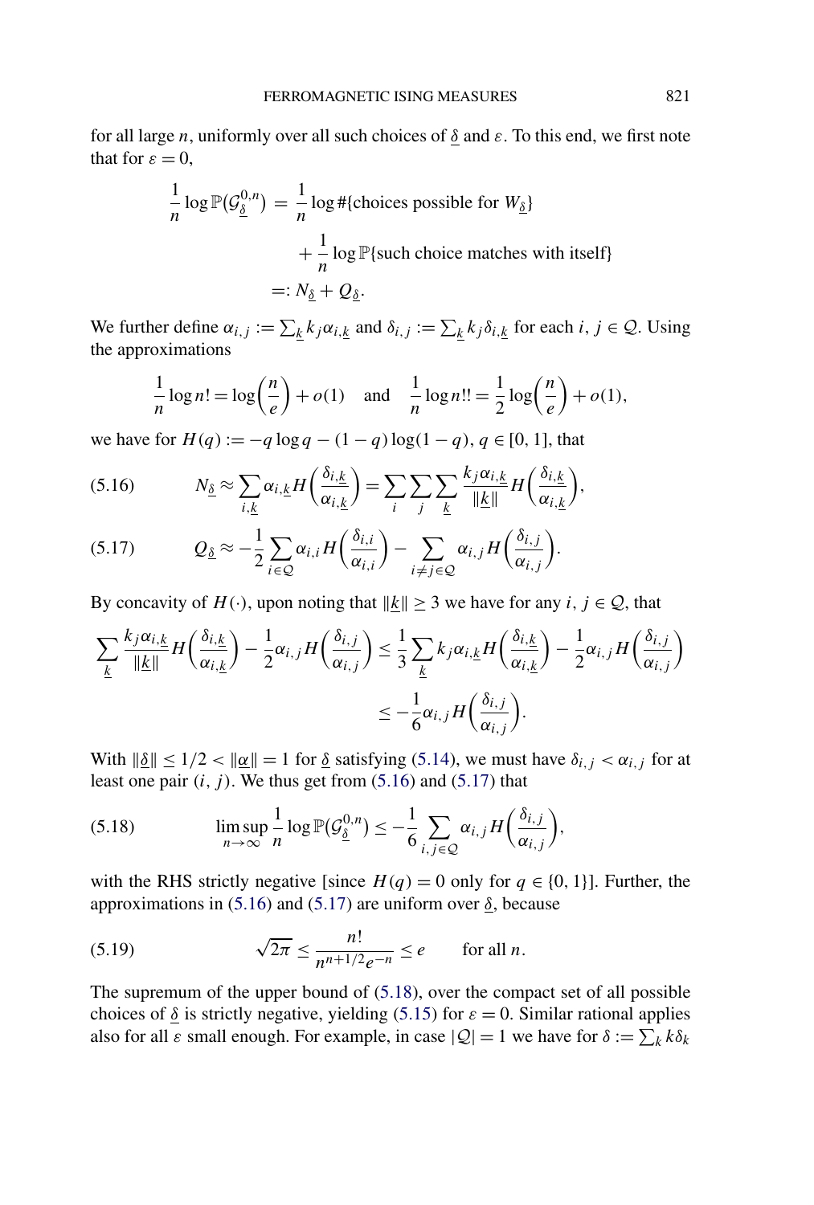for all large $n$, uniformly over all such choices of $\underline{\delta}$ and $\varepsilon$. To this end, we first note that for $\varepsilon = 0$,

$$\begin{aligned}
\frac{1}{n}\log \mathbb{P}(\mathcal{G}_{\underline{\delta}}^{0,n}) &= \frac{1}{n}\log \#\{\text{choices possible for } W_{\underline{\delta}}\} \\
&\quad + \frac{1}{n}\log \mathbb{P}\{\text{such choice matches with itself}\} \\
&=: N_{\underline{\delta}} + Q_{\underline{\delta}}.
\end{aligned}$$

We further define $\alpha_{i,j} := \sum_{\underline{k}} k_j \alpha_{i,\underline{k}}$ and $\delta_{i,j} := \sum_{\underline{k}} k_j \delta_{i,\underline{k}}$ for each $i, j \in \mathcal{Q}$. Using the approximations

$$\frac{1}{n}\log n! = \log\left(\frac{n}{e}\right) + o(1) \quad \text{and} \quad \frac{1}{n}\log n!! = \frac{1}{2}\log\left(\frac{n}{e}\right) + o(1),$$

we have for $H(q) := -q\log q - (1-q)\log(1-q)$, $q \in [0,1]$, that

$$N_{\underline{\delta}} \approx \sum_{i,\underline{k}} \alpha_{i,\underline{k}} H\left(\frac{\delta_{i,\underline{k}}}{\alpha_{i,\underline{k}}}\right) = \sum_i \sum_j \sum_{\underline{k}} \frac{k_j \alpha_{i,\underline{k}}}{\|\underline{k}\|} H\left(\frac{\delta_{i,\underline{k}}}{\alpha_{i,\underline{k}}}\right), \tag{5.16}$$

$$Q_{\underline{\delta}} \approx -\frac{1}{2}\sum_{i\in\mathcal{Q}} \alpha_{i,i} H\left(\frac{\delta_{i,i}}{\alpha_{i,i}}\right) - \sum_{i\neq j\in\mathcal{Q}} \alpha_{i,j} H\left(\frac{\delta_{i,j}}{\alpha_{i,j}}\right). \tag{5.17}$$

By concavity of $H(\cdot)$, upon noting that $\|\underline{k}\| \geq 3$ we have for any $i, j \in \mathcal{Q}$, that

$$\begin{aligned}
\sum_{\underline{k}} \frac{k_j \alpha_{i,\underline{k}}}{\|\underline{k}\|} H\left(\frac{\delta_{i,\underline{k}}}{\alpha_{i,\underline{k}}}\right) - \frac{1}{2}\alpha_{i,j} H\left(\frac{\delta_{i,j}}{\alpha_{i,j}}\right) &\leq \frac{1}{3}\sum_{\underline{k}} k_j \alpha_{i,\underline{k}} H\left(\frac{\delta_{i,\underline{k}}}{\alpha_{i,\underline{k}}}\right) - \frac{1}{2}\alpha_{i,j} H\left(\frac{\delta_{i,j}}{\alpha_{i,j}}\right) \\
&\leq -\frac{1}{6}\alpha_{i,j} H\left(\frac{\delta_{i,j}}{\alpha_{i,j}}\right).
\end{aligned}$$

With $\|\underline{\delta}\| \leq 1/2 < \|\underline{\alpha}\| = 1$ for $\underline{\delta}$ satisfying (5.14), we must have $\delta_{i,j} < \alpha_{i,j}$ for at least one pair $(i,j)$. We thus get from (5.16) and (5.17) that

$$\limsup_{n\to\infty} \frac{1}{n}\log \mathbb{P}(\mathcal{G}_{\underline{\delta}}^{0,n}) \leq -\frac{1}{6}\sum_{i,j\in\mathcal{Q}} \alpha_{i,j} H\left(\frac{\delta_{i,j}}{\alpha_{i,j}}\right), \tag{5.18}$$

with the RHS strictly negative [since $H(q) = 0$ only for $q \in \{0,1\}$]. Further, the approximations in (5.16) and (5.17) are uniform over $\underline{\delta}$, because

$$\sqrt{2\pi} \leq \frac{n!}{n^{n+1/2}e^{-n}} \leq e \qquad \text{for all } n. \tag{5.19}$$

The supremum of the upper bound of (5.18), over the compact set of all possible choices of $\underline{\delta}$ is strictly negative, yielding (5.15) for $\varepsilon = 0$. Similar rational applies also for all $\varepsilon$ small enough. For example, in case $|\mathcal{Q}| = 1$ we have for $\delta := \sum_k k\delta_k$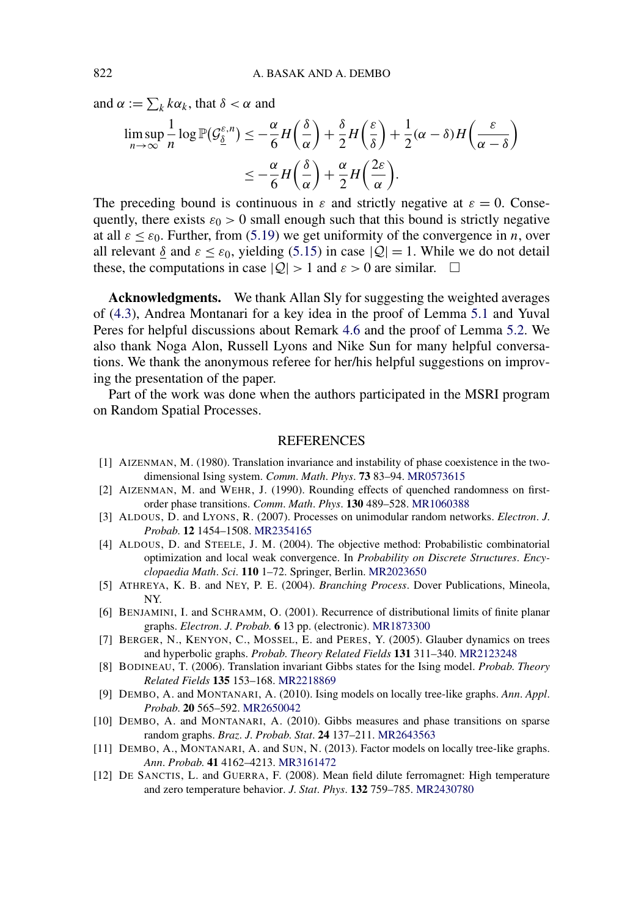and $\alpha := \sum_k k\alpha_k$, that $\delta < \alpha$ and

$$\limsup_{n\to\infty} \frac{1}{n} \log \mathbb{P}(\mathcal{G}_{\underline{\delta}}^{\varepsilon,n}) \leq -\frac{\alpha}{6} H\left(\frac{\delta}{\alpha}\right) + \frac{\delta}{2} H\left(\frac{\varepsilon}{\delta}\right) + \frac{1}{2}(\alpha - \delta) H\left(\frac{\varepsilon}{\alpha - \delta}\right)$$
$$\leq -\frac{\alpha}{6} H\left(\frac{\delta}{\alpha}\right) + \frac{\alpha}{2} H\left(\frac{2\varepsilon}{\alpha}\right).$$

The preceding bound is continuous in $\varepsilon$ and strictly negative at $\varepsilon = 0$. Consequently, there exists $\varepsilon_0 > 0$ small enough such that this bound is strictly negative at all $\varepsilon \leq \varepsilon_0$. Further, from (5.19) we get uniformity of the convergence in $n$, over all relevant $\underline{\delta}$ and $\varepsilon \leq \varepsilon_0$, yielding (5.15) in case $|\mathcal{Q}| = 1$. While we do not detail these, the computations in case $|\mathcal{Q}| > 1$ and $\varepsilon > 0$ are similar. $\square$

**Acknowledgments.** We thank Allan Sly for suggesting the weighted averages of (4.3), Andrea Montanari for a key idea in the proof of Lemma 5.1 and Yuval Peres for helpful discussions about Remark 4.6 and the proof of Lemma 5.2. We also thank Noga Alon, Russell Lyons and Nike Sun for many helpful conversations. We thank the anonymous referee for her/his helpful suggestions on improving the presentation of the paper.

Part of the work was done when the authors participated in the MSRI program on Random Spatial Processes.

## REFERENCES

[1] AIZENMAN, M. (1980). Translation invariance and instability of phase coexistence in the two-dimensional Ising system. *Comm. Math. Phys.* **73** 83–94. MR0573615

[2] AIZENMAN, M. and WEHR, J. (1990). Rounding effects of quenched randomness on first-order phase transitions. *Comm. Math. Phys.* **130** 489–528. MR1060388

[3] ALDOUS, D. and LYONS, R. (2007). Processes on unimodular random networks. *Electron. J. Probab.* **12** 1454–1508. MR2354165

[4] ALDOUS, D. and STEELE, J. M. (2004). The objective method: Probabilistic combinatorial optimization and local weak convergence. In *Probability on Discrete Structures. Encyclopaedia Math. Sci.* **110** 1–72. Springer, Berlin. MR2023650

[5] ATHREYA, K. B. and NEY, P. E. (2004). *Branching Process*. Dover Publications, Mineola, NY.

[6] BENJAMINI, I. and SCHRAMM, O. (2001). Recurrence of distributional limits of finite planar graphs. *Electron. J. Probab.* **6** 13 pp. (electronic). MR1873300

[7] BERGER, N., KENYON, C., MOSSEL, E. and PERES, Y. (2005). Glauber dynamics on trees and hyperbolic graphs. *Probab. Theory Related Fields* **131** 311–340. MR2123248

[8] BODINEAU, T. (2006). Translation invariant Gibbs states for the Ising model. *Probab. Theory Related Fields* **135** 153–168. MR2218869

[9] DEMBO, A. and MONTANARI, A. (2010). Ising models on locally tree-like graphs. *Ann. Appl. Probab.* **20** 565–592. MR2650042

[10] DEMBO, A. and MONTANARI, A. (2010). Gibbs measures and phase transitions on sparse random graphs. *Braz. J. Probab. Stat.* **24** 137–211. MR2643563

[11] DEMBO, A., MONTANARI, A. and SUN, N. (2013). Factor models on locally tree-like graphs. *Ann. Probab.* **41** 4162–4213. MR3161472

[12] DE SANCTIS, L. and GUERRA, F. (2008). Mean field dilute ferromagnet: High temperature and zero temperature behavior. *J. Stat. Phys.* **132** 759–785. MR2430780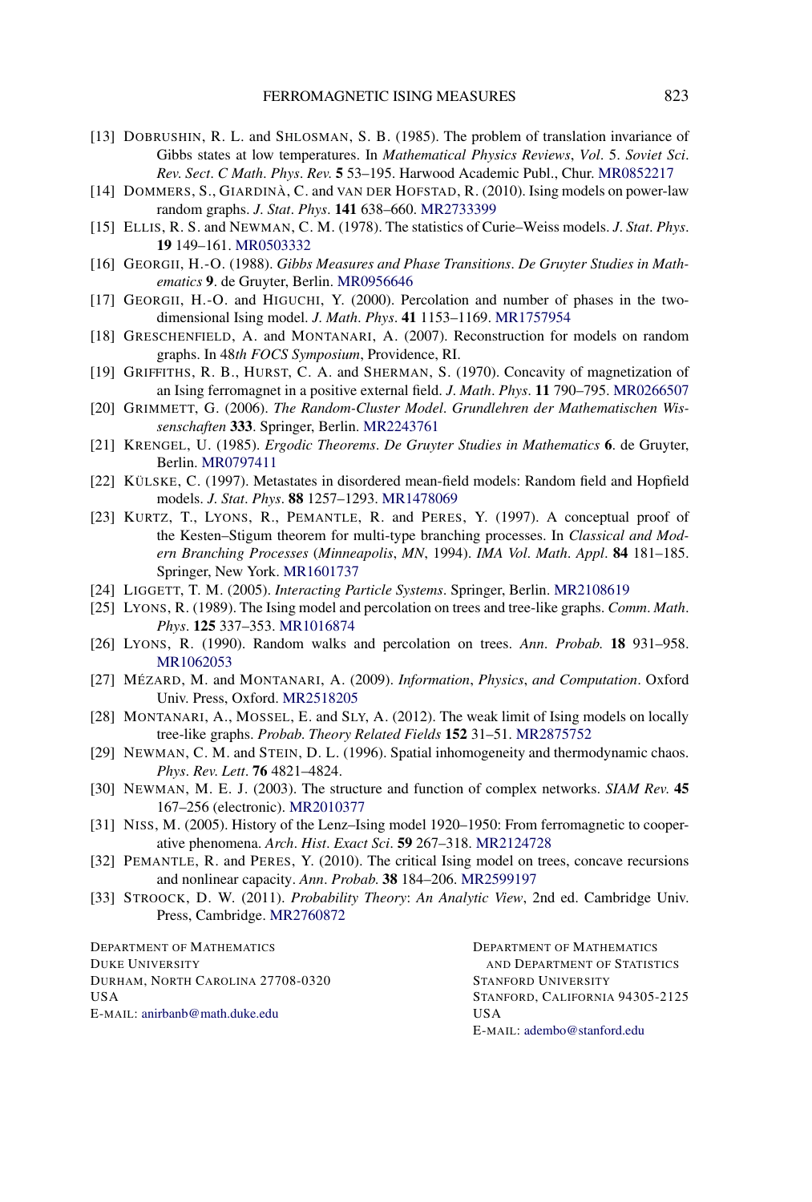[13] DOBRUSHIN, R. L. and SHLOSMAN, S. B. (1985). The problem of translation invariance of Gibbs states at low temperatures. In *Mathematical Physics Reviews*, *Vol*. 5. *Soviet Sci*. *Rev*. *Sect*. *C Math*. *Phys*. *Rev*. **5** 53–195. Harwood Academic Publ., Chur. MR0852217

[14] DOMMERS, S., GIARDINÀ, C. and VAN DER HOFSTAD, R. (2010). Ising models on power-law random graphs. *J*. *Stat*. *Phys*. **141** 638–660. MR2733399

[15] ELLIS, R. S. and NEWMAN, C. M. (1978). The statistics of Curie–Weiss models. *J*. *Stat*. *Phys*. **19** 149–161. MR0503332

[16] GEORGII, H.-O. (1988). *Gibbs Measures and Phase Transitions*. *De Gruyter Studies in Mathematics* **9**. de Gruyter, Berlin. MR0956646

[17] GEORGII, H.-O. and HIGUCHI, Y. (2000). Percolation and number of phases in the two-dimensional Ising model. *J*. *Math*. *Phys*. **41** 1153–1169. MR1757954

[18] GRESCHENFIELD, A. and MONTANARI, A. (2007). Reconstruction for models on random graphs. In 48*th FOCS Symposium*, Providence, RI.

[19] GRIFFITHS, R. B., HURST, C. A. and SHERMAN, S. (1970). Concavity of magnetization of an Ising ferromagnet in a positive external field. *J*. *Math*. *Phys*. **11** 790–795. MR0266507

[20] GRIMMETT, G. (2006). *The Random-Cluster Model*. *Grundlehren der Mathematischen Wissenschaften* **333**. Springer, Berlin. MR2243761

[21] KRENGEL, U. (1985). *Ergodic Theorems*. *De Gruyter Studies in Mathematics* **6**. de Gruyter, Berlin. MR0797411

[22] KÜLSKE, C. (1997). Metastates in disordered mean-field models: Random field and Hopfield models. *J*. *Stat*. *Phys*. **88** 1257–1293. MR1478069

[23] KURTZ, T., LYONS, R., PEMANTLE, R. and PERES, Y. (1997). A conceptual proof of the Kesten–Stigum theorem for multi-type branching processes. In *Classical and Modern Branching Processes* (*Minneapolis*, *MN*, 1994). *IMA Vol*. *Math*. *Appl*. **84** 181–185. Springer, New York. MR1601737

[24] LIGGETT, T. M. (2005). *Interacting Particle Systems*. Springer, Berlin. MR2108619

[25] LYONS, R. (1989). The Ising model and percolation on trees and tree-like graphs. *Comm*. *Math*. *Phys*. **125** 337–353. MR1016874

[26] LYONS, R. (1990). Random walks and percolation on trees. *Ann*. *Probab*. **18** 931–958. MR1062053

[27] MÉZARD, M. and MONTANARI, A. (2009). *Information*, *Physics*, *and Computation*. Oxford Univ. Press, Oxford. MR2518205

[28] MONTANARI, A., MOSSEL, E. and SLY, A. (2012). The weak limit of Ising models on locally tree-like graphs. *Probab*. *Theory Related Fields* **152** 31–51. MR2875752

[29] NEWMAN, C. M. and STEIN, D. L. (1996). Spatial inhomogeneity and thermodynamic chaos. *Phys*. *Rev*. *Lett*. **76** 4821–4824.

[30] NEWMAN, M. E. J. (2003). The structure and function of complex networks. *SIAM Rev*. **45** 167–256 (electronic). MR2010377

[31] NISS, M. (2005). History of the Lenz–Ising model 1920–1950: From ferromagnetic to cooperative phenomena. *Arch*. *Hist*. *Exact Sci*. **59** 267–318. MR2124728

[32] PEMANTLE, R. and PERES, Y. (2010). The critical Ising model on trees, concave recursions and nonlinear capacity. *Ann*. *Probab*. **38** 184–206. MR2599197

[33] STROOCK, D. W. (2011). *Probability Theory*: *An Analytic View*, 2nd ed. Cambridge Univ. Press, Cambridge. MR2760872

DEPARTMENT OF MATHEMATICS
DUKE UNIVERSITY
DURHAM, NORTH CAROLINA 27708-0320
USA
E-MAIL: anirbanb@math.duke.edu

DEPARTMENT OF MATHEMATICS
AND DEPARTMENT OF STATISTICS
STANFORD UNIVERSITY
STANFORD, CALIFORNIA 94305-2125
USA
E-MAIL: adembo@stanford.edu